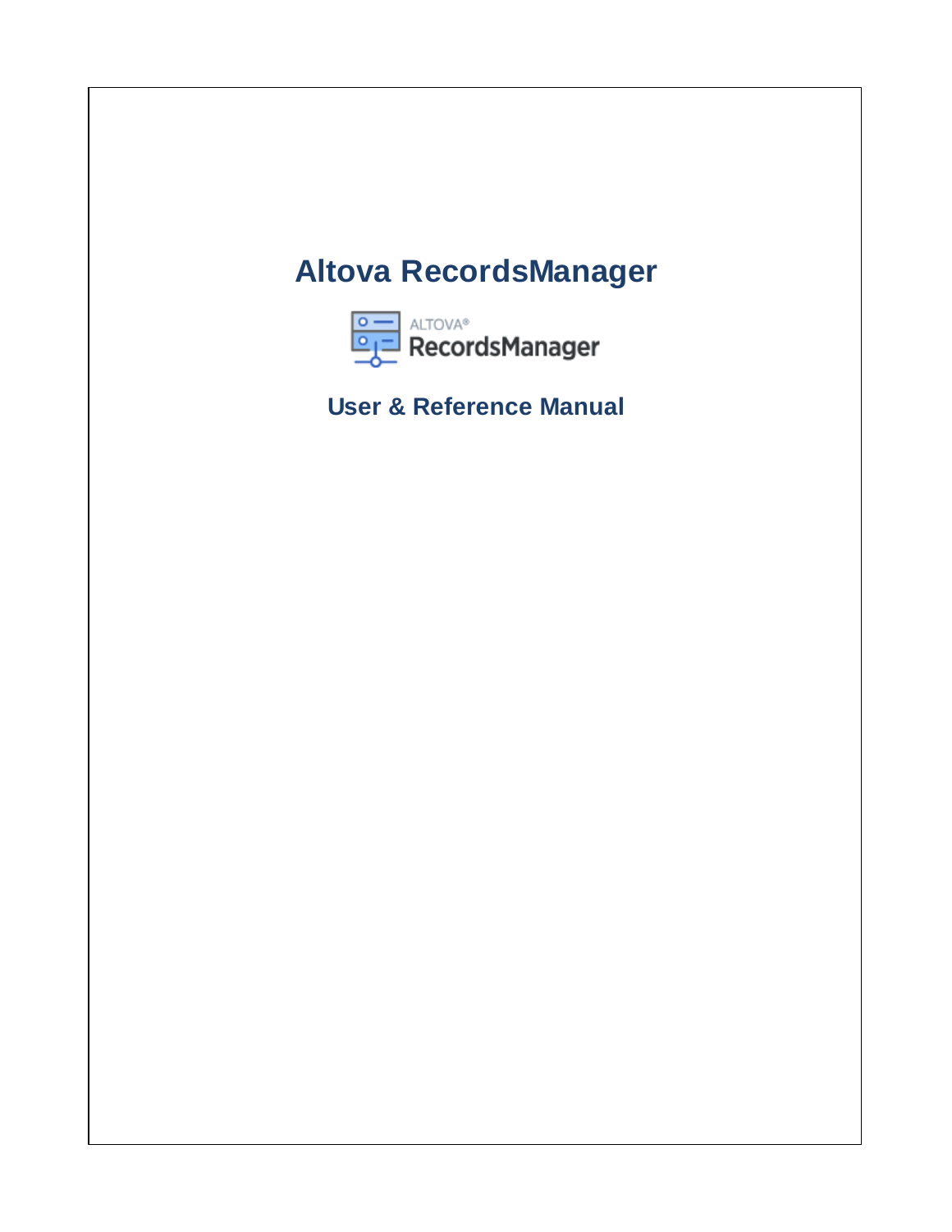# Altova RecordsManager

## User & Reference Manual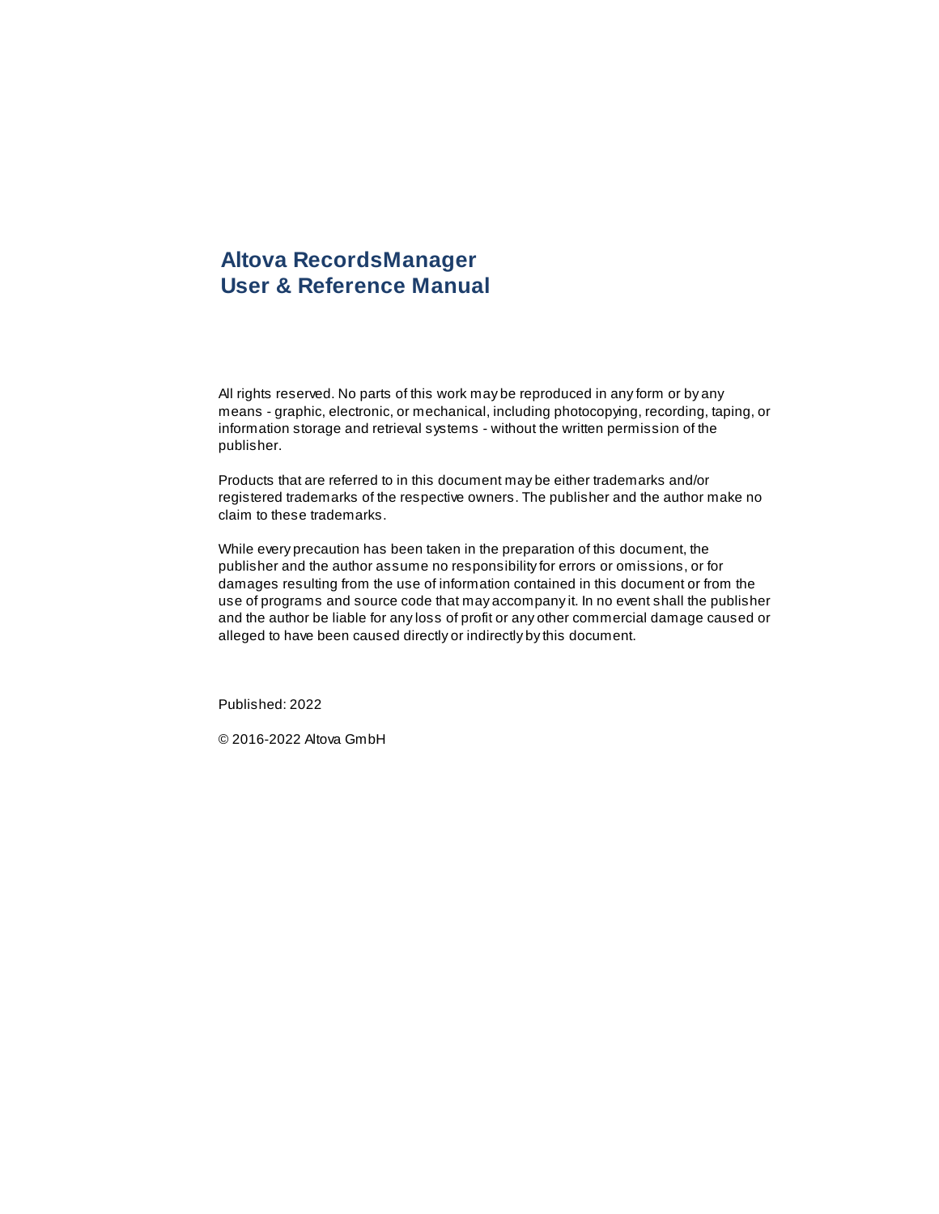# Altova RecordsManager
# User & Reference Manual

All rights reserved. No parts of this work may be reproduced in any form or by any means - graphic, electronic, or mechanical, including photocopying, recording, taping, or information storage and retrieval systems - without the written permission of the publisher.

Products that are referred to in this document may be either trademarks and/or registered trademarks of the respective owners. The publisher and the author make no claim to these trademarks.

While every precaution has been taken in the preparation of this document, the publisher and the author assume no responsibility for errors or omissions, or for damages resulting from the use of information contained in this document or from the use of programs and source code that may accompany it. In no event shall the publisher and the author be liable for any loss of profit or any other commercial damage caused or alleged to have been caused directly or indirectly by this document.

Published: 2022

© 2016-2022 Altova GmbH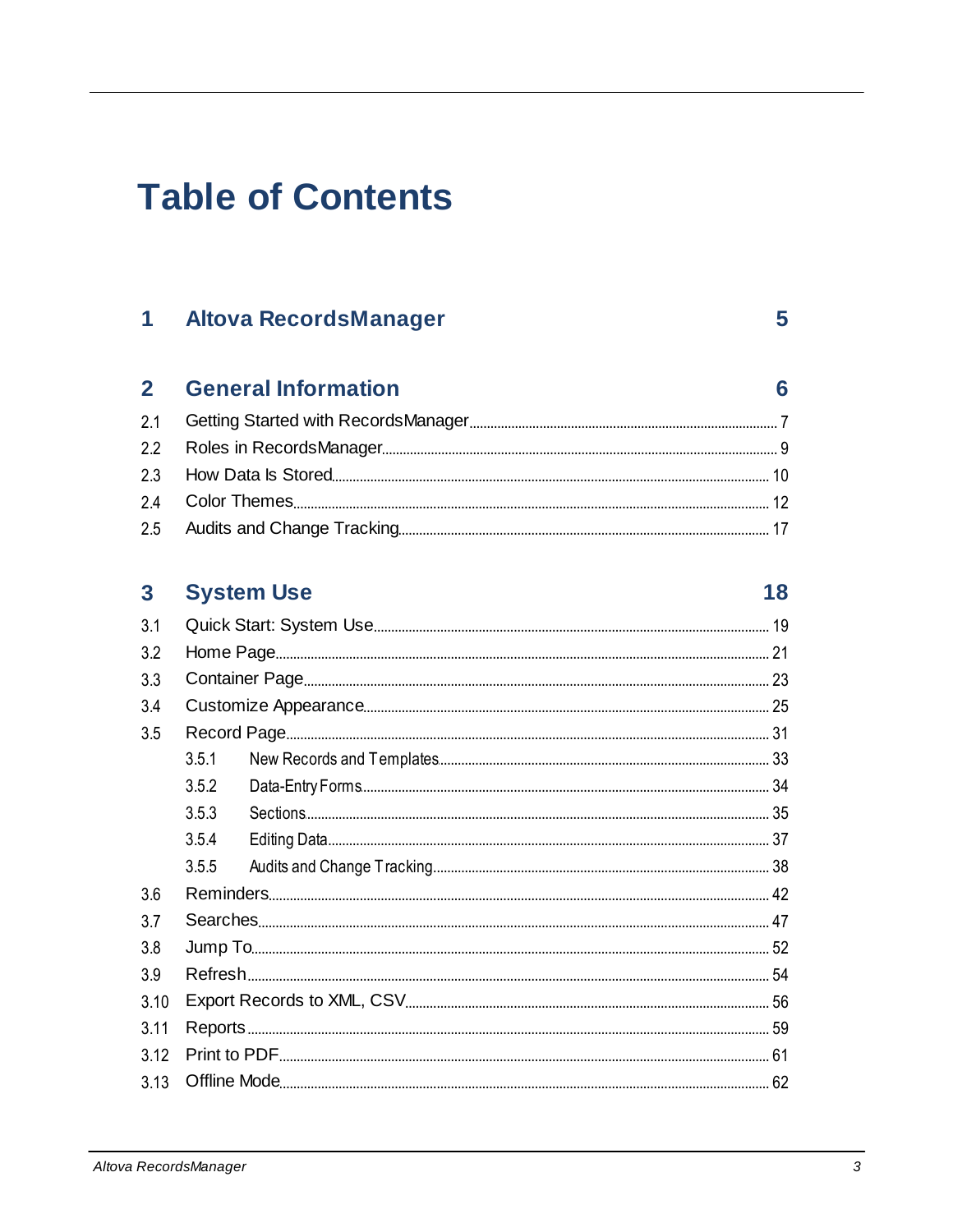# Table of Contents

**1 Altova RecordsManager** 5

**2 General Information** 6

2.1 Getting Started with RecordsManager 7

2.2 Roles in RecordsManager 9

2.3 How Data Is Stored 10

2.4 Color Themes 12

2.5 Audits and Change Tracking 17

**3 System Use** 18

3.1 Quick Start: System Use 19

3.2 Home Page 21

3.3 Container Page 23

3.4 Customize Appearance 25

3.5 Record Page 31

- 3.5.1 New Records and Templates 33
- 3.5.2 Data-Entry Forms 34
- 3.5.3 Sections 35
- 3.5.4 Editing Data 37
- 3.5.5 Audits and Change Tracking 38

3.6 Reminders 42

3.7 Searches 47

3.8 Jump To 52

3.9 Refresh 54

3.10 Export Records to XML, CSV 56

3.11 Reports 59

3.12 Print to PDF 61

3.13 Offline Mode 62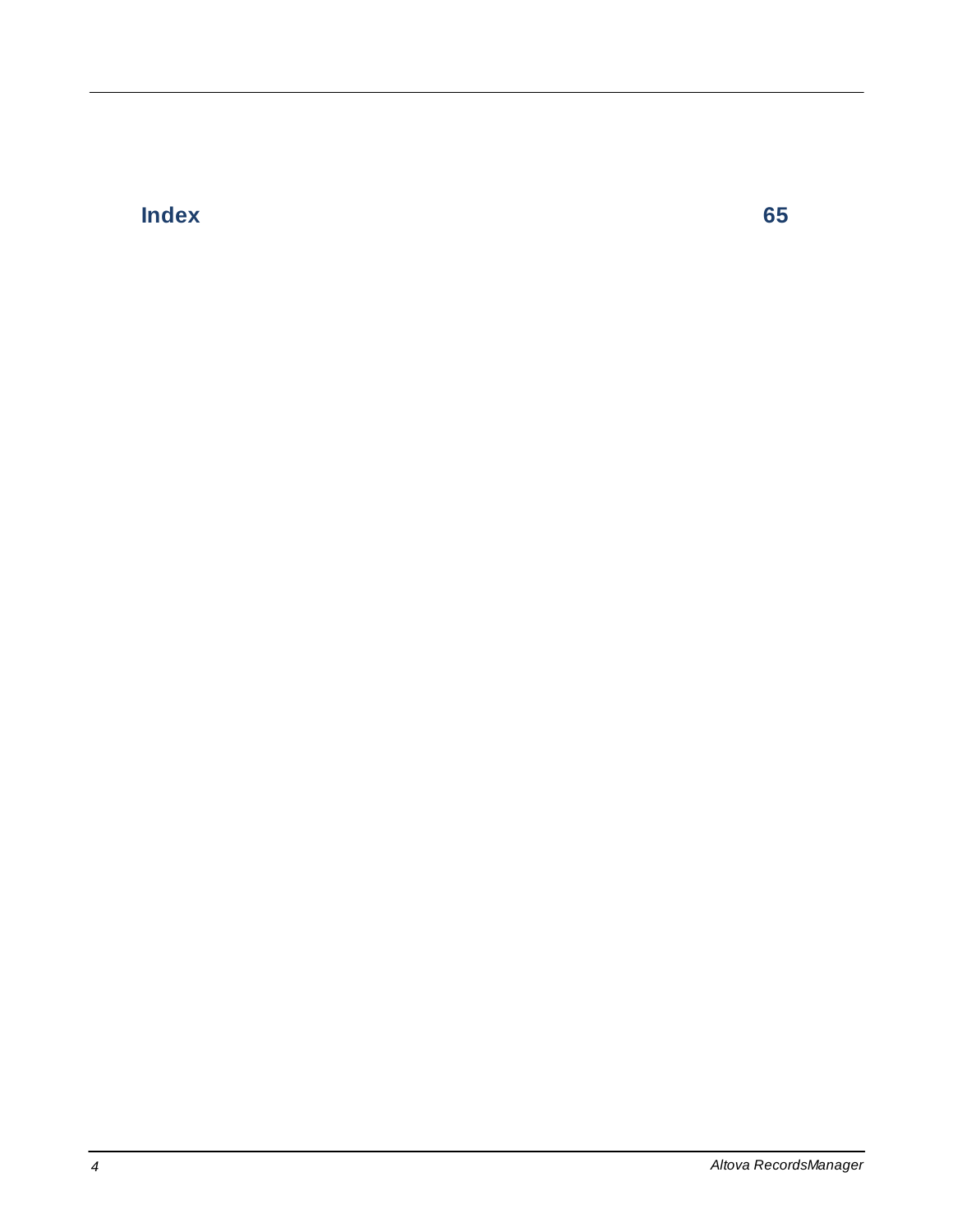**Index** 65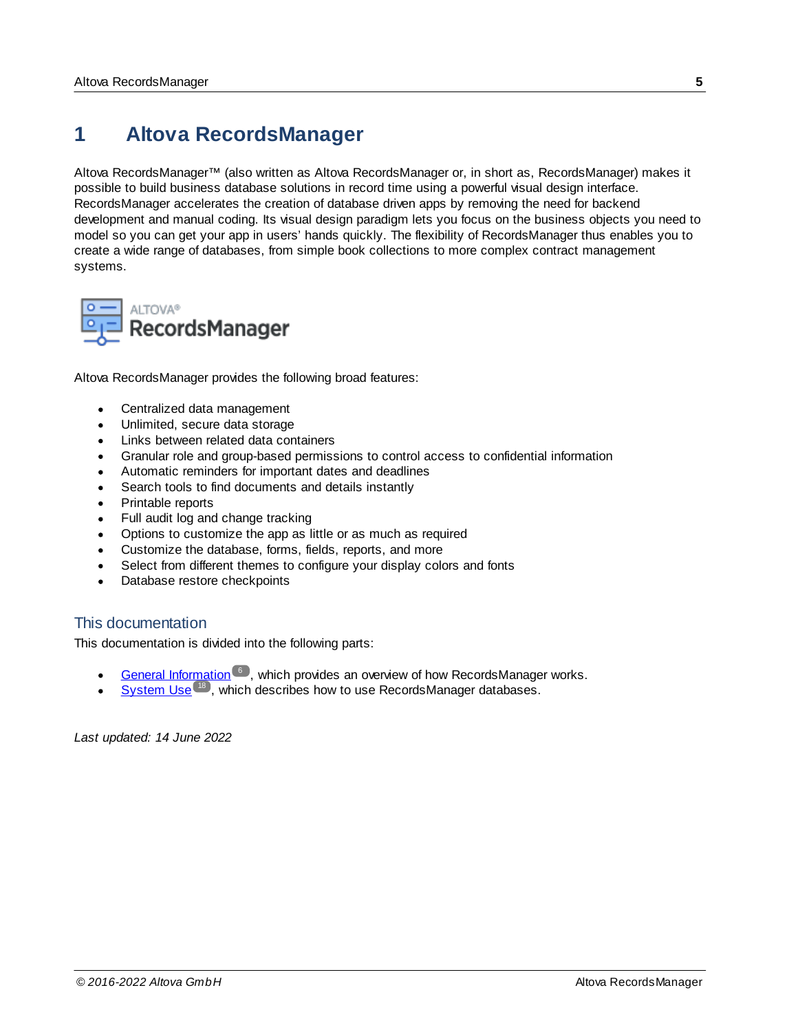# 1 Altova RecordsManager

Altova RecordsManager™ (also written as Altova RecordsManager or, in short as, RecordsManager) makes it possible to build business database solutions in record time using a powerful visual design interface. RecordsManager accelerates the creation of database driven apps by removing the need for backend development and manual coding. Its visual design paradigm lets you focus on the business objects you need to model so you can get your app in users' hands quickly. The flexibility of RecordsManager thus enables you to create a wide range of databases, from simple book collections to more complex contract management systems.

Altova RecordsManager provides the following broad features:

- Centralized data management
- Unlimited, secure data storage
- Links between related data containers
- Granular role and group-based permissions to control access to confidential information
- Automatic reminders for important dates and deadlines
- Search tools to find documents and details instantly
- Printable reports
- Full audit log and change tracking
- Options to customize the app as little or as much as required
- Customize the database, forms, fields, reports, and more
- Select from different themes to configure your display colors and fonts
- Database restore checkpoints

## This documentation

This documentation is divided into the following parts:

- General Information (6), which provides an overview of how RecordsManager works.
- System Use (18), which describes how to use RecordsManager databases.

*Last updated: 14 June 2022*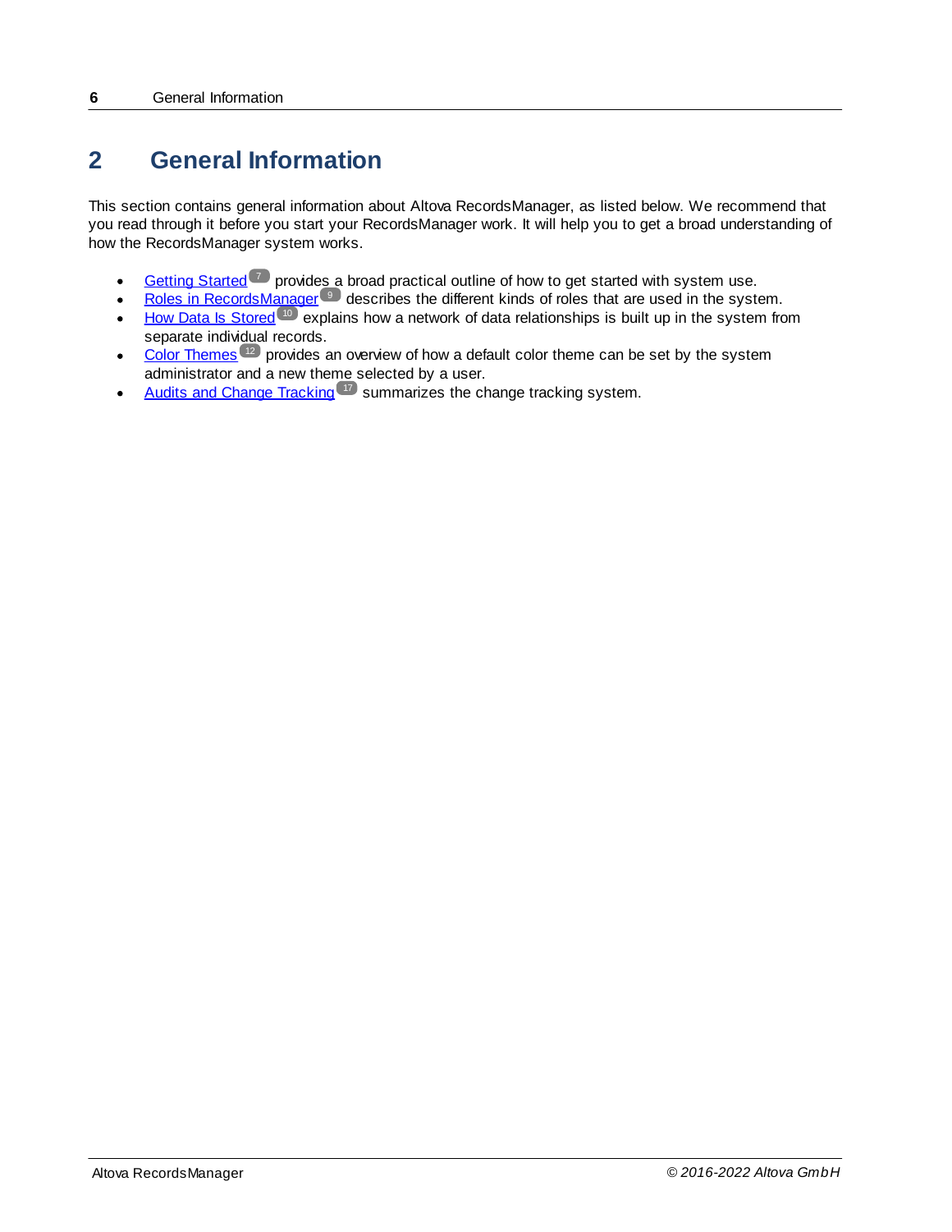# 2 General Information

This section contains general information about Altova RecordsManager, as listed below. We recommend that you read through it before you start your RecordsManager work. It will help you to get a broad understanding of how the RecordsManager system works.

- Getting Started [7] provides a broad practical outline of how to get started with system use.
- Roles in RecordsManager [9] describes the different kinds of roles that are used in the system.
- How Data Is Stored [10] explains how a network of data relationships is built up in the system from separate individual records.
- Color Themes [12] provides an overview of how a default color theme can be set by the system administrator and a new theme selected by a user.
- Audits and Change Tracking [17] summarizes the change tracking system.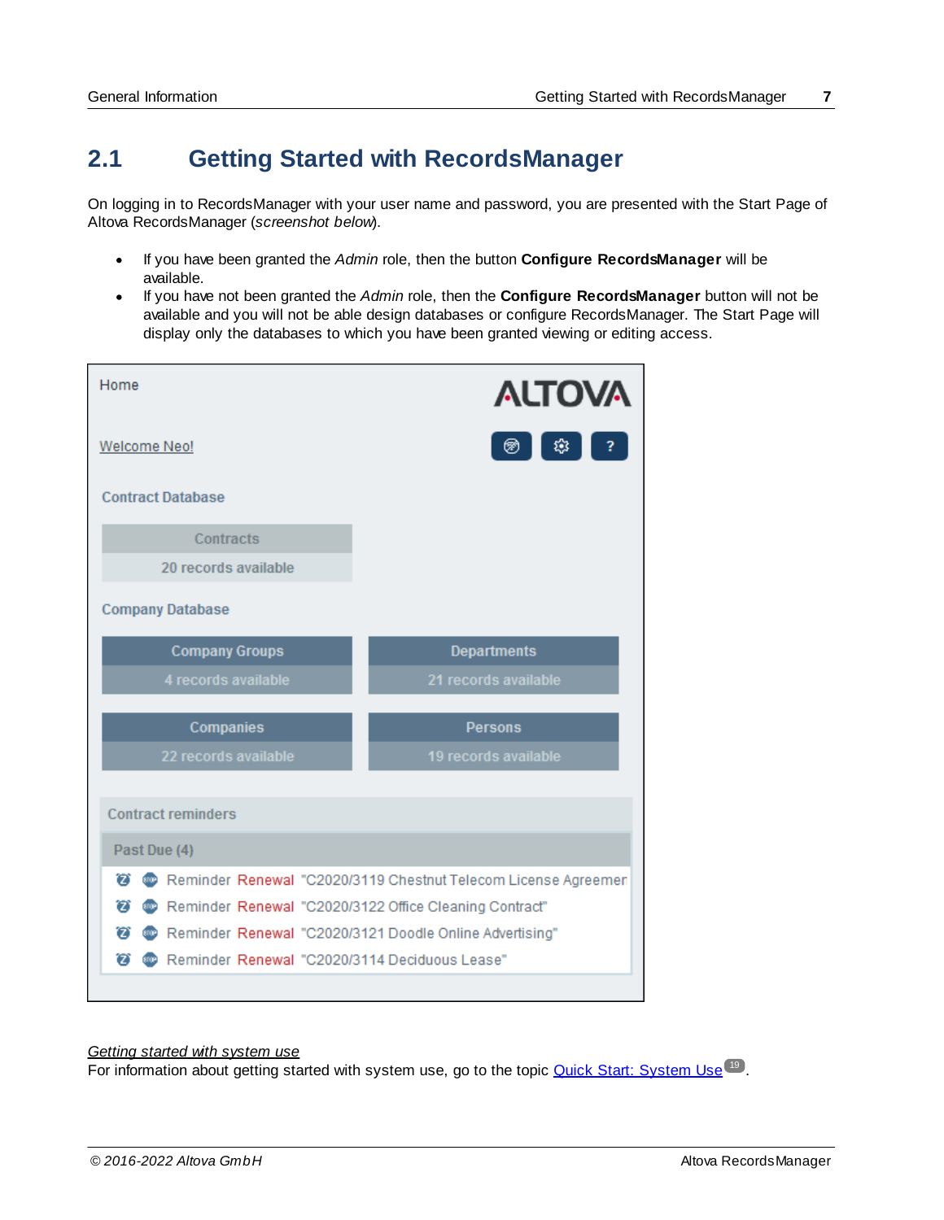## 2.1 Getting Started with RecordsManager

On logging in to RecordsManager with your user name and password, you are presented with the Start Page of Altova RecordsManager (*screenshot below*).

- If you have been granted the *Admin* role, then the button **Configure RecordsManager** will be available.
- If you have not been granted the *Admin* role, then the **Configure RecordsManager** button will not be available and you will not be able design databases or configure RecordsManager. The Start Page will display only the databases to which you have been granted viewing or editing access.

*Getting started with system use*
For information about getting started with system use, go to the topic Quick Start: System Use [19].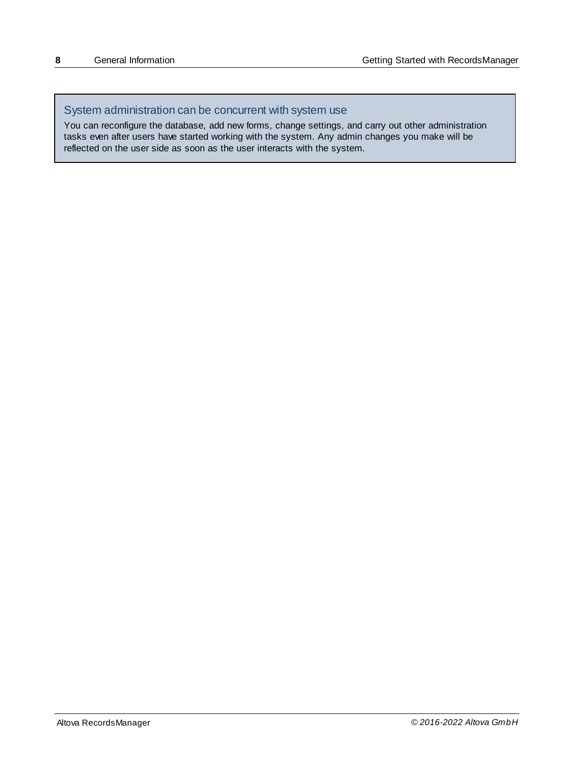### System administration can be concurrent with system use

You can reconfigure the database, add new forms, change settings, and carry out other administration tasks even after users have started working with the system. Any admin changes you make will be reflected on the user side as soon as the user interacts with the system.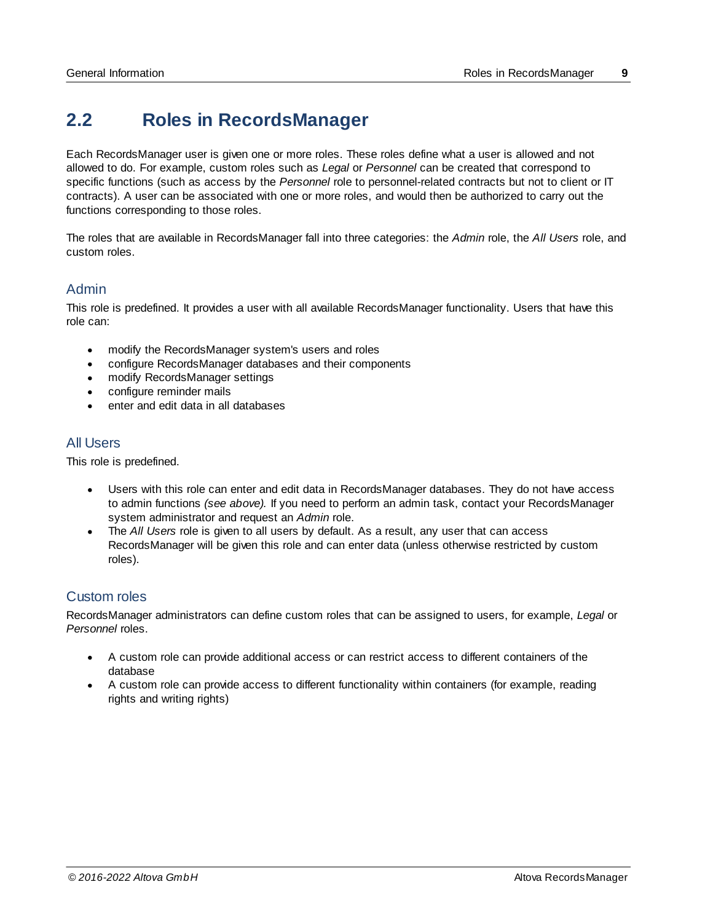## 2.2 Roles in RecordsManager

Each RecordsManager user is given one or more roles. These roles define what a user is allowed and not allowed to do. For example, custom roles such as *Legal* or *Personnel* can be created that correspond to specific functions (such as access by the *Personnel* role to personnel-related contracts but not to client or IT contracts). A user can be associated with one or more roles, and would then be authorized to carry out the functions corresponding to those roles.

The roles that are available in RecordsManager fall into three categories: the *Admin* role, the *All Users* role, and custom roles.

### Admin

This role is predefined. It provides a user with all available RecordsManager functionality. Users that have this role can:

- modify the RecordsManager system's users and roles
- configure RecordsManager databases and their components
- modify RecordsManager settings
- configure reminder mails
- enter and edit data in all databases

### All Users

This role is predefined.

- Users with this role can enter and edit data in RecordsManager databases. They do not have access to admin functions *(see above).* If you need to perform an admin task, contact your RecordsManager system administrator and request an *Admin* role.
- The *All Users* role is given to all users by default. As a result, any user that can access RecordsManager will be given this role and can enter data (unless otherwise restricted by custom roles).

### Custom roles

RecordsManager administrators can define custom roles that can be assigned to users, for example, *Legal* or *Personnel* roles.

- A custom role can provide additional access or can restrict access to different containers of the database
- A custom role can provide access to different functionality within containers (for example, reading rights and writing rights)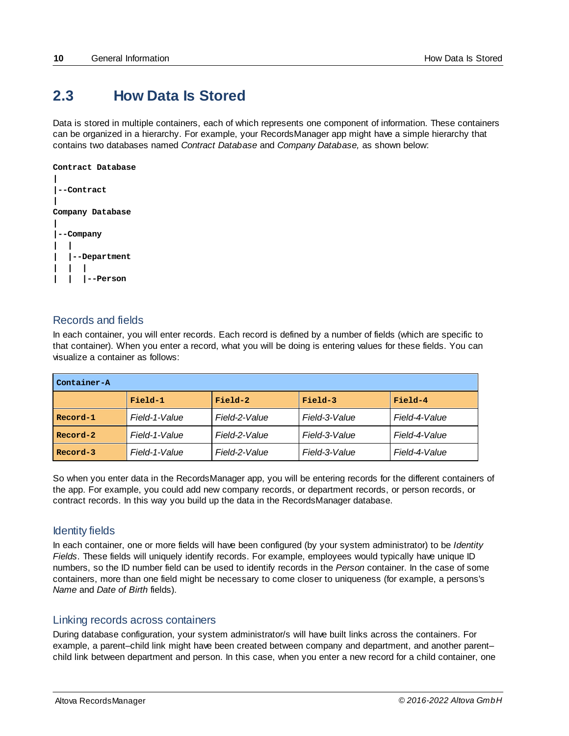## 2.3 How Data Is Stored

Data is stored in multiple containers, each of which represents one component of information. These containers can be organized in a hierarchy. For example, your RecordsManager app might have a simple hierarchy that contains two databases named *Contract Database* and *Company Database,* as shown below:

```
Contract Database
|
|--Contract
|
Company Database
|
|--Company
|  |
|  |--Department
|  |  |
|  |  |--Person
```

### Records and fields

In each container, you will enter records. Each record is defined by a number of fields (which are specific to that container). When you enter a record, what you will be doing is entering values for these fields. You can visualize a container as follows:

| **Container-A** | | | | |
|---|---|---|---|---|
| | **Field-1** | **Field-2** | **Field-3** | **Field-4** |
| **Record-1** | *Field-1-Value* | *Field-2-Value* | *Field-3-Value* | *Field-4-Value* |
| **Record-2** | *Field-1-Value* | *Field-2-Value* | *Field-3-Value* | *Field-4-Value* |
| **Record-3** | *Field-1-Value* | *Field-2-Value* | *Field-3-Value* | *Field-4-Value* |

So when you enter data in the RecordsManager app, you will be entering records for the different containers of the app. For example, you could add new company records, or department records, or person records, or contract records. In this way you build up the data in the RecordsManager database.

### Identity fields

In each container, one or more fields will have been configured (by your system administrator) to be *Identity Fields*. These fields will uniquely identify records. For example, employees would typically have unique ID numbers, so the ID number field can be used to identify records in the *Person* container. In the case of some containers, more than one field might be necessary to come closer to uniqueness (for example, a persons's *Name* and *Date of Birth* fields).

### Linking records across containers

During database configuration, your system administrator/s will have built links across the containers. For example, a parent–child link might have been created between company and department, and another parent–child link between department and person. In this case, when you enter a new record for a child container, one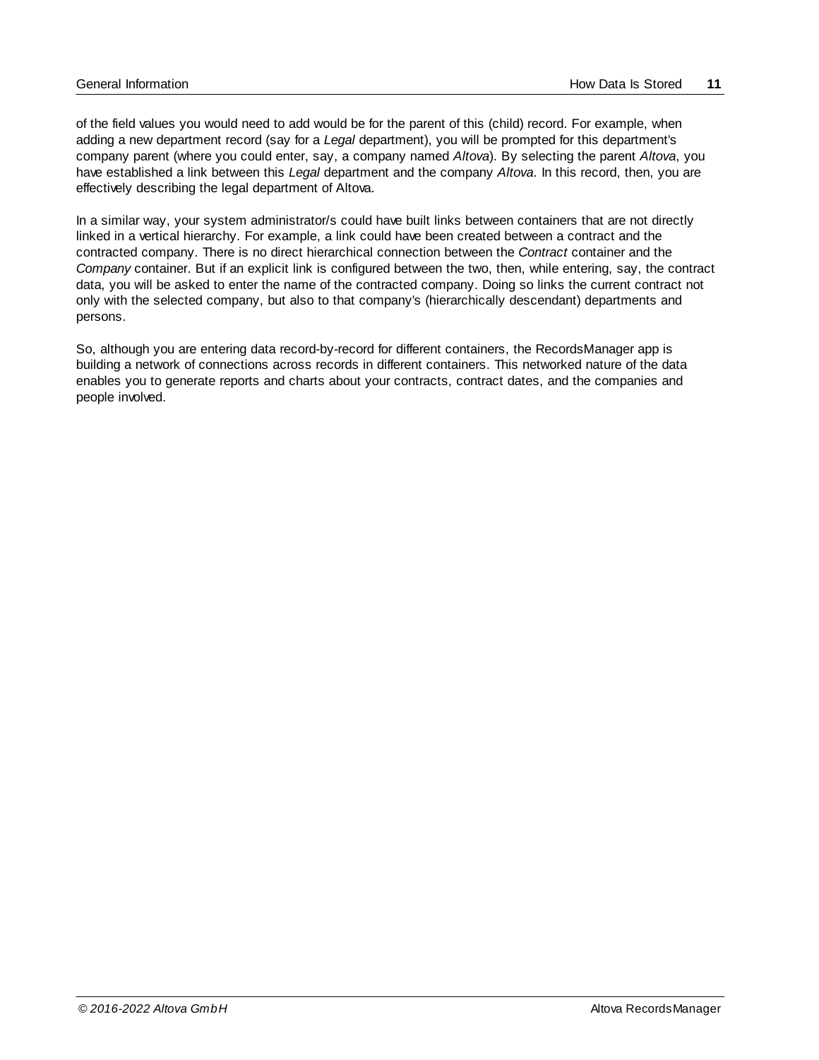of the field values you would need to add would be for the parent of this (child) record. For example, when adding a new department record (say for a *Legal* department), you will be prompted for this department's company parent (where you could enter, say, a company named *Altova*). By selecting the parent *Altova*, you have established a link between this *Legal* department and the company *Altova*. In this record, then, you are effectively describing the legal department of Altova.

In a similar way, your system administrator/s could have built links between containers that are not directly linked in a vertical hierarchy. For example, a link could have been created between a contract and the contracted company. There is no direct hierarchical connection between the *Contract* container and the *Company* container. But if an explicit link is configured between the two, then, while entering, say, the contract data, you will be asked to enter the name of the contracted company. Doing so links the current contract not only with the selected company, but also to that company's (hierarchically descendant) departments and persons.

So, although you are entering data record-by-record for different containers, the RecordsManager app is building a network of connections across records in different containers. This networked nature of the data enables you to generate reports and charts about your contracts, contract dates, and the companies and people involved.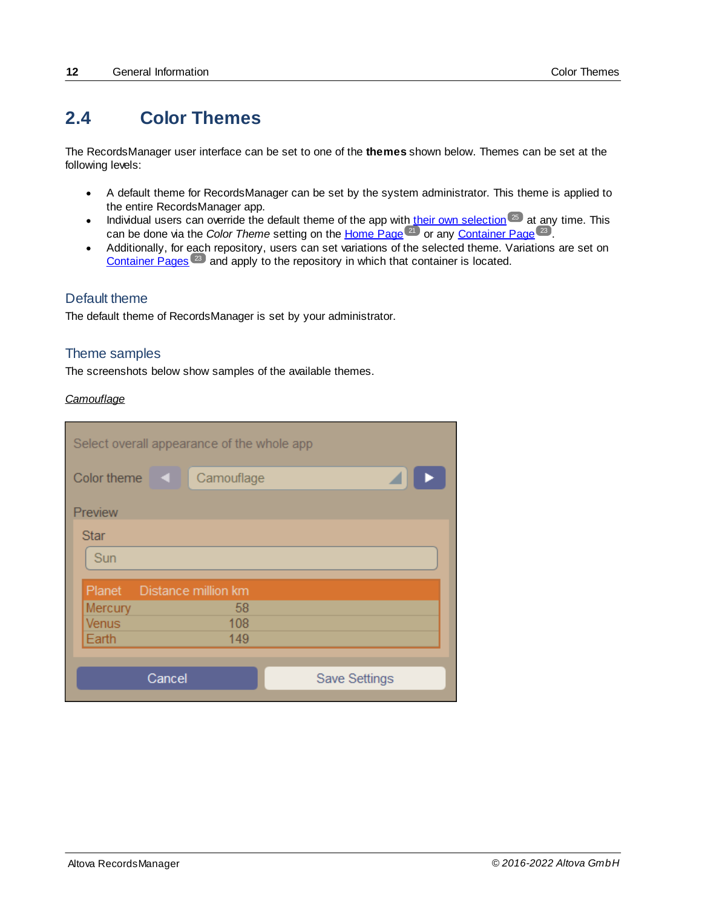## 2.4 Color Themes

The RecordsManager user interface can be set to one of the **themes** shown below. Themes can be set at the following levels:

- A default theme for RecordsManager can be set by the system administrator. This theme is applied to the entire RecordsManager app.
- Individual users can override the default theme of the app with their own selection [25] at any time. This can be done via the *Color Theme* setting on the Home Page [21] or any Container Page [23].
- Additionally, for each repository, users can set variations of the selected theme. Variations are set on Container Pages [23] and apply to the repository in which that container is located.

### Default theme

The default theme of RecordsManager is set by your administrator.

### Theme samples

The screenshots below show samples of the available themes.

*Camouflage*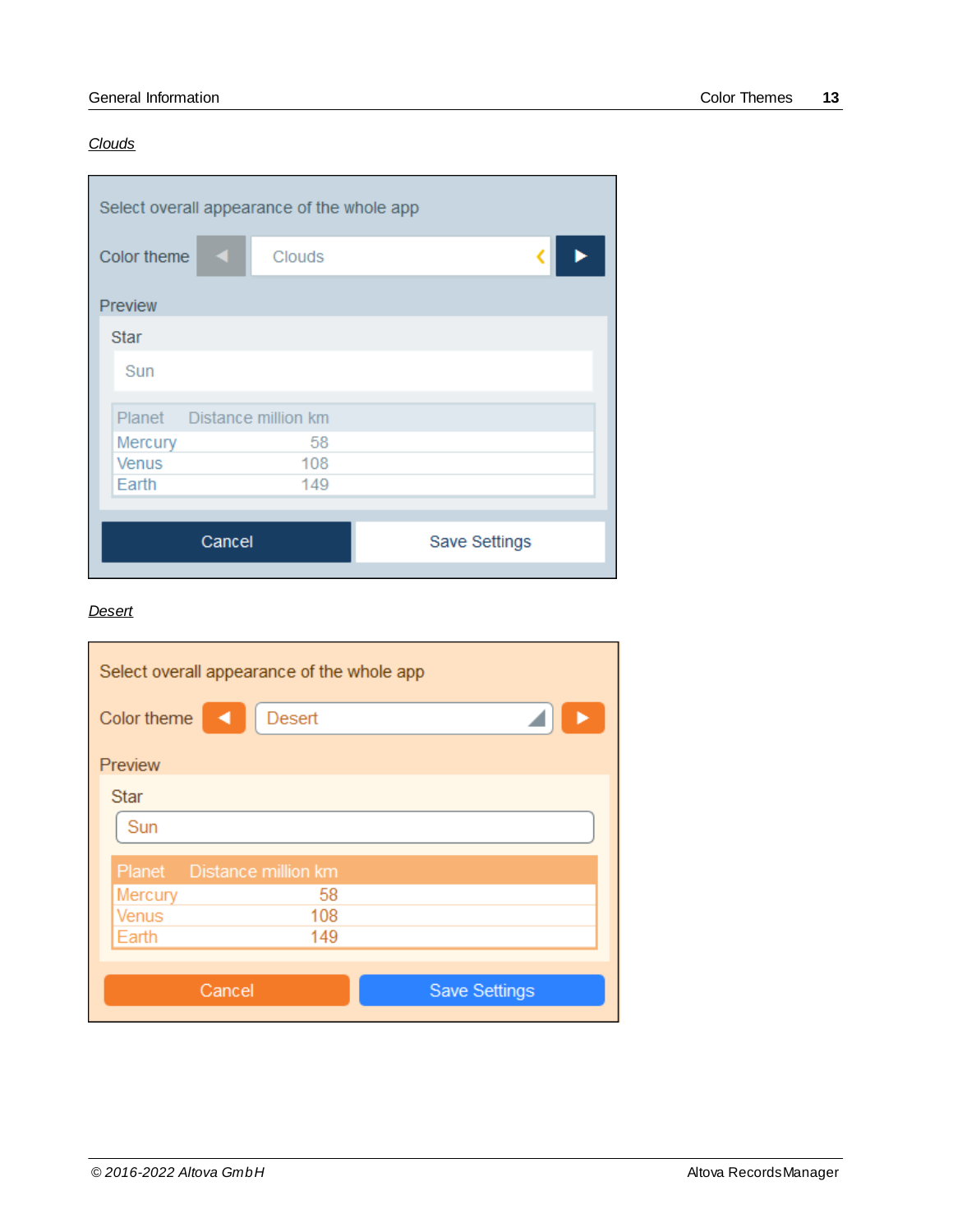*Clouds*

Select overall appearance of the whole app

Color theme Clouds

Preview

Star

Sun

| Planet | Distance million km |
| --- | --- |
| Mercury | 58 |
| Venus | 108 |
| Earth | 149 |

Cancel Save Settings

*Desert*

Select overall appearance of the whole app

Color theme Desert

Preview

Star

Sun

| Planet | Distance million km |
| --- | --- |
| Mercury | 58 |
| Venus | 108 |
| Earth | 149 |

Cancel Save Settings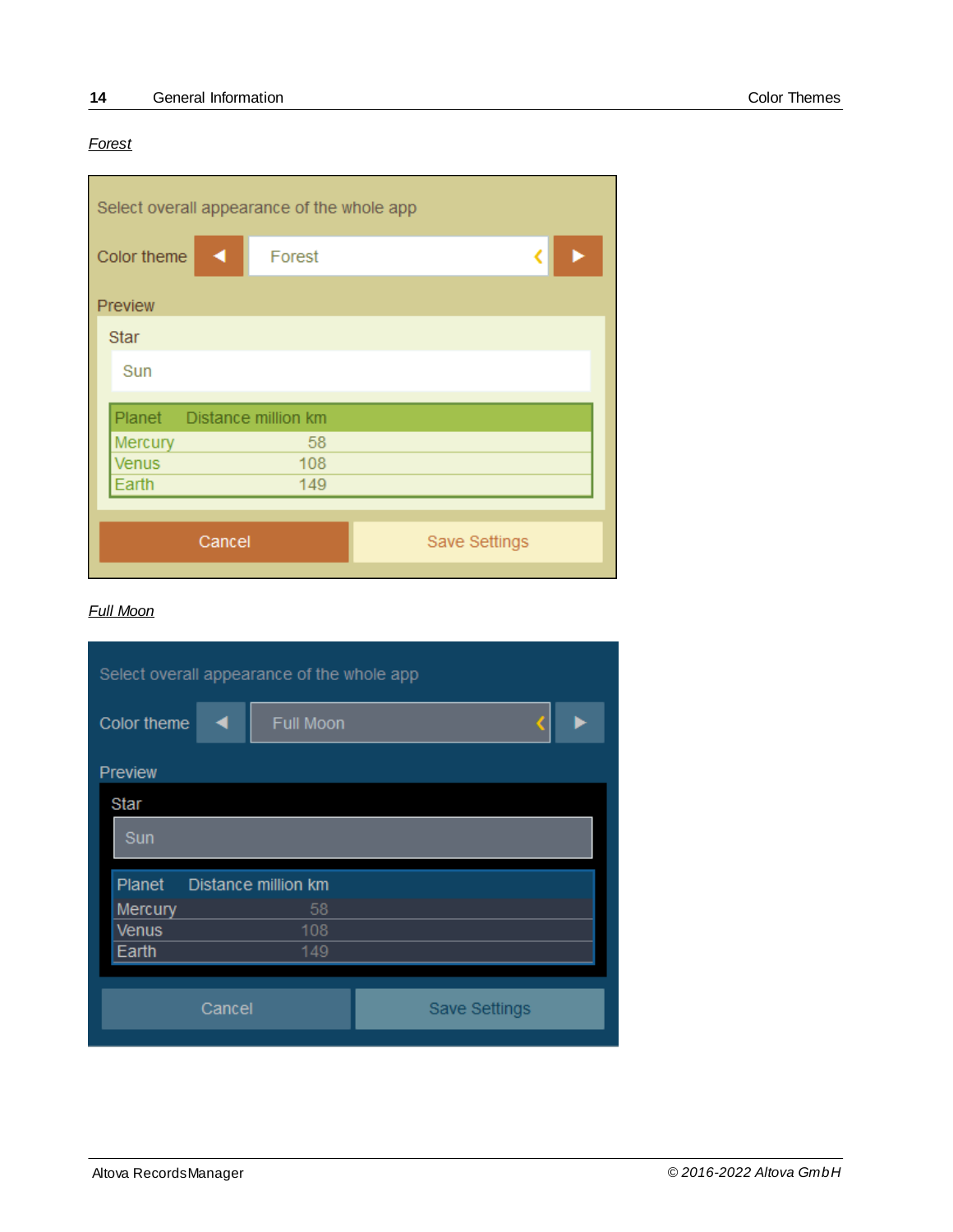*Forest*

Select overall appearance of the whole app

Color theme ◄ Forest ►

Preview

Star

Sun

| Planet | Distance million km |
| --- | --- |
| Mercury | 58 |
| Venus | 108 |
| Earth | 149 |

Cancel Save Settings

*Full Moon*

Select overall appearance of the whole app

Color theme ◄ Full Moon ►

Preview

Star

Sun

| Planet | Distance million km |
| --- | --- |
| Mercury | 58 |
| Venus | 108 |
| Earth | 149 |

Cancel Save Settings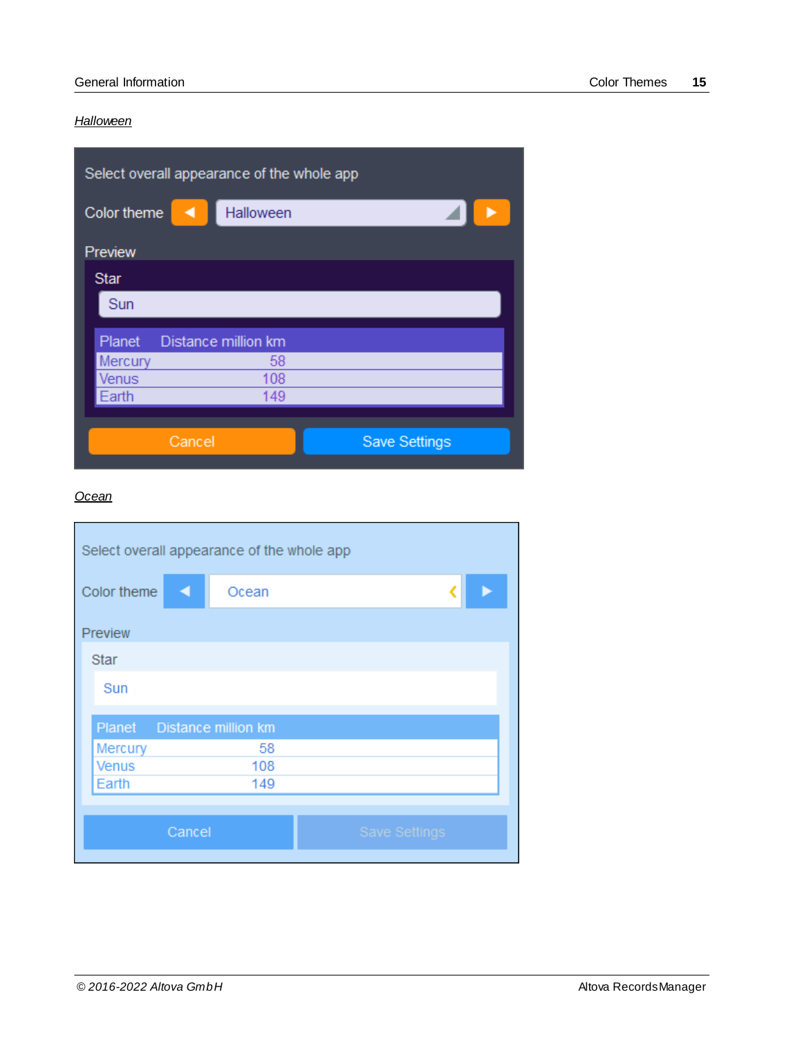*Halloween*

Select overall appearance of the whole app

Color theme Halloween

Preview

Star

Sun

| Planet | Distance million km |
| --- | --- |
| Mercury | 58 |
| Venus | 108 |
| Earth | 149 |

Cancel Save Settings

*Ocean*

Select overall appearance of the whole app

Color theme Ocean

Preview

Star

Sun

| Planet | Distance million km |
| --- | --- |
| Mercury | 58 |
| Venus | 108 |
| Earth | 149 |

Cancel Save Settings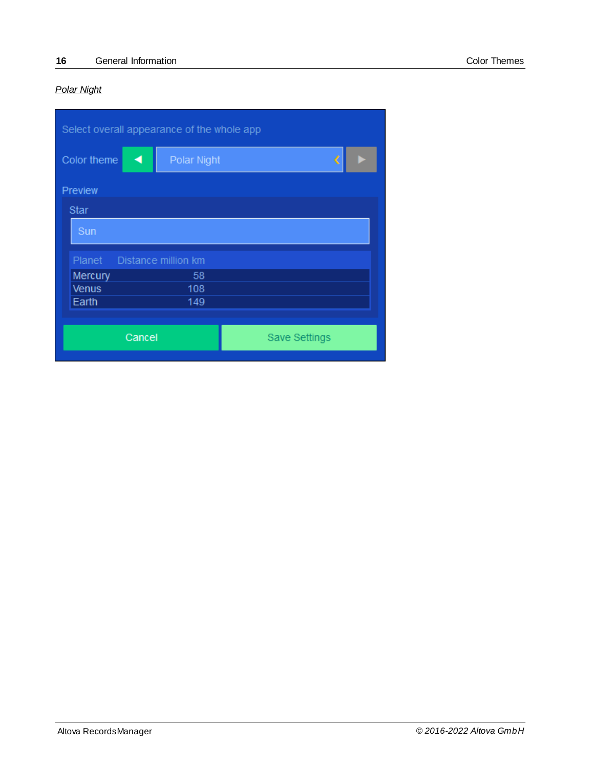*Polar Night*

Select overall appearance of the whole app

Color theme ◀ Polar Night ▶

Preview

Star

Sun

| Planet | Distance million km |
|---|---|
| Mercury | 58 |
| Venus | 108 |
| Earth | 149 |

Cancel | Save Settings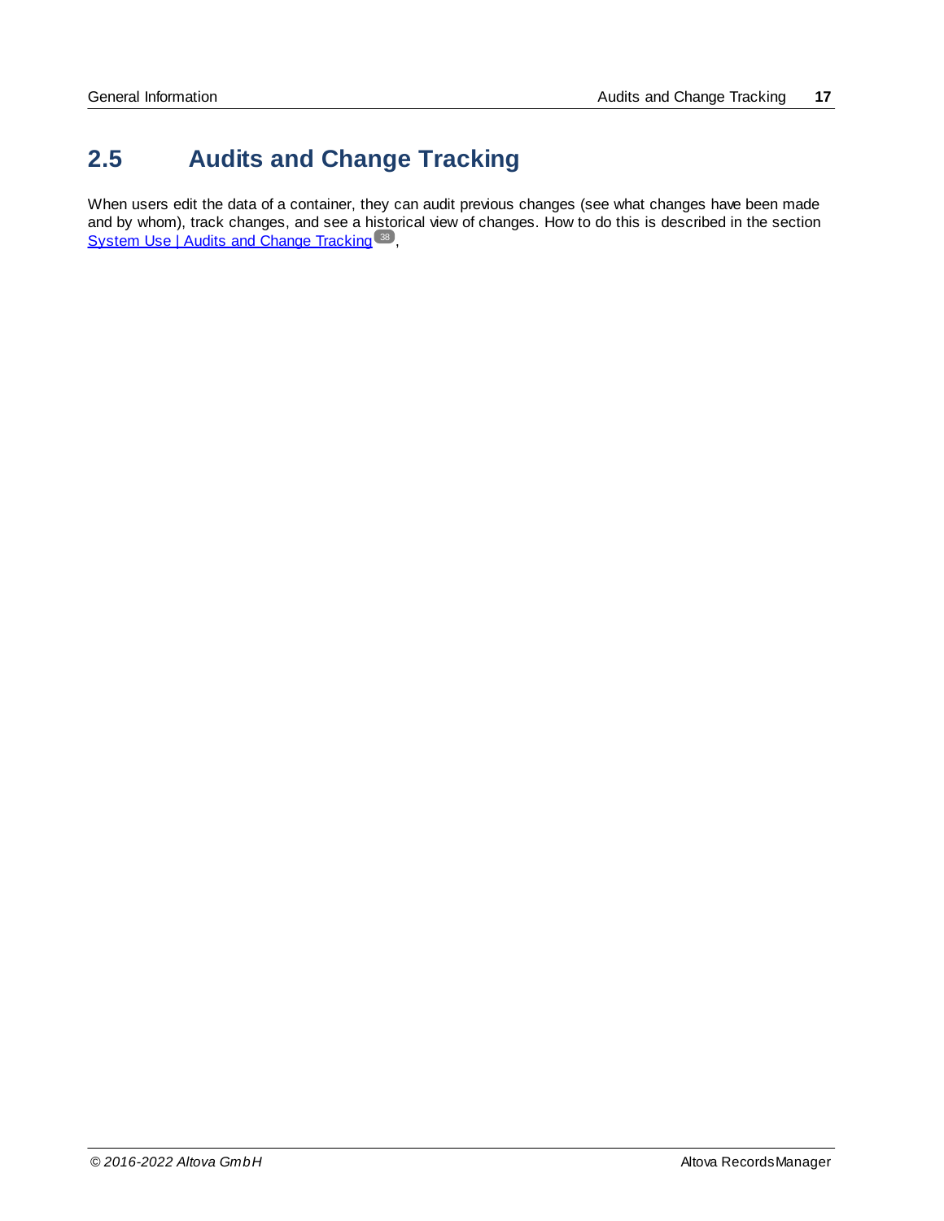## 2.5 Audits and Change Tracking

When users edit the data of a container, they can audit previous changes (see what changes have been made and by whom), track changes, and see a historical view of changes. How to do this is described in the section System Use | Audits and Change Tracking [38],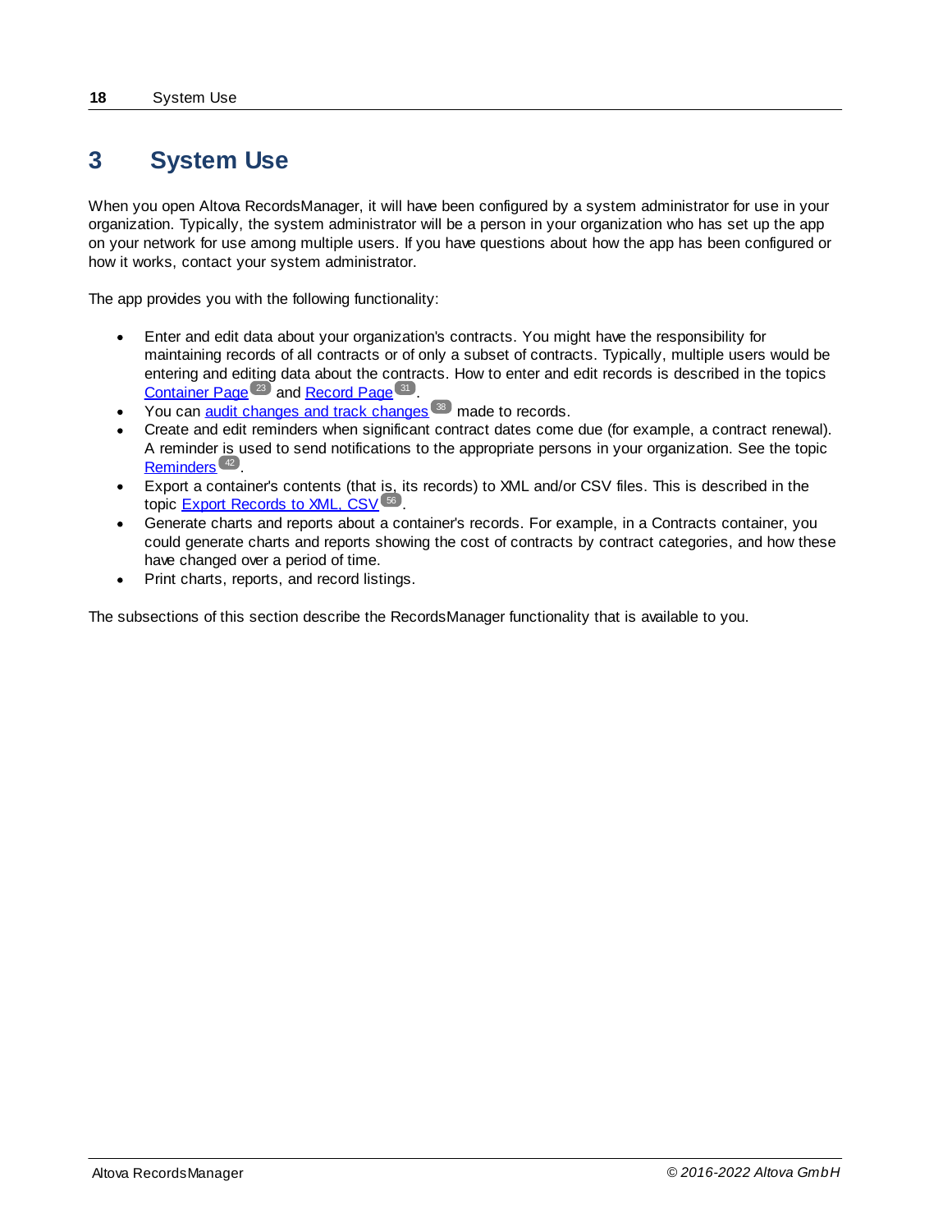# 3 System Use

When you open Altova RecordsManager, it will have been configured by a system administrator for use in your organization. Typically, the system administrator will be a person in your organization who has set up the app on your network for use among multiple users. If you have questions about how the app has been configured or how it works, contact your system administrator.

The app provides you with the following functionality:

- Enter and edit data about your organization's contracts. You might have the responsibility for maintaining records of all contracts or of only a subset of contracts. Typically, multiple users would be entering and editing data about the contracts. How to enter and edit records is described in the topics Container Page [23] and Record Page [31].
- You can audit changes and track changes [38] made to records.
- Create and edit reminders when significant contract dates come due (for example, a contract renewal). A reminder is used to send notifications to the appropriate persons in your organization. See the topic Reminders [42].
- Export a container's contents (that is, its records) to XML and/or CSV files. This is described in the topic Export Records to XML, CSV [56].
- Generate charts and reports about a container's records. For example, in a Contracts container, you could generate charts and reports showing the cost of contracts by contract categories, and how these have changed over a period of time.
- Print charts, reports, and record listings.

The subsections of this section describe the RecordsManager functionality that is available to you.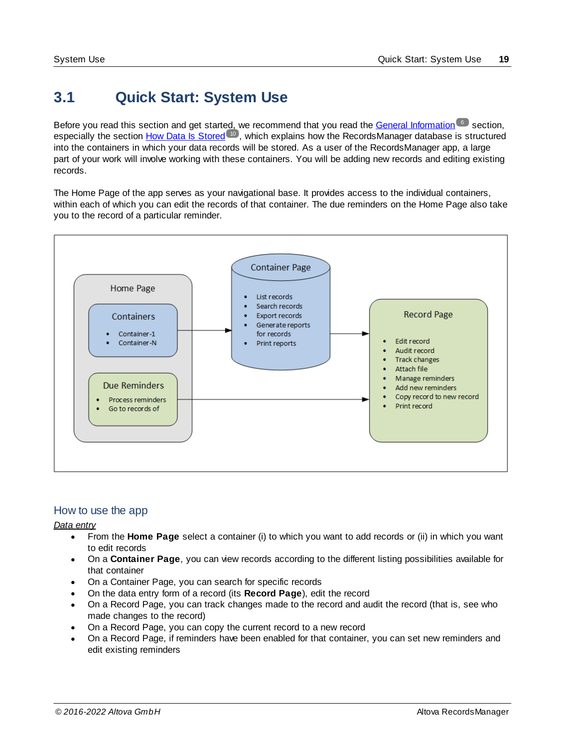# 3.1 Quick Start: System Use

Before you read this section and get started, we recommend that you read the General Information[6] section, especially the section How Data Is Stored[10], which explains how the RecordsManager database is structured into the containers in which your data records will be stored. As a user of the RecordsManager app, a large part of your work will involve working with these containers. You will be adding new records and editing existing records.

The Home Page of the app serves as your navigational base. It provides access to the individual containers, within each of which you can edit the records of that container. The due reminders on the Home Page also take you to the record of a particular reminder.

**Home Page**

- **Containers**
  - Container-1
  - Container-N
- **Due Reminders**
  - Process reminders
  - Go to records of

**Container Page**

- List records
- Search records
- Export records
- Generate reports for records
- Print reports

**Record Page**

- Edit record
- Audit record
- Track changes
- Attach file
- Manage reminders
- Add new reminders
- Copy record to new record
- Print record

## How to use the app

*Data entry*

- From the **Home Page** select a container (i) to which you want to add records or (ii) in which you want to edit records
- On a **Container Page**, you can view records according to the different listing possibilities available for that container
- On a Container Page, you can search for specific records
- On the data entry form of a record (its **Record Page**), edit the record
- On a Record Page, you can track changes made to the record and audit the record (that is, see who made changes to the record)
- On a Record Page, you can copy the current record to a new record
- On a Record Page, if reminders have been enabled for that container, you can set new reminders and edit existing reminders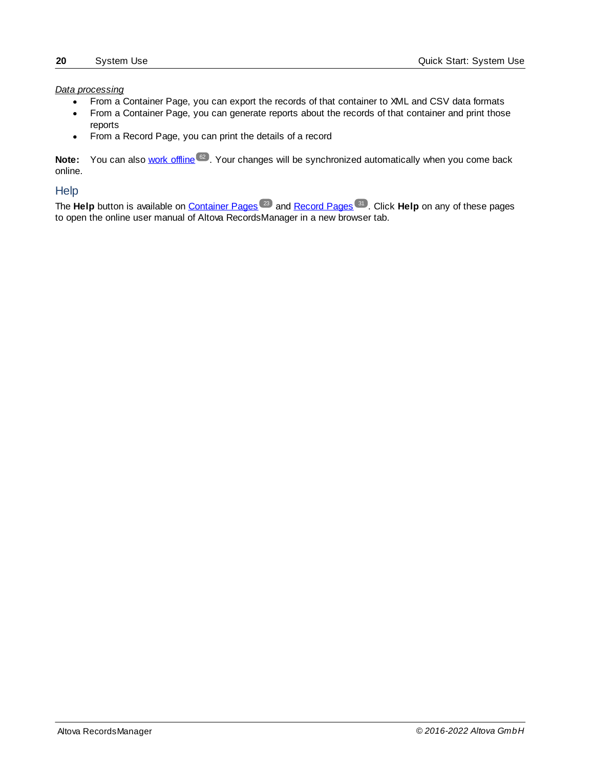*Data processing*

- From a Container Page, you can export the records of that container to XML and CSV data formats
- From a Container Page, you can generate reports about the records of that container and print those reports
- From a Record Page, you can print the details of a record

**Note:** You can also work offline [62]. Your changes will be synchronized automatically when you come back online.

## Help

The **Help** button is available on Container Pages [23] and Record Pages [31]. Click **Help** on any of these pages to open the online user manual of Altova RecordsManager in a new browser tab.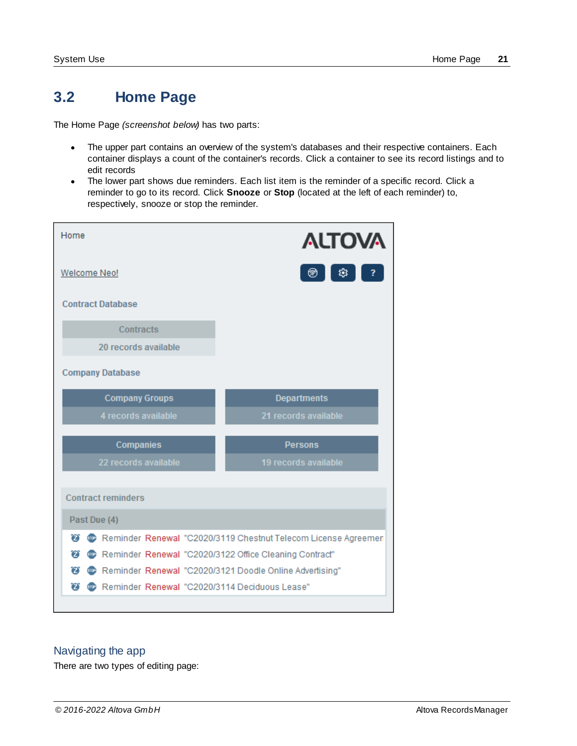## 3.2 Home Page

The Home Page *(screenshot below)* has two parts:

- The upper part contains an overview of the system's databases and their respective containers. Each container displays a count of the container's records. Click a container to see its record listings and to edit records
- The lower part shows due reminders. Each list item is the reminder of a specific record. Click a reminder to go to its record. Click **Snooze** or **Stop** (located at the left of each reminder) to, respectively, snooze or stop the reminder.

### Navigating the app

There are two types of editing page: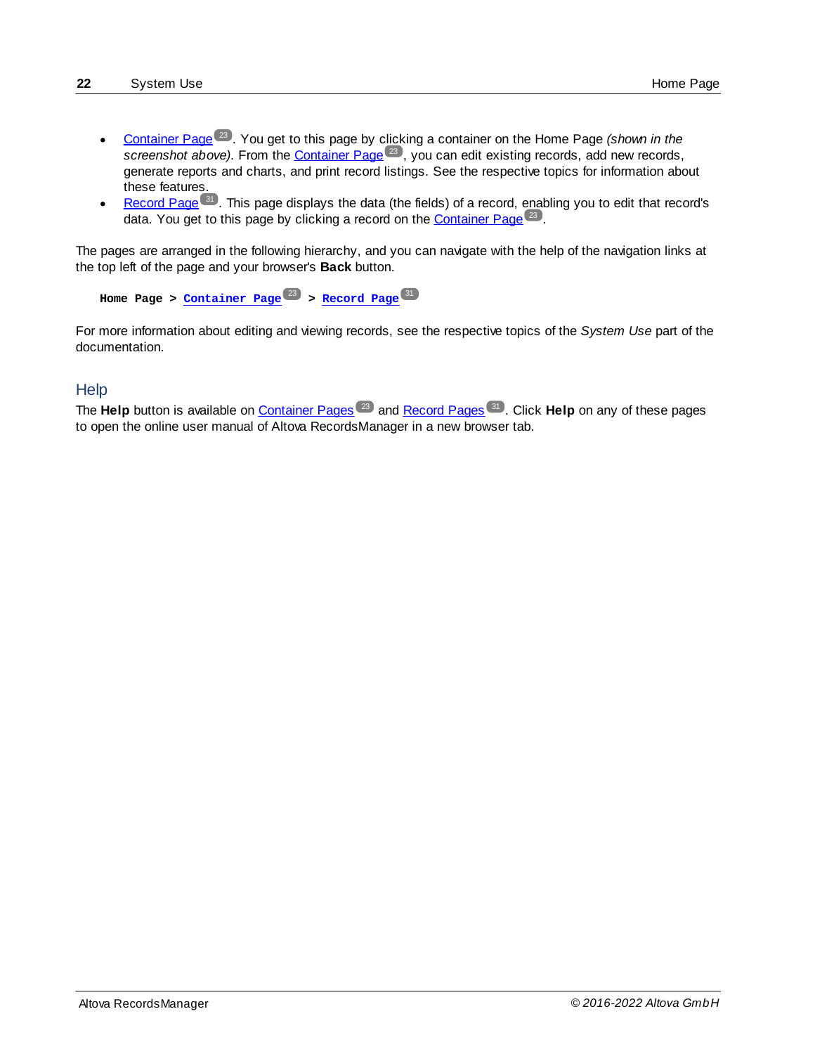- Container Page [23]. You get to this page by clicking a container on the Home Page *(shown in the screenshot above)*. From the Container Page [23], you can edit existing records, add new records, generate reports and charts, and print record listings. See the respective topics for information about these features.
- Record Page [31]. This page displays the data (the fields) of a record, enabling you to edit that record's data. You get to this page by clicking a record on the Container Page [23].

The pages are arranged in the following hierarchy, and you can navigate with the help of the navigation links at the top left of the page and your browser's **Back** button.

**Home Page > Container Page [23] > Record Page [31]**

For more information about editing and viewing records, see the respective topics of the *System Use* part of the documentation.

## Help

The **Help** button is available on Container Pages [23] and Record Pages [31]. Click **Help** on any of these pages to open the online user manual of Altova RecordsManager in a new browser tab.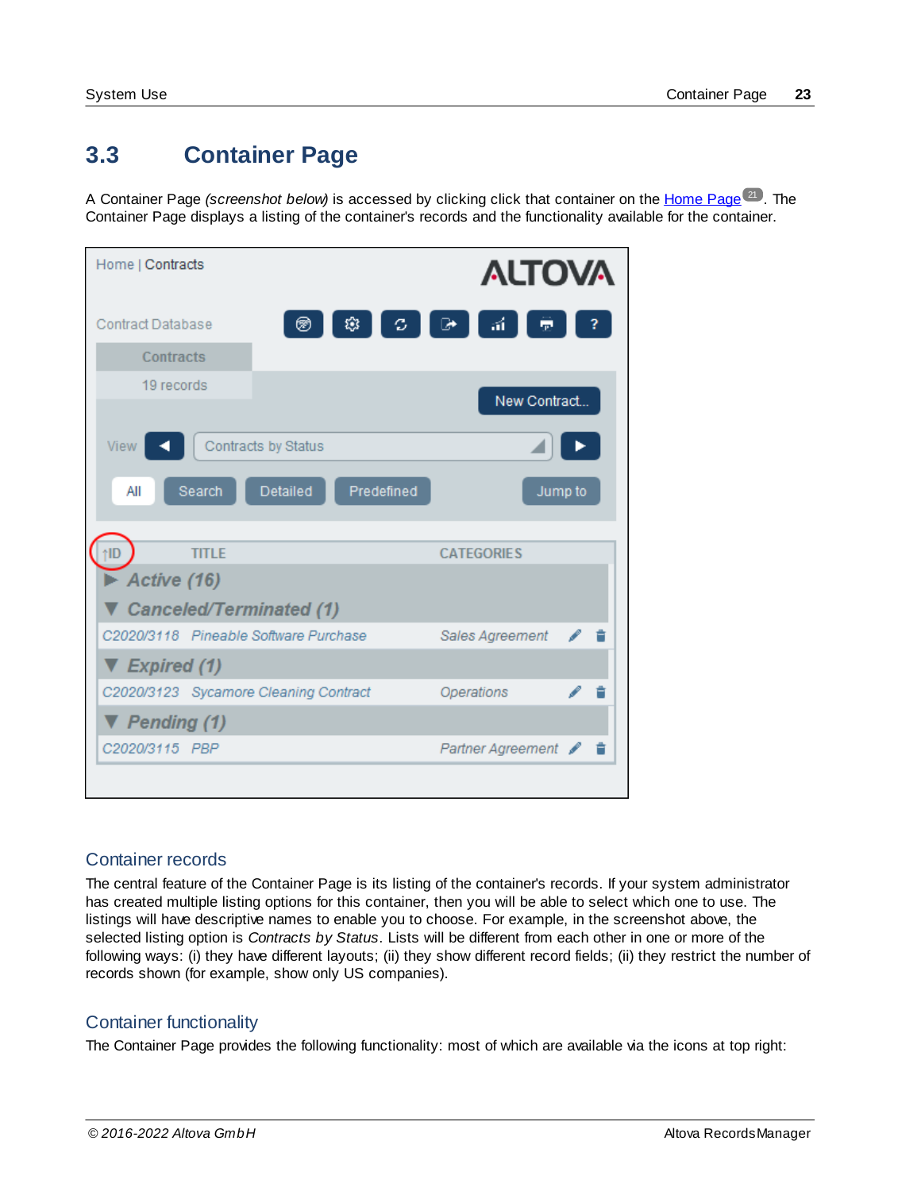## 3.3 Container Page

A Container Page *(screenshot below)* is accessed by clicking click that container on the Home Page[21]. The Container Page displays a listing of the container's records and the functionality available for the container.

### Container records

The central feature of the Container Page is its listing of the container's records. If your system administrator has created multiple listing options for this container, then you will be able to select which one to use. The listings will have descriptive names to enable you to choose. For example, in the screenshot above, the selected listing option is *Contracts by Status*. Lists will be different from each other in one or more of the following ways: (i) they have different layouts; (ii) they show different record fields; (ii) they restrict the number of records shown (for example, show only US companies).

### Container functionality

The Container Page provides the following functionality: most of which are available via the icons at top right: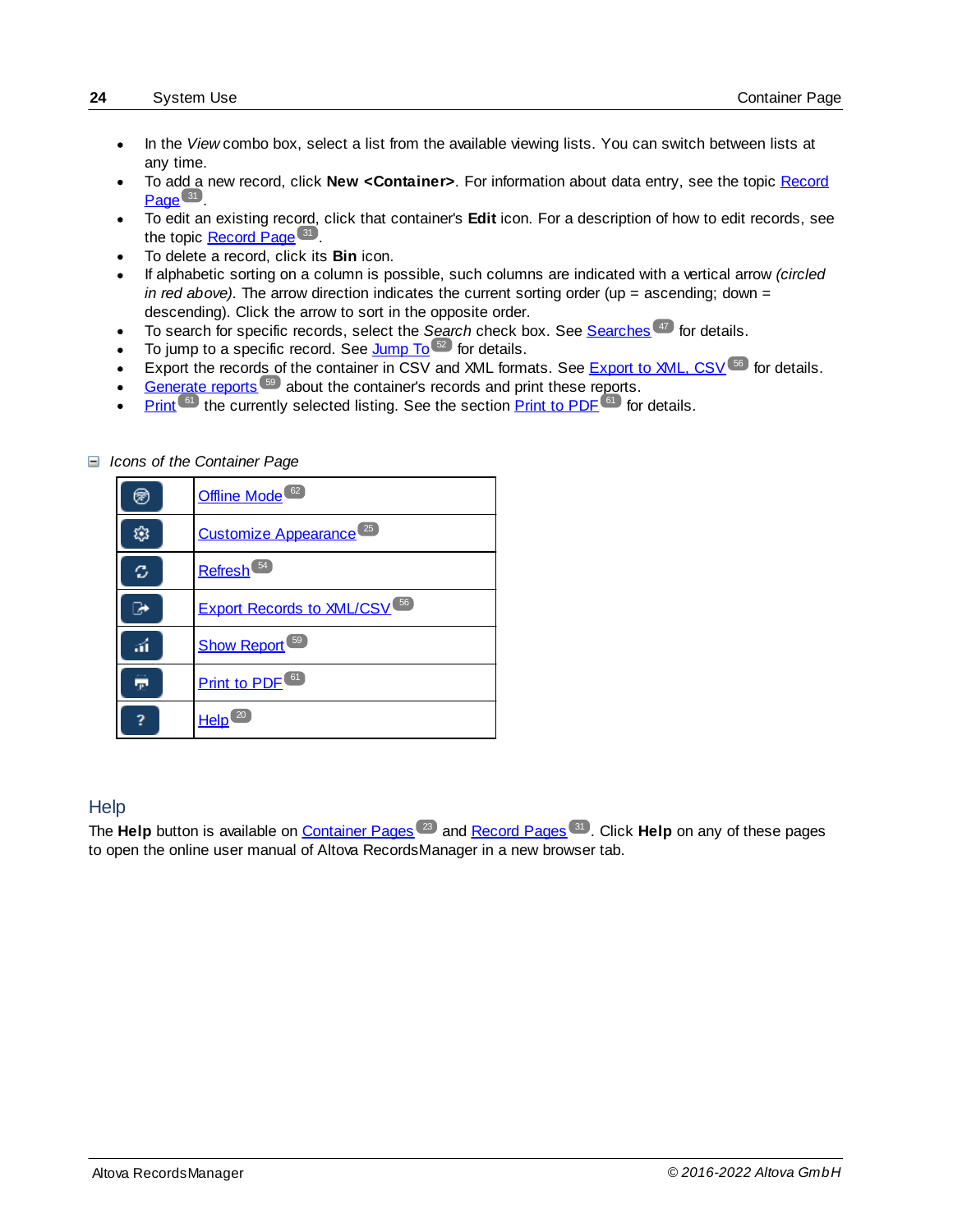- In the *View* combo box, select a list from the available viewing lists. You can switch between lists at any time.
- To add a new record, click **New <Container>**. For information about data entry, see the topic Record Page [31].
- To edit an existing record, click that container's **Edit** icon. For a description of how to edit records, see the topic Record Page [31].
- To delete a record, click its **Bin** icon.
- If alphabetic sorting on a column is possible, such columns are indicated with a vertical arrow *(circled in red above)*. The arrow direction indicates the current sorting order (up = ascending; down = descending). Click the arrow to sort in the opposite order.
- To search for specific records, select the *Search* check box. See Searches [47] for details.
- To jump to a specific record. See Jump To [52] for details.
- Export the records of the container in CSV and XML formats. See Export to XML, CSV [56] for details.
- Generate reports [59] about the container's records and print these reports.
- Print [61] the currently selected listing. See the section Print to PDF [61] for details.

*Icons of the Container Page*

| | |
|---|---|
| | Offline Mode [62] |
| | Customize Appearance [25] |
| | Refresh [54] |
| | Export Records to XML/CSV [56] |
| | Show Report [59] |
| | Print to PDF [61] |
| ? | Help [20] |

## Help

The **Help** button is available on Container Pages [23] and Record Pages [31]. Click **Help** on any of these pages to open the online user manual of Altova RecordsManager in a new browser tab.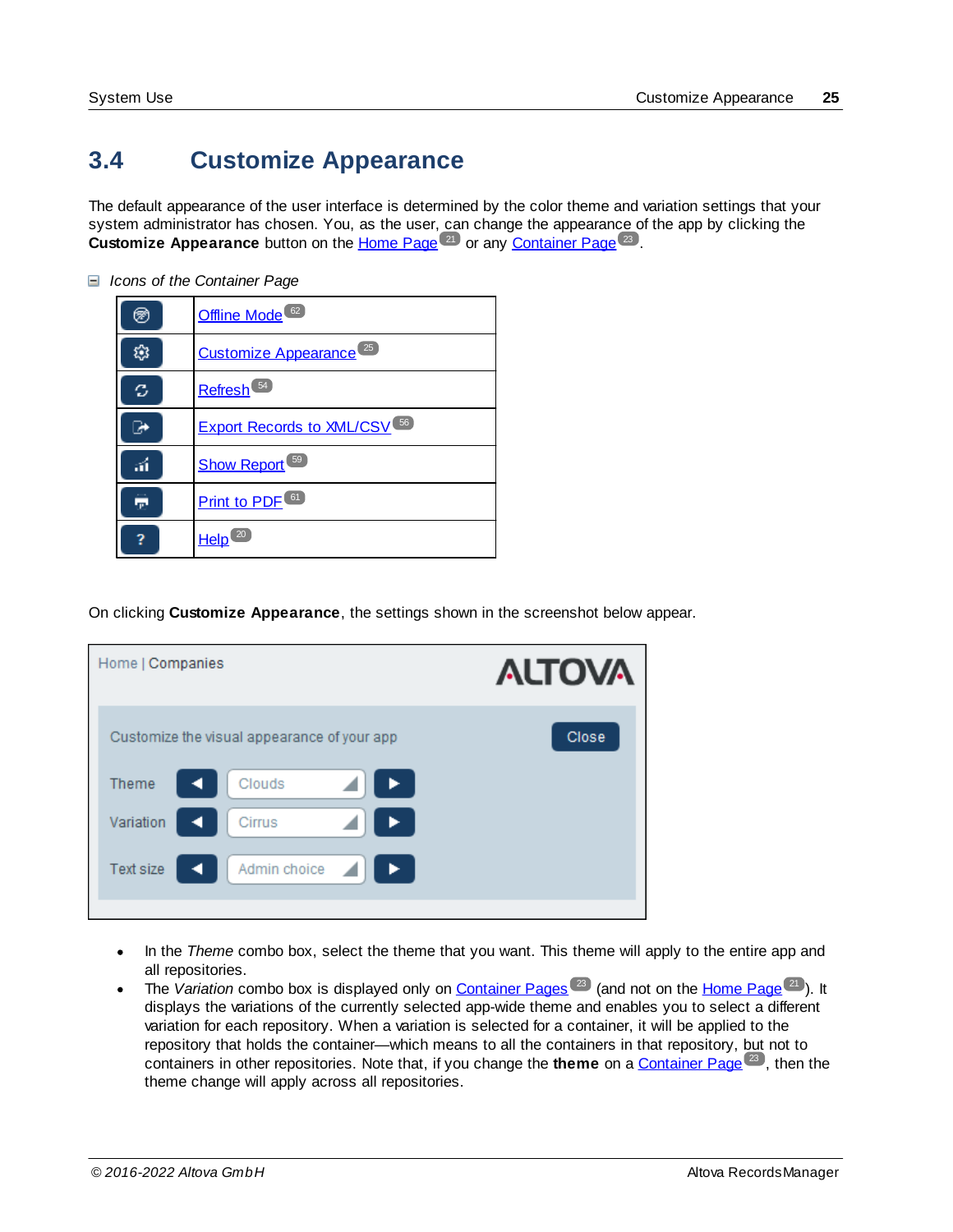## 3.4 Customize Appearance

The default appearance of the user interface is determined by the color theme and variation settings that your system administrator has chosen. You, as the user, can change the appearance of the app by clicking the **Customize Appearance** button on the Home Page [21] or any Container Page [23].

*Icons of the Container Page*

| | |
|---|---|
| | Offline Mode [62] |
| | Customize Appearance [25] |
| | Refresh [54] |
| | Export Records to XML/CSV [56] |
| | Show Report [59] |
| | Print to PDF [61] |
| ? | Help [20] |

On clicking **Customize Appearance**, the settings shown in the screenshot below appear.

- In the *Theme* combo box, select the theme that you want. This theme will apply to the entire app and all repositories.
- The *Variation* combo box is displayed only on Container Pages [23] (and not on the Home Page [21]). It displays the variations of the currently selected app-wide theme and enables you to select a different variation for each repository. When a variation is selected for a container, it will be applied to the repository that holds the container—which means to all the containers in that repository, but not to containers in other repositories. Note that, if you change the **theme** on a Container Page [23], then the theme change will apply across all repositories.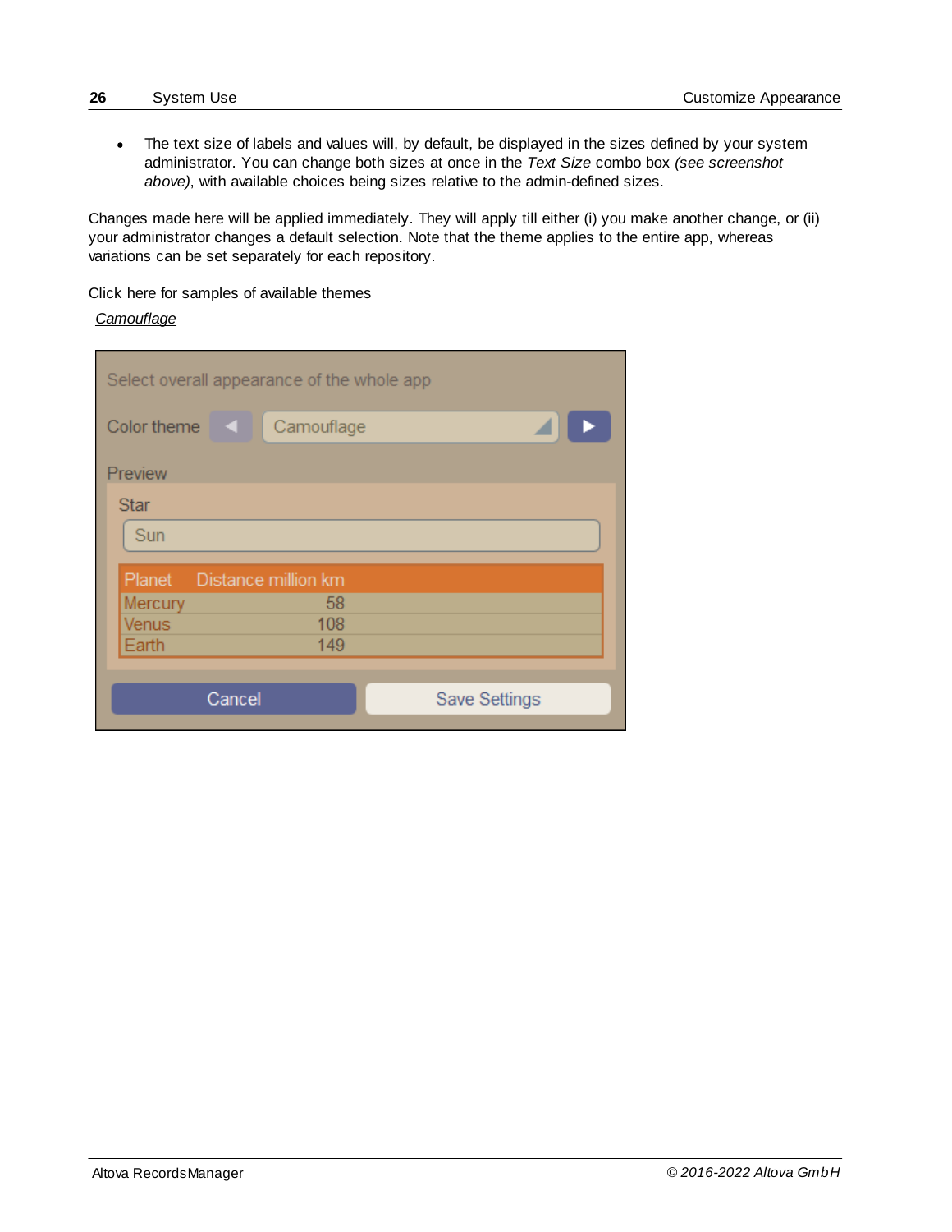- The text size of labels and values will, by default, be displayed in the sizes defined by your system administrator. You can change both sizes at once in the *Text Size* combo box *(see screenshot above)*, with available choices being sizes relative to the admin-defined sizes.

Changes made here will be applied immediately. They will apply till either (i) you make another change, or (ii) your administrator changes a default selection. Note that the theme applies to the entire app, whereas variations can be set separately for each repository.

Click here for samples of available themes

*Camouflage*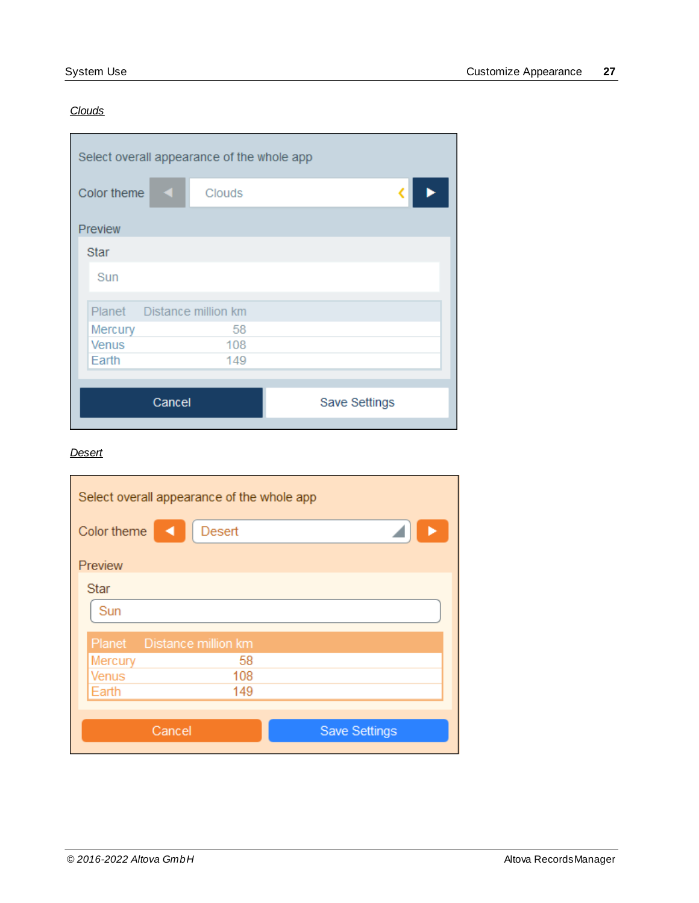*Clouds*

Select overall appearance of the whole app

Color theme Clouds

Preview

Star

Sun

| Planet | Distance million km |
| --- | --- |
| Mercury | 58 |
| Venus | 108 |
| Earth | 149 |

Cancel Save Settings

*Desert*

Select overall appearance of the whole app

Color theme Desert

Preview

Star

Sun

| Planet | Distance million km |
| --- | --- |
| Mercury | 58 |
| Venus | 108 |
| Earth | 149 |

Cancel Save Settings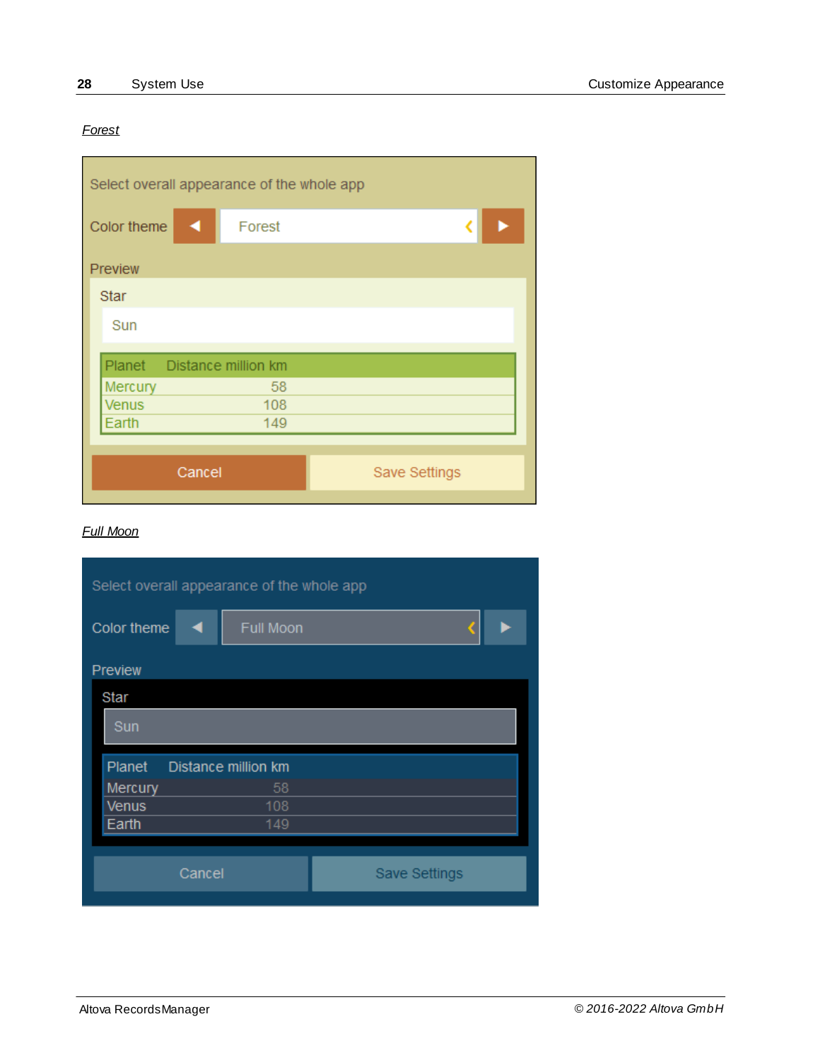*Forest*

Select overall appearance of the whole app

Color theme ◀ Forest ▶

Preview

Star

Sun

| Planet | Distance million km |
|---|---|
| Mercury | 58 |
| Venus | 108 |
| Earth | 149 |

Cancel Save Settings

*Full Moon*

Select overall appearance of the whole app

Color theme ◀ Full Moon ▶

Preview

Star

Sun

| Planet | Distance million km |
|---|---|
| Mercury | 58 |
| Venus | 108 |
| Earth | 149 |

Cancel Save Settings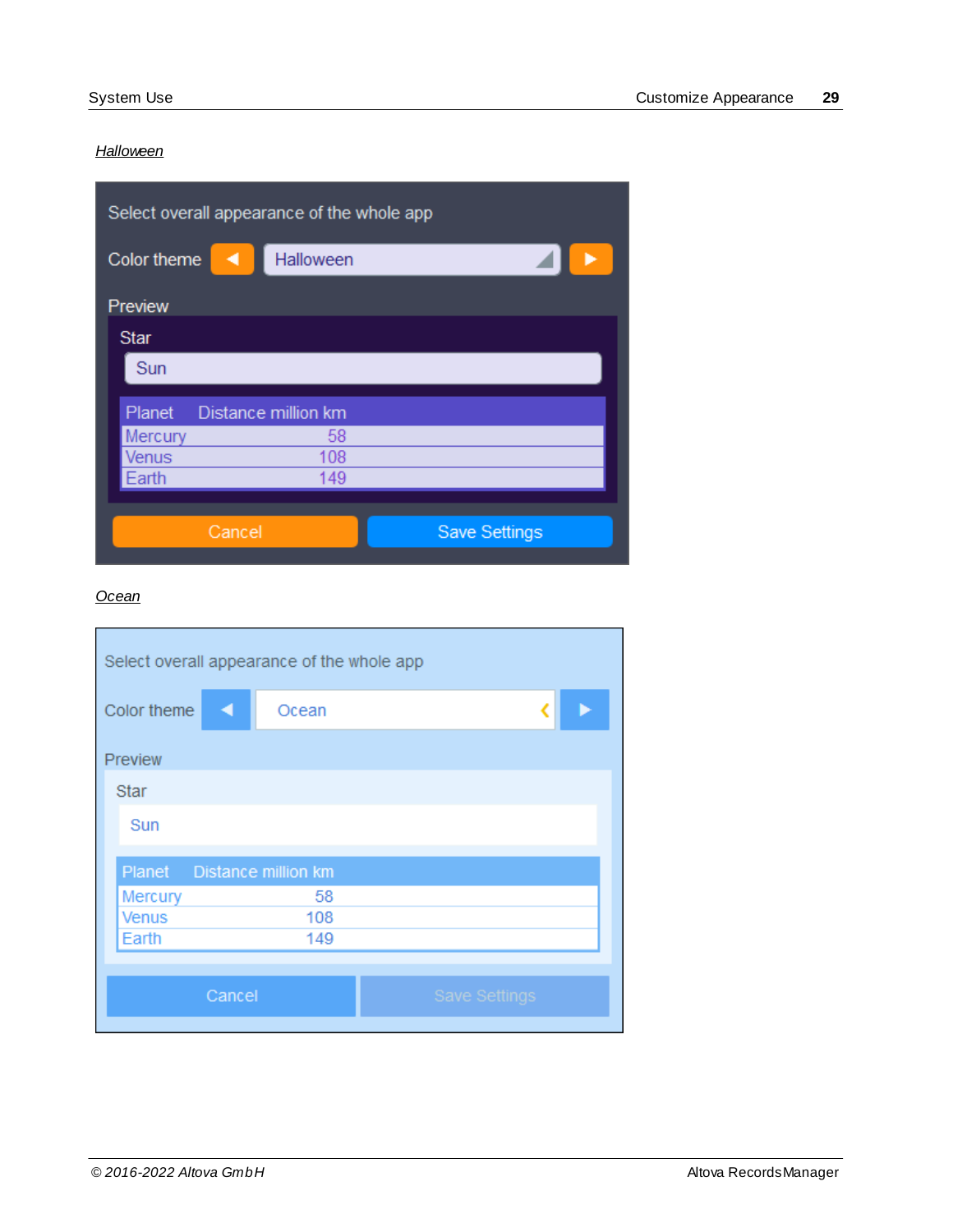*Halloween*

Select overall appearance of the whole app

Color theme Halloween

Preview

Star

Sun

| Planet | Distance million km |
|---|---|
| Mercury | 58 |
| Venus | 108 |
| Earth | 149 |

Cancel Save Settings

*Ocean*

Select overall appearance of the whole app

Color theme Ocean

Preview

Star

Sun

| Planet | Distance million km |
|---|---|
| Mercury | 58 |
| Venus | 108 |
| Earth | 149 |

Cancel Save Settings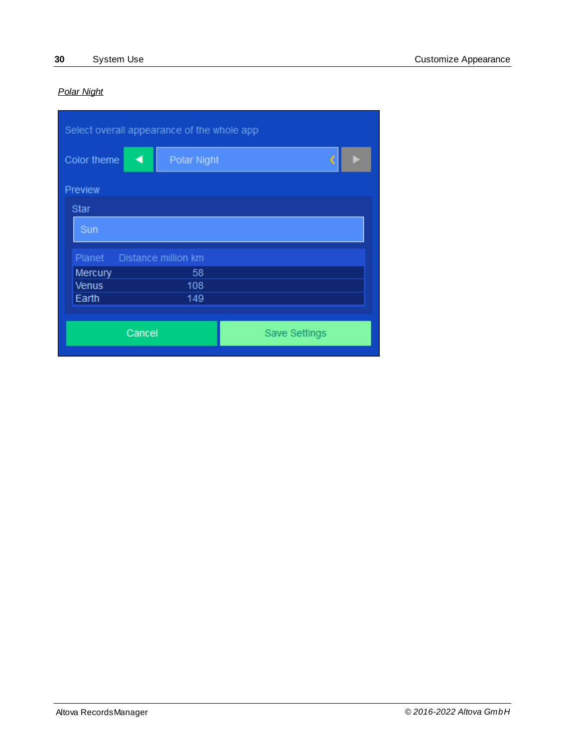*Polar Night*

Select overall appearance of the whole app

Color theme ◄ Polar Night ►

Preview

Star

Sun

| Planet | Distance million km |
|---|---|
| Mercury | 58 |
| Venus | 108 |
| Earth | 149 |

Cancel  Save Settings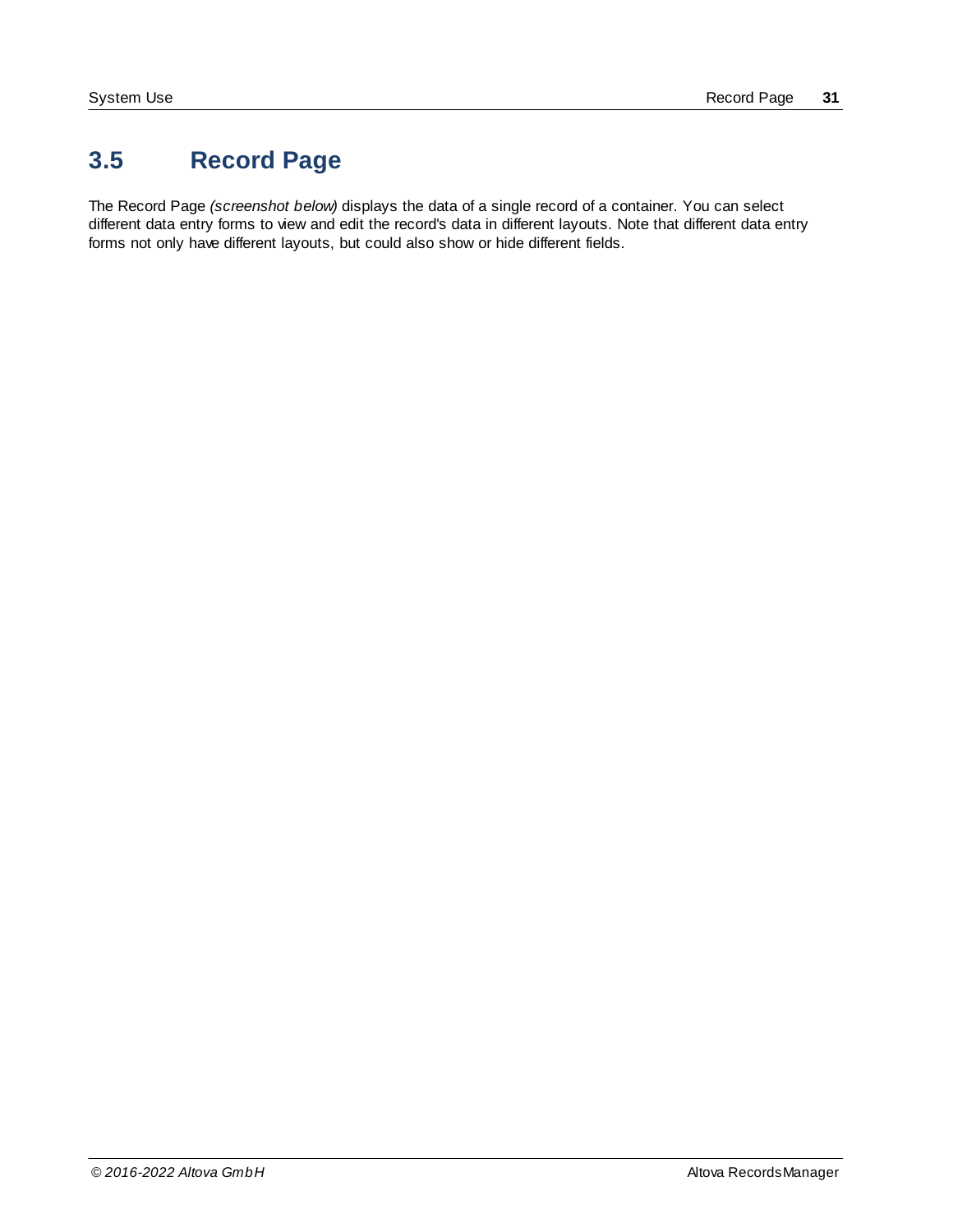## 3.5 Record Page

The Record Page *(screenshot below)* displays the data of a single record of a container. You can select different data entry forms to view and edit the record's data in different layouts. Note that different data entry forms not only have different layouts, but could also show or hide different fields.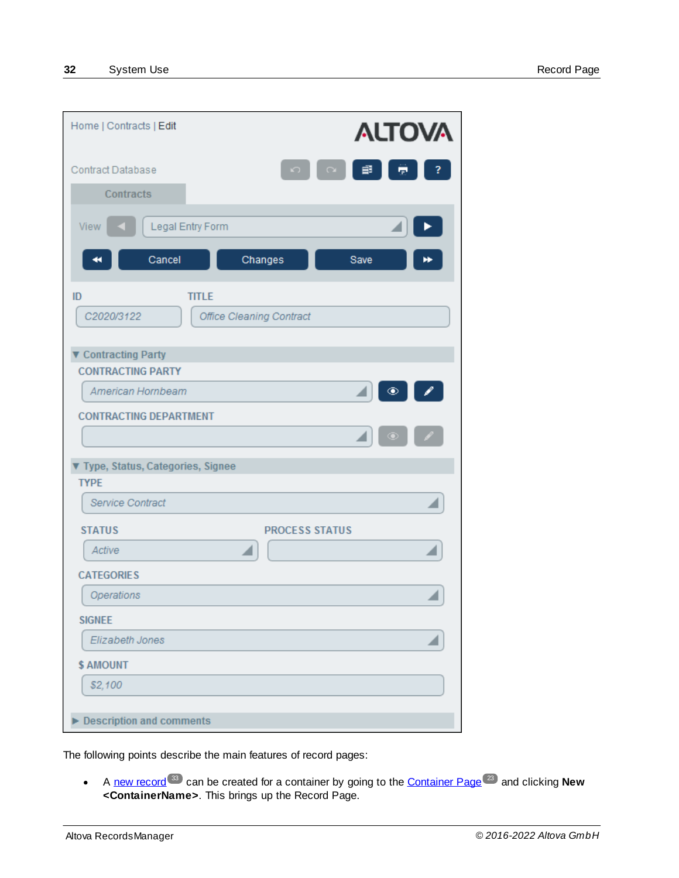Home | Contracts | Edit

ALTOVA

Contract Database

Contracts

View | Legal Entry Form

Cancel | Changes | Save

ID: C2020/3122

TITLE: Office Cleaning Contract

▼ Contracting Party

CONTRACTING PARTY: American Hornbeam

CONTRACTING DEPARTMENT

▼ Type, Status, Categories, Signee

TYPE: Service Contract

STATUS: Active

PROCESS STATUS

CATEGORIES: Operations

SIGNEE: Elizabeth Jones

$ AMOUNT: $2,100

▶ Description and comments

The following points describe the main features of record pages:

- A new record [33] can be created for a container by going to the Container Page [23] and clicking **New <ContainerName>**. This brings up the Record Page.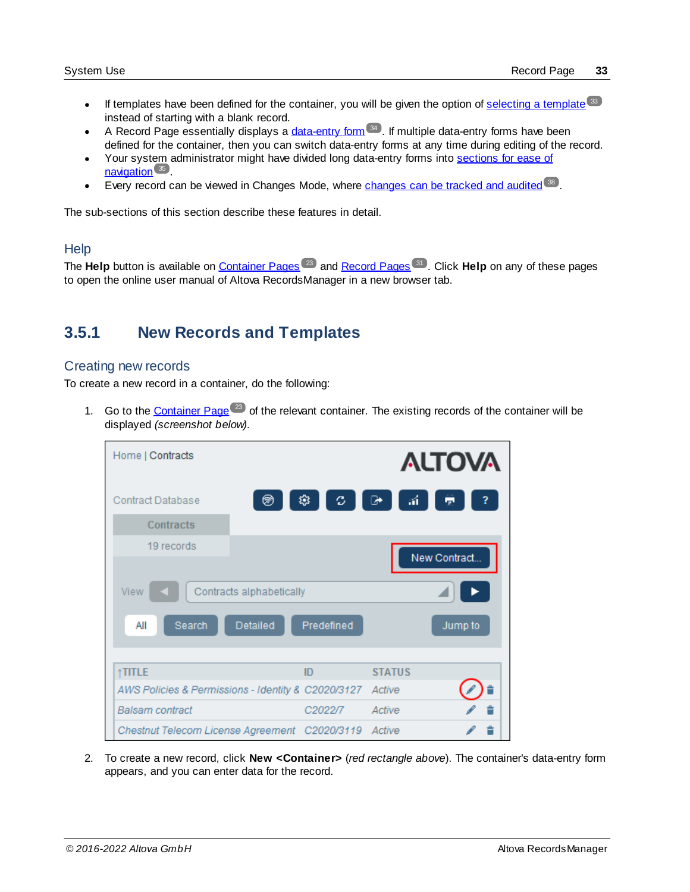- If templates have been defined for the container, you will be given the option of selecting a template [33] instead of starting with a blank record.
- A Record Page essentially displays a data-entry form [34]. If multiple data-entry forms have been defined for the container, then you can switch data-entry forms at any time during editing of the record.
- Your system administrator might have divided long data-entry forms into sections for ease of navigation [35].
- Every record can be viewed in Changes Mode, where changes can be tracked and audited [38].

The sub-sections of this section describe these features in detail.

### Help

The **Help** button is available on Container Pages [23] and Record Pages [31]. Click **Help** on any of these pages to open the online user manual of Altova RecordsManager in a new browser tab.

## 3.5.1 New Records and Templates

### Creating new records

To create a new record in a container, do the following:

1. Go to the Container Page [23] of the relevant container. The existing records of the container will be displayed *(screenshot below)*.

2. To create a new record, click **New <Container>** (*red rectangle above*). The container's data-entry form appears, and you can enter data for the record.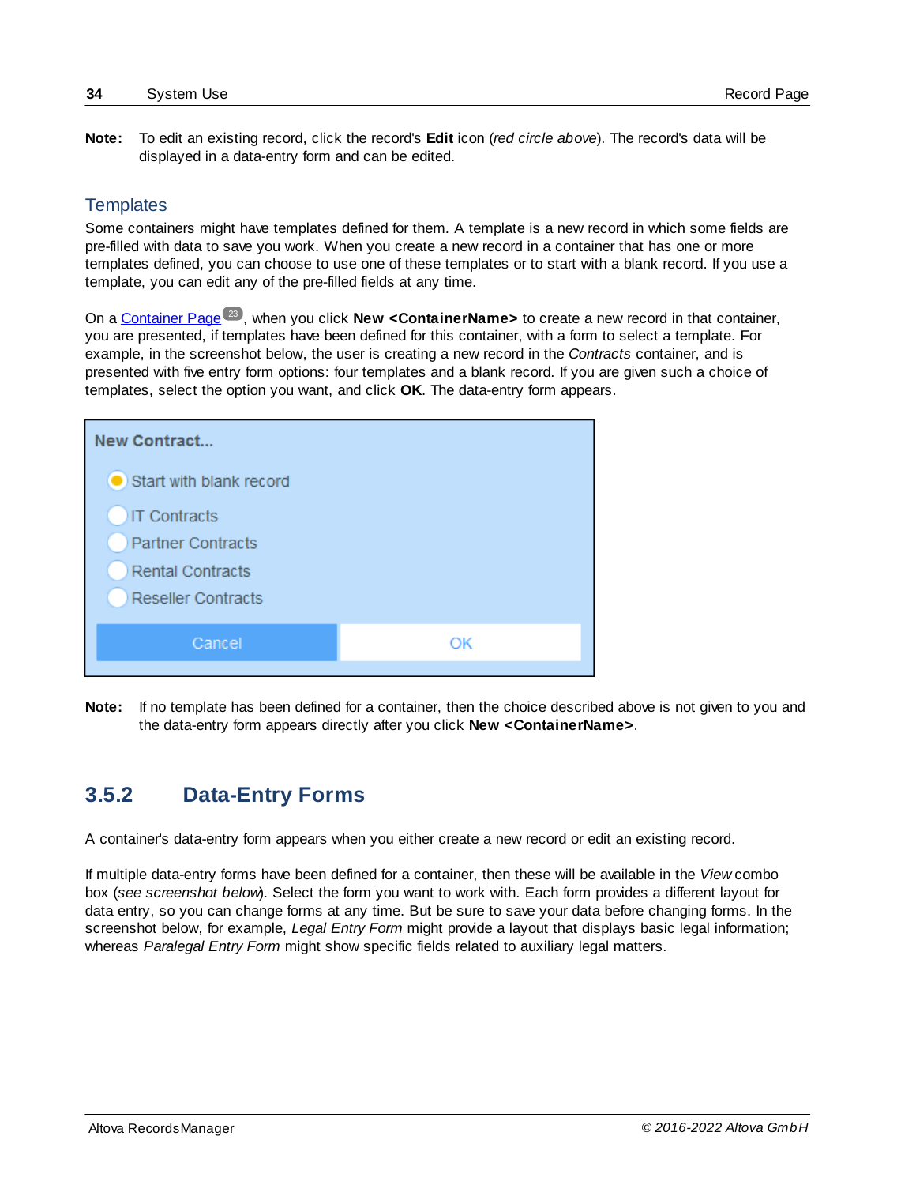**Note:** To edit an existing record, click the record's **Edit** icon (*red circle above*). The record's data will be displayed in a data-entry form and can be edited.

### Templates

Some containers might have templates defined for them. A template is a new record in which some fields are pre-filled with data to save you work. When you create a new record in a container that has one or more templates defined, you can choose to use one of these templates or to start with a blank record. If you use a template, you can edit any of the pre-filled fields at any time.

On a Container Page [23], when you click **New <ContainerName>** to create a new record in that container, you are presented, if templates have been defined for this container, with a form to select a template. For example, in the screenshot below, the user is creating a new record in the *Contracts* container, and is presented with five entry form options: four templates and a blank record. If you are given such a choice of templates, select the option you want, and click **OK**. The data-entry form appears.

New Contract...

- Start with blank record
- IT Contracts
- Partner Contracts
- Rental Contracts
- Reseller Contracts

Cancel | OK

**Note:** If no template has been defined for a container, then the choice described above is not given to you and the data-entry form appears directly after you click **New <ContainerName>**.

## 3.5.2 Data-Entry Forms

A container's data-entry form appears when you either create a new record or edit an existing record.

If multiple data-entry forms have been defined for a container, then these will be available in the *View* combo box (*see screenshot below*). Select the form you want to work with. Each form provides a different layout for data entry, so you can change forms at any time. But be sure to save your data before changing forms. In the screenshot below, for example, *Legal Entry Form* might provide a layout that displays basic legal information; whereas *Paralegal Entry Form* might show specific fields related to auxiliary legal matters.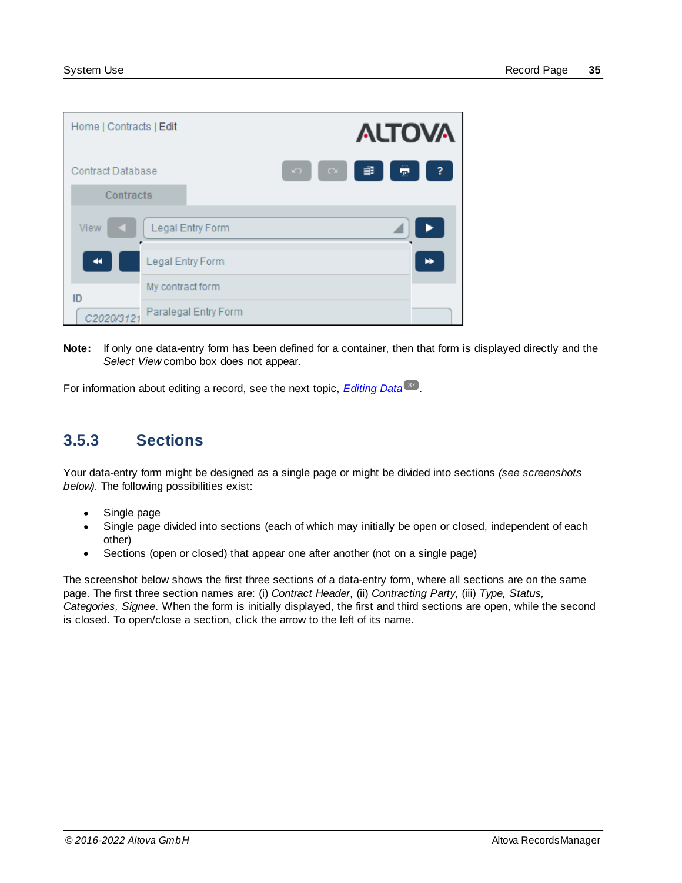**Note:** If only one data-entry form has been defined for a container, then that form is displayed directly and the *Select View* combo box does not appear.

For information about editing a record, see the next topic, [Editing Data](37).

## 3.5.3 Sections

Your data-entry form might be designed as a single page or might be divided into sections *(see screenshots below)*. The following possibilities exist:

- Single page
- Single page divided into sections (each of which may initially be open or closed, independent of each other)
- Sections (open or closed) that appear one after another (not on a single page)

The screenshot below shows the first three sections of a data-entry form, where all sections are on the same page. The first three section names are: (i) *Contract Header*, (ii) *Contracting Party*, (iii) *Type, Status, Categories, Signee*. When the form is initially displayed, the first and third sections are open, while the second is closed. To open/close a section, click the arrow to the left of its name.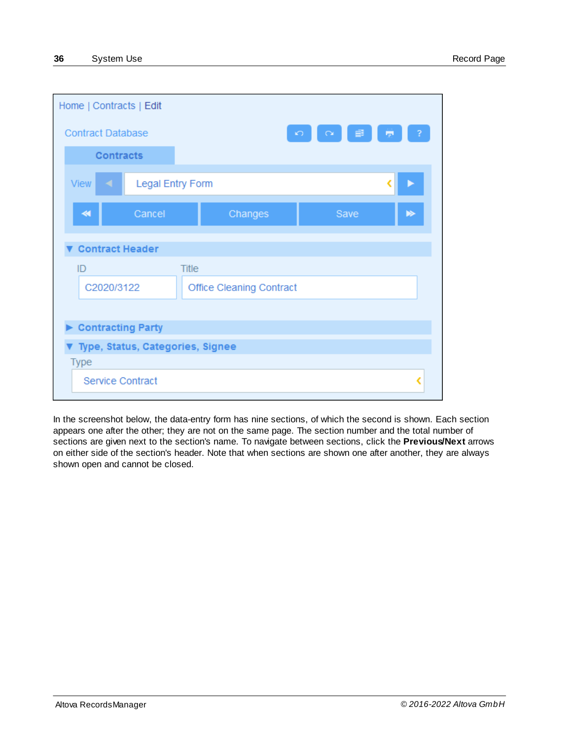Home | Contracts | Edit

Contract Database

Contracts

View | Legal Entry Form

Cancel | Changes | Save

▼ Contract Header

ID: C2020/3122

Title: Office Cleaning Contract

▶ Contracting Party

▼ Type, Status, Categories, Signee

Type: Service Contract

In the screenshot below, the data-entry form has nine sections, of which the second is shown. Each section appears one after the other; they are not on the same page. The section number and the total number of sections are given next to the section's name. To navigate between sections, click the **Previous/Next** arrows on either side of the section's header. Note that when sections are shown one after another, they are always shown open and cannot be closed.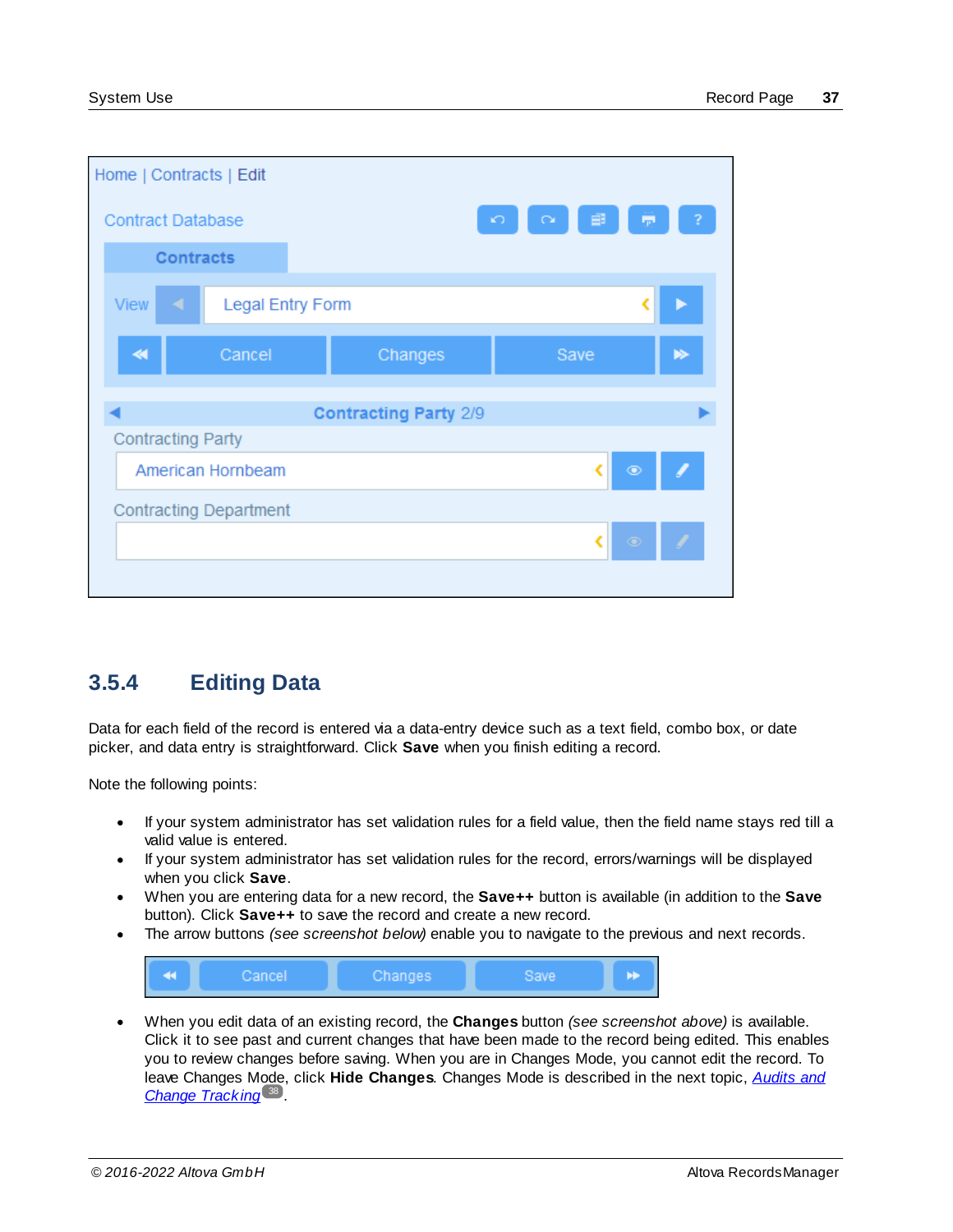## 3.5.4 Editing Data

Data for each field of the record is entered via a data-entry device such as a text field, combo box, or date picker, and data entry is straightforward. Click **Save** when you finish editing a record.

Note the following points:

- If your system administrator has set validation rules for a field value, then the field name stays red till a valid value is entered.
- If your system administrator has set validation rules for the record, errors/warnings will be displayed when you click **Save**.
- When you are entering data for a new record, the **Save++** button is available (in addition to the **Save** button). Click **Save++** to save the record and create a new record.
- The arrow buttons *(see screenshot below)* enable you to navigate to the previous and next records.
- When you edit data of an existing record, the **Changes** button *(see screenshot above)* is available. Click it to see past and current changes that have been made to the record being edited. This enables you to review changes before saving. When you are in Changes Mode, you cannot edit the record. To leave Changes Mode, click **Hide Changes**. Changes Mode is described in the next topic, *Audits and Change Tracking*.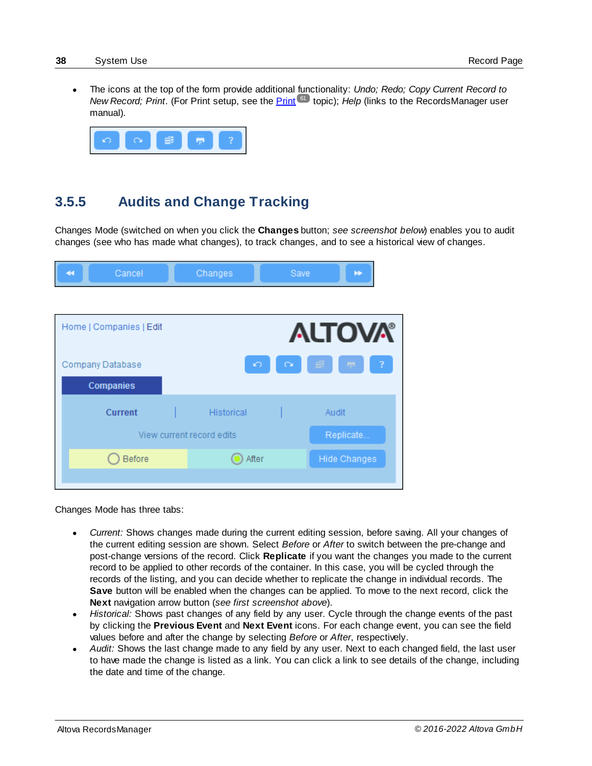- The icons at the top of the form provide additional functionality: *Undo; Redo; Copy Current Record to New Record; Print*. (For Print setup, see the Print [61] topic); *Help* (links to the RecordsManager user manual).

## 3.5.5 Audits and Change Tracking

Changes Mode (switched on when you click the **Changes** button; *see screenshot below*) enables you to audit changes (see who has made what changes), to track changes, and to see a historical view of changes.

Changes Mode has three tabs:

- *Current:* Shows changes made during the current editing session, before saving. All your changes of the current editing session are shown. Select *Before* or *After* to switch between the pre-change and post-change versions of the record. Click **Replicate** if you want the changes you made to the current record to be applied to other records of the container. In this case, you will be cycled through the records of the listing, and you can decide whether to replicate the change in individual records. The **Save** button will be enabled when the changes can be applied. To move to the next record, click the **Next** navigation arrow button (*see first screenshot above*).
- *Historical:* Shows past changes of any field by any user. Cycle through the change events of the past by clicking the **Previous Event** and **Next Event** icons. For each change event, you can see the field values before and after the change by selecting *Before* or *After*, respectively.
- *Audit:* Shows the last change made to any field by any user. Next to each changed field, the last user to have made the change is listed as a link. You can click a link to see details of the change, including the date and time of the change.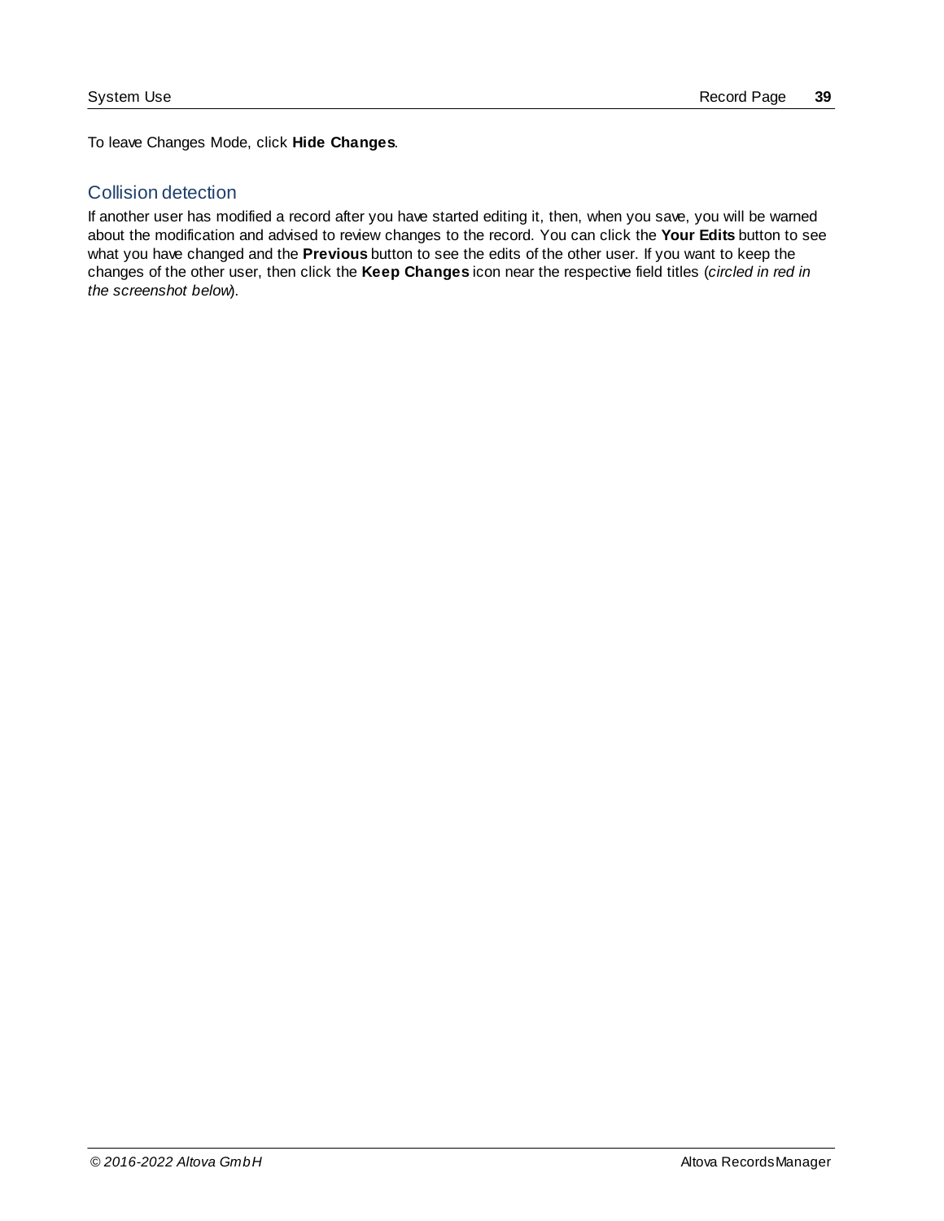To leave Changes Mode, click **Hide Changes**.

## Collision detection

If another user has modified a record after you have started editing it, then, when you save, you will be warned about the modification and advised to review changes to the record. You can click the **Your Edits** button to see what you have changed and the **Previous** button to see the edits of the other user. If you want to keep the changes of the other user, then click the **Keep Changes** icon near the respective field titles (*circled in red in the screenshot below*).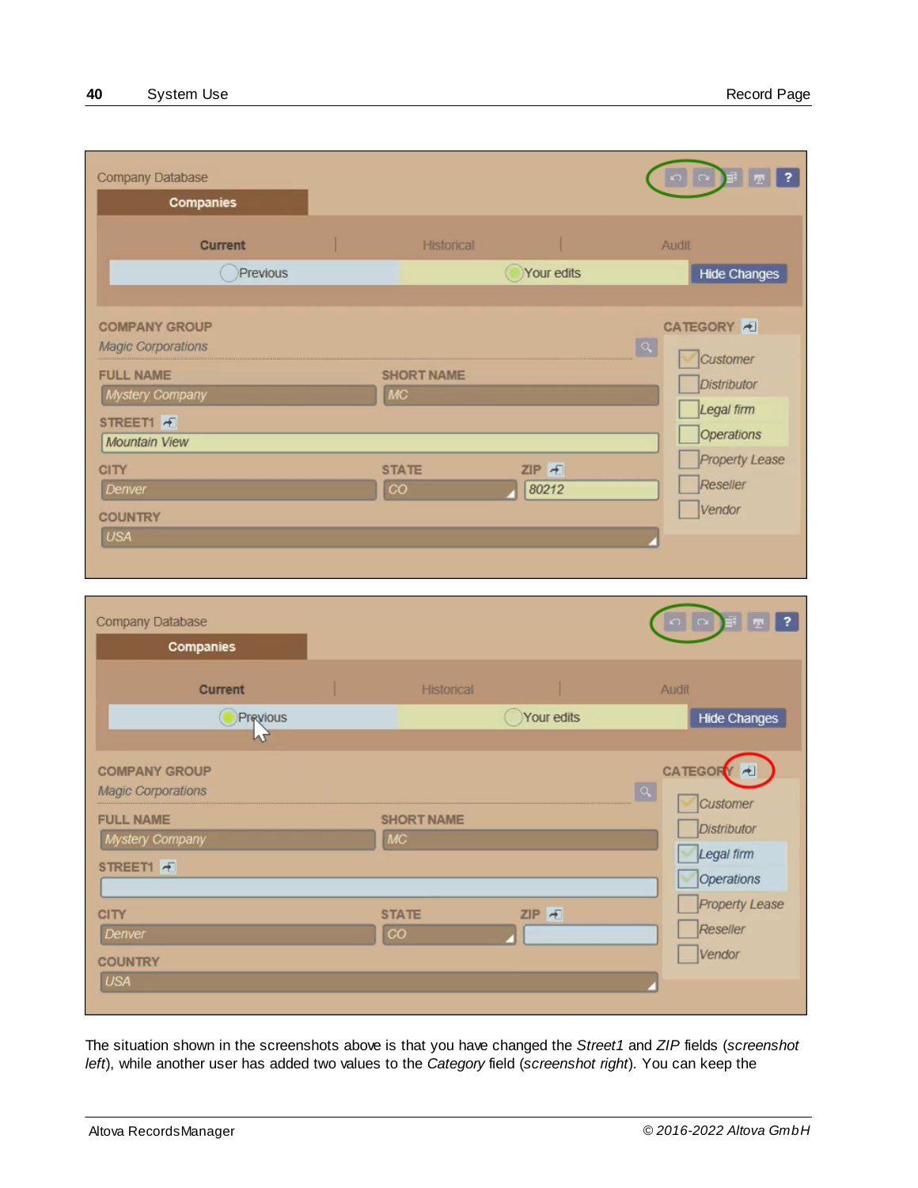The situation shown in the screenshots above is that you have changed the *Street1* and *ZIP* fields (*screenshot left*), while another user has added two values to the *Category* field (*screenshot right*). You can keep the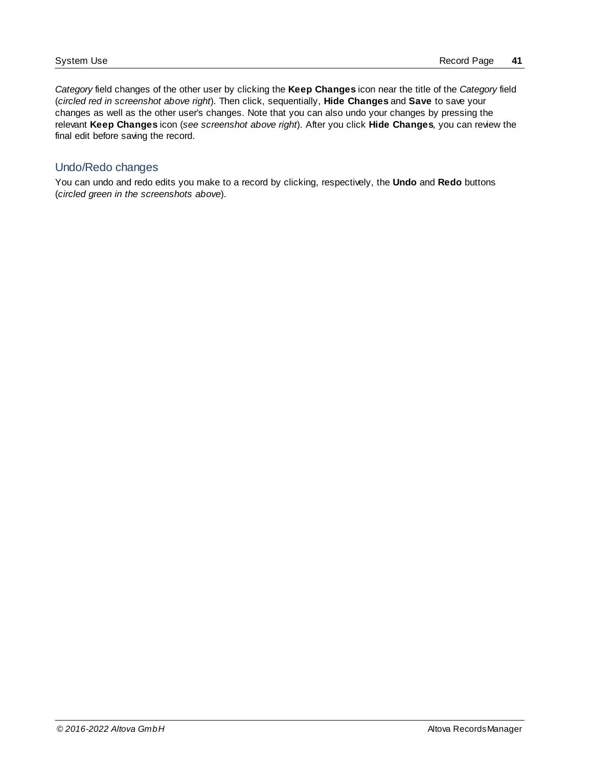*Category* field changes of the other user by clicking the **Keep Changes** icon near the title of the *Category* field (*circled red in screenshot above right*). Then click, sequentially, **Hide Changes** and **Save** to save your changes as well as the other user's changes. Note that you can also undo your changes by pressing the relevant **Keep Changes** icon (*see screenshot above right*). After you click **Hide Changes**, you can review the final edit before saving the record.

## Undo/Redo changes

You can undo and redo edits you make to a record by clicking, respectively, the **Undo** and **Redo** buttons (*circled green in the screenshots above*).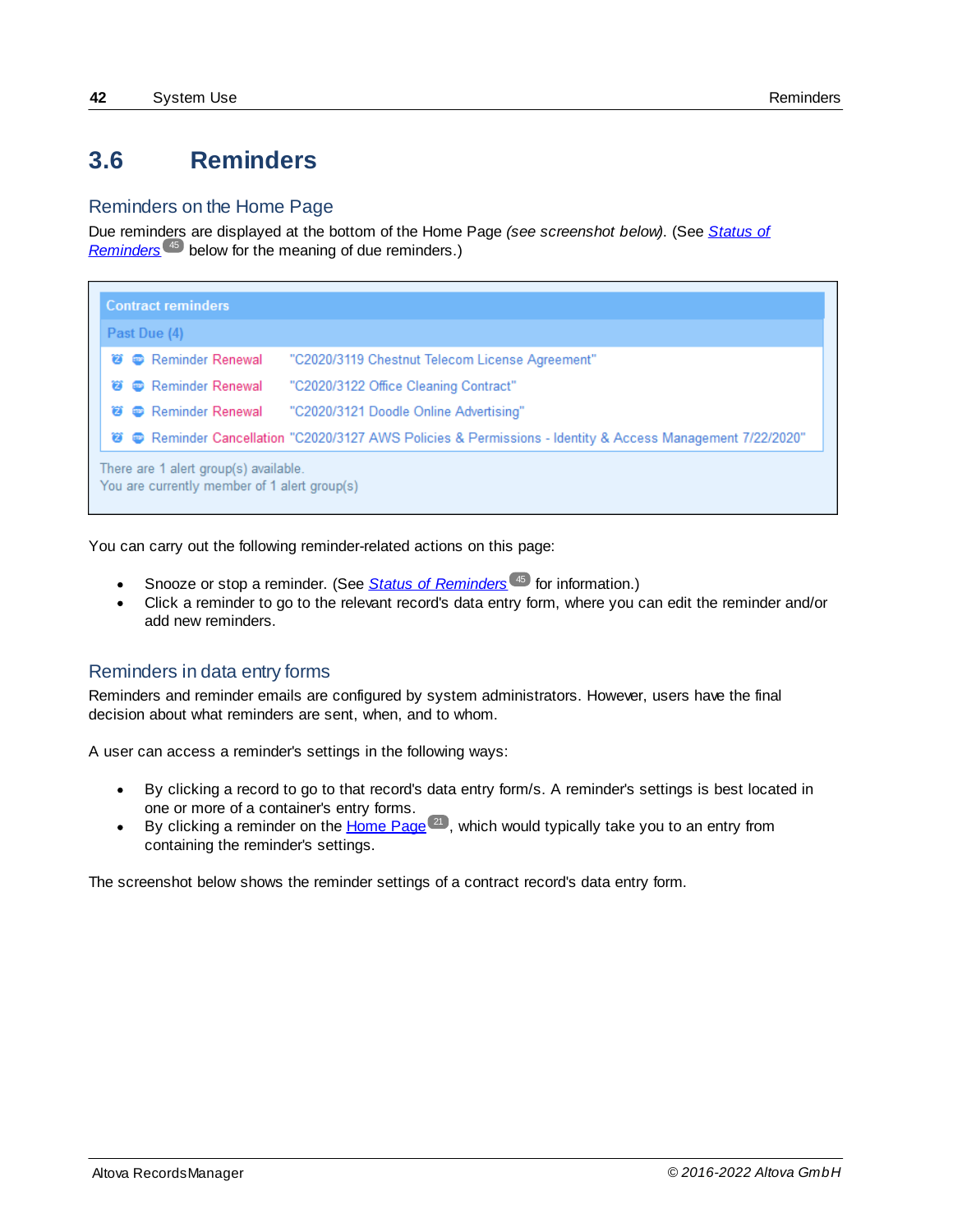## 3.6 Reminders

### Reminders on the Home Page

Due reminders are displayed at the bottom of the Home Page *(see screenshot below)*. (See *Status of Reminders* [45] below for the meaning of due reminders.)

Contract reminders

Past Due (4)

| Reminder | Record |
|---|---|
| Reminder Renewal | "C2020/3119 Chestnut Telecom License Agreement" |
| Reminder Renewal | "C2020/3122 Office Cleaning Contract" |
| Reminder Renewal | "C2020/3121 Doodle Online Advertising" |
| Reminder Cancellation | "C2020/3127 AWS Policies & Permissions - Identity & Access Management 7/22/2020" |

There are 1 alert group(s) available.
You are currently member of 1 alert group(s)

You can carry out the following reminder-related actions on this page:

- Snooze or stop a reminder. (See *Status of Reminders* [45] for information.)
- Click a reminder to go to the relevant record's data entry form, where you can edit the reminder and/or add new reminders.

### Reminders in data entry forms

Reminders and reminder emails are configured by system administrators. However, users have the final decision about what reminders are sent, when, and to whom.

A user can access a reminder's settings in the following ways:

- By clicking a record to go to that record's data entry form/s. A reminder's settings is best located in one or more of a container's entry forms.
- By clicking a reminder on the Home Page [21], which would typically take you to an entry from containing the reminder's settings.

The screenshot below shows the reminder settings of a contract record's data entry form.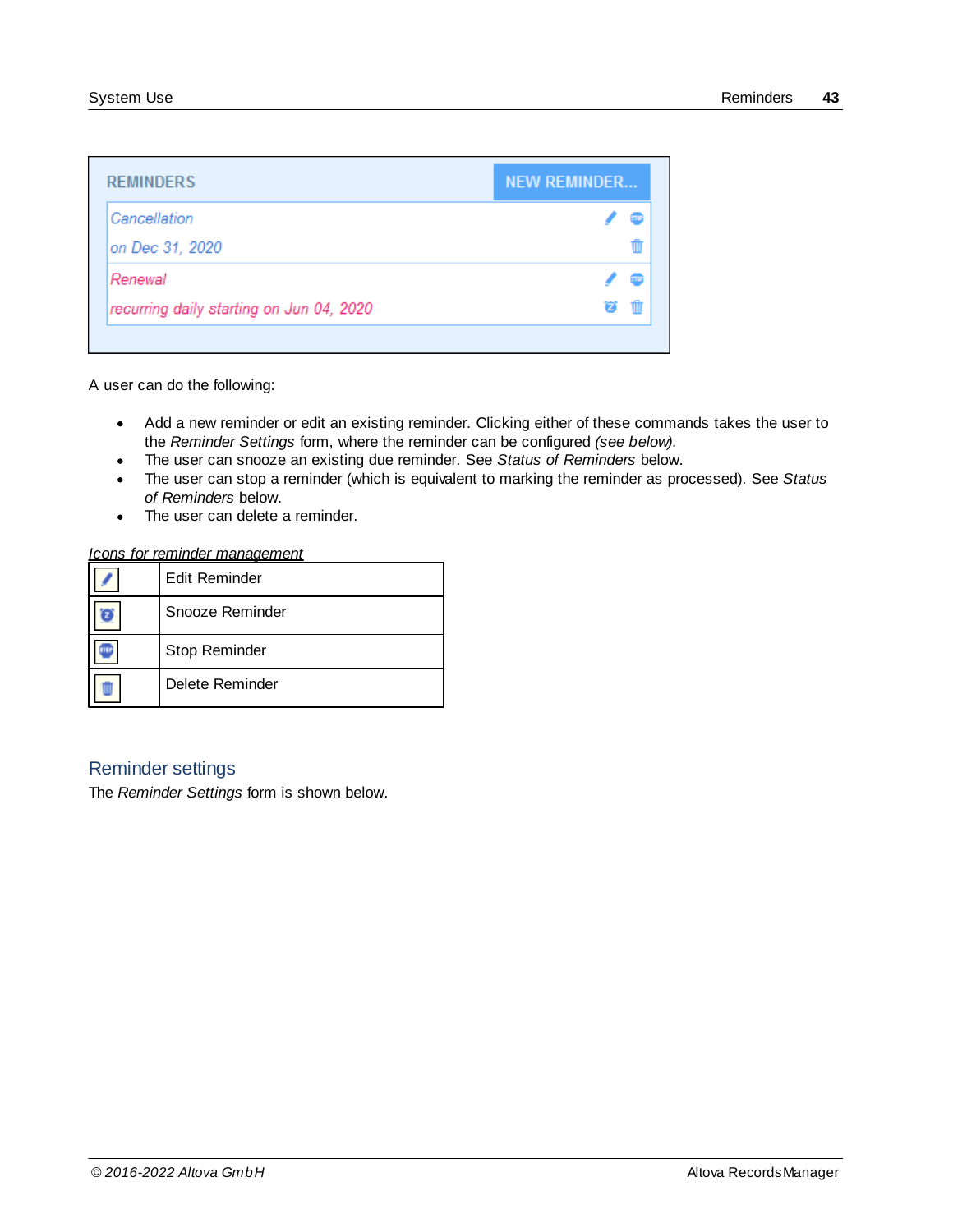A user can do the following:

- Add a new reminder or edit an existing reminder. Clicking either of these commands takes the user to the *Reminder Settings* form, where the reminder can be configured *(see below)*.
- The user can snooze an existing due reminder. See *Status of Reminders* below.
- The user can stop a reminder (which is equivalent to marking the reminder as processed). See *Status of Reminders* below.
- The user can delete a reminder.

*Icons for reminder management*

| | |
|---|---|
| | Edit Reminder |
| | Snooze Reminder |
| | Stop Reminder |
| | Delete Reminder |

## Reminder settings

The *Reminder Settings* form is shown below.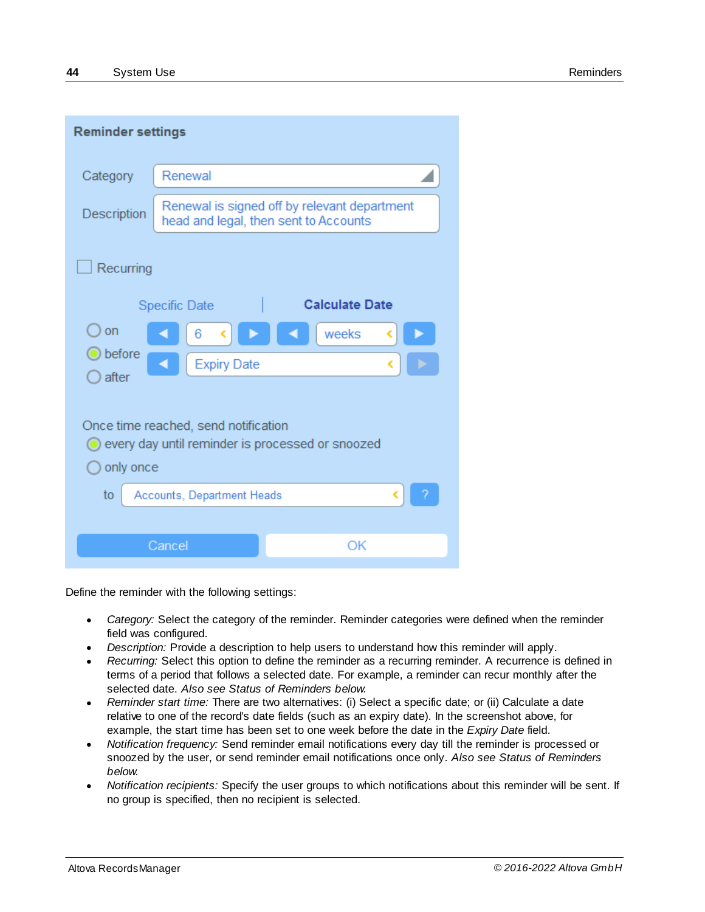Define the reminder with the following settings:

- *Category:* Select the category of the reminder. Reminder categories were defined when the reminder field was configured.
- *Description:* Provide a description to help users to understand how this reminder will apply.
- *Recurring:* Select this option to define the reminder as a recurring reminder. A recurrence is defined in terms of a period that follows a selected date. For example, a reminder can recur monthly after the selected date. *Also see Status of Reminders below.*
- *Reminder start time:* There are two alternatives: (i) Select a specific date; or (ii) Calculate a date relative to one of the record's date fields (such as an expiry date). In the screenshot above, for example, the start time has been set to one week before the date in the *Expiry Date* field.
- *Notification frequency:* Send reminder email notifications every day till the reminder is processed or snoozed by the user, or send reminder email notifications once only. *Also see Status of Reminders below.*
- *Notification recipients:* Specify the user groups to which notifications about this reminder will be sent. If no group is specified, then no recipient is selected.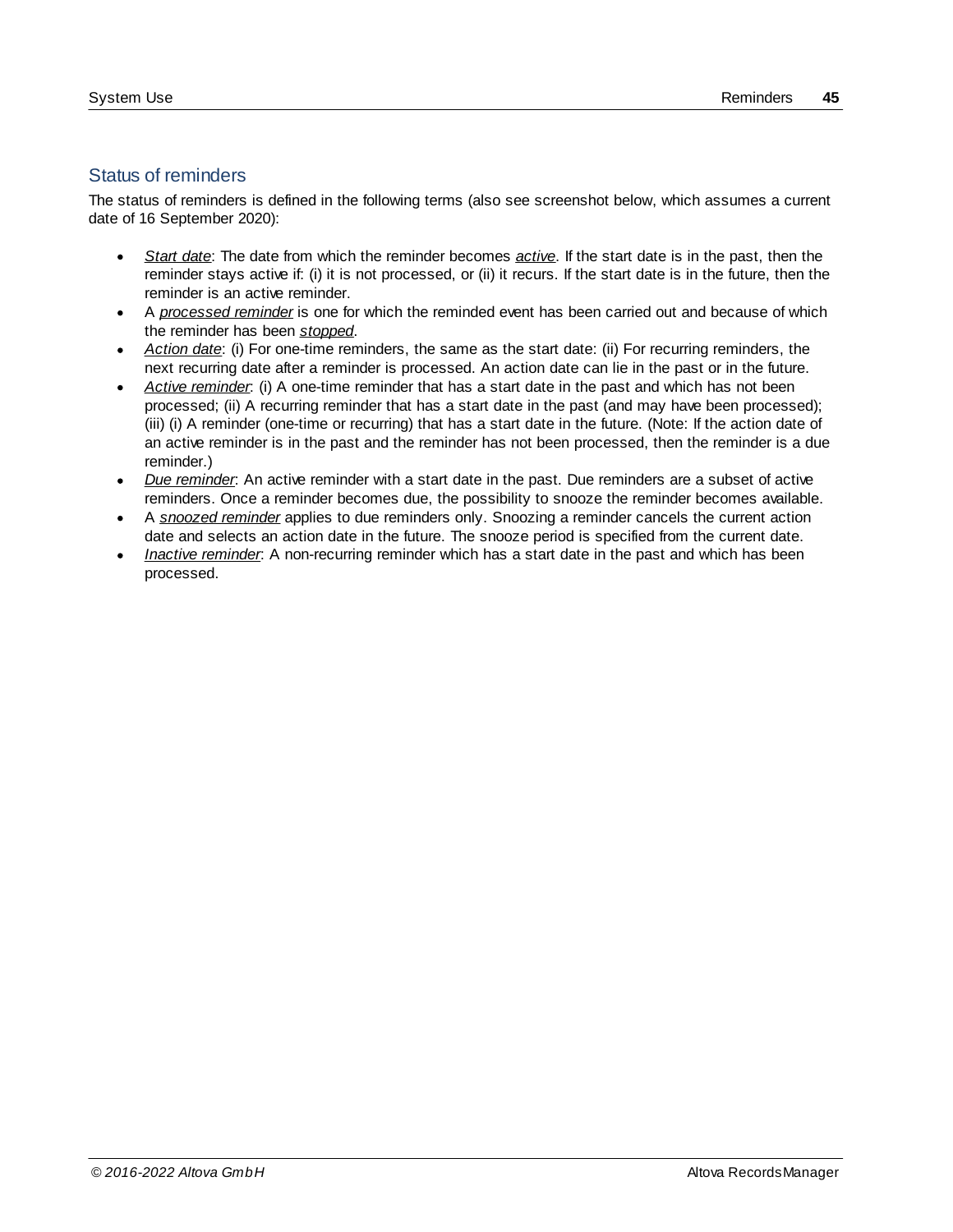## Status of reminders

The status of reminders is defined in the following terms (also see screenshot below, which assumes a current date of 16 September 2020):

- *Start date*: The date from which the reminder becomes *active*. If the start date is in the past, then the reminder stays active if: (i) it is not processed, or (ii) it recurs. If the start date is in the future, then the reminder is an active reminder.
- A *processed reminder* is one for which the reminded event has been carried out and because of which the reminder has been *stopped*.
- *Action date*: (i) For one-time reminders, the same as the start date: (ii) For recurring reminders, the next recurring date after a reminder is processed. An action date can lie in the past or in the future.
- *Active reminder*: (i) A one-time reminder that has a start date in the past and which has not been processed; (ii) A recurring reminder that has a start date in the past (and may have been processed); (iii) (i) A reminder (one-time or recurring) that has a start date in the future. (Note: If the action date of an active reminder is in the past and the reminder has not been processed, then the reminder is a due reminder.)
- *Due reminder*: An active reminder with a start date in the past. Due reminders are a subset of active reminders. Once a reminder becomes due, the possibility to snooze the reminder becomes available.
- A *snoozed reminder* applies to due reminders only. Snoozing a reminder cancels the current action date and selects an action date in the future. The snooze period is specified from the current date.
- *Inactive reminder*: A non-recurring reminder which has a start date in the past and which has been processed.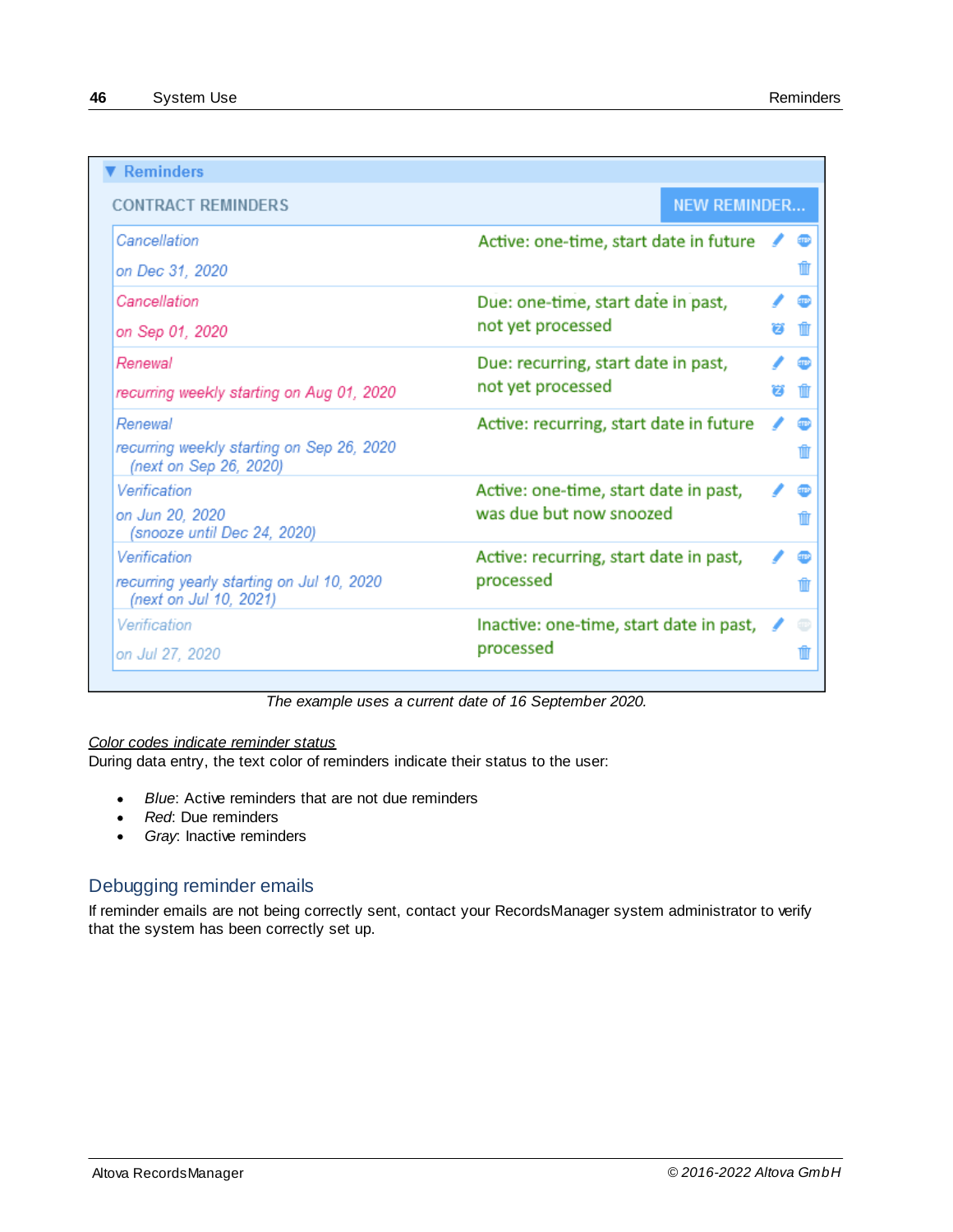| CONTRACT REMINDERS | | NEW REMINDER... |
|---|---|---|
| Cancellation<br>on Dec 31, 2020 | Active: one-time, start date in future | |
| Cancellation<br>on Sep 01, 2020 | Due: one-time, start date in past, not yet processed | |
| Renewal<br>recurring weekly starting on Aug 01, 2020 | Due: recurring, start date in past, not yet processed | |
| Renewal<br>recurring weekly starting on Sep 26, 2020<br>(next on Sep 26, 2020) | Active: recurring, start date in future | |
| Verification<br>on Jun 20, 2020<br>(snooze until Dec 24, 2020) | Active: one-time, start date in past, was due but now snoozed | |
| Verification<br>recurring yearly starting on Jul 10, 2020<br>(next on Jul 10, 2021) | Active: recurring, start date in past, processed | |
| Verification<br>on Jul 27, 2020 | Inactive: one-time, start date in past, processed | |

*The example uses a current date of 16 September 2020.*

*Color codes indicate reminder status*

During data entry, the text color of reminders indicate their status to the user:

- *Blue*: Active reminders that are not due reminders
- *Red*: Due reminders
- *Gray*: Inactive reminders

## Debugging reminder emails

If reminder emails are not being correctly sent, contact your RecordsManager system administrator to verify that the system has been correctly set up.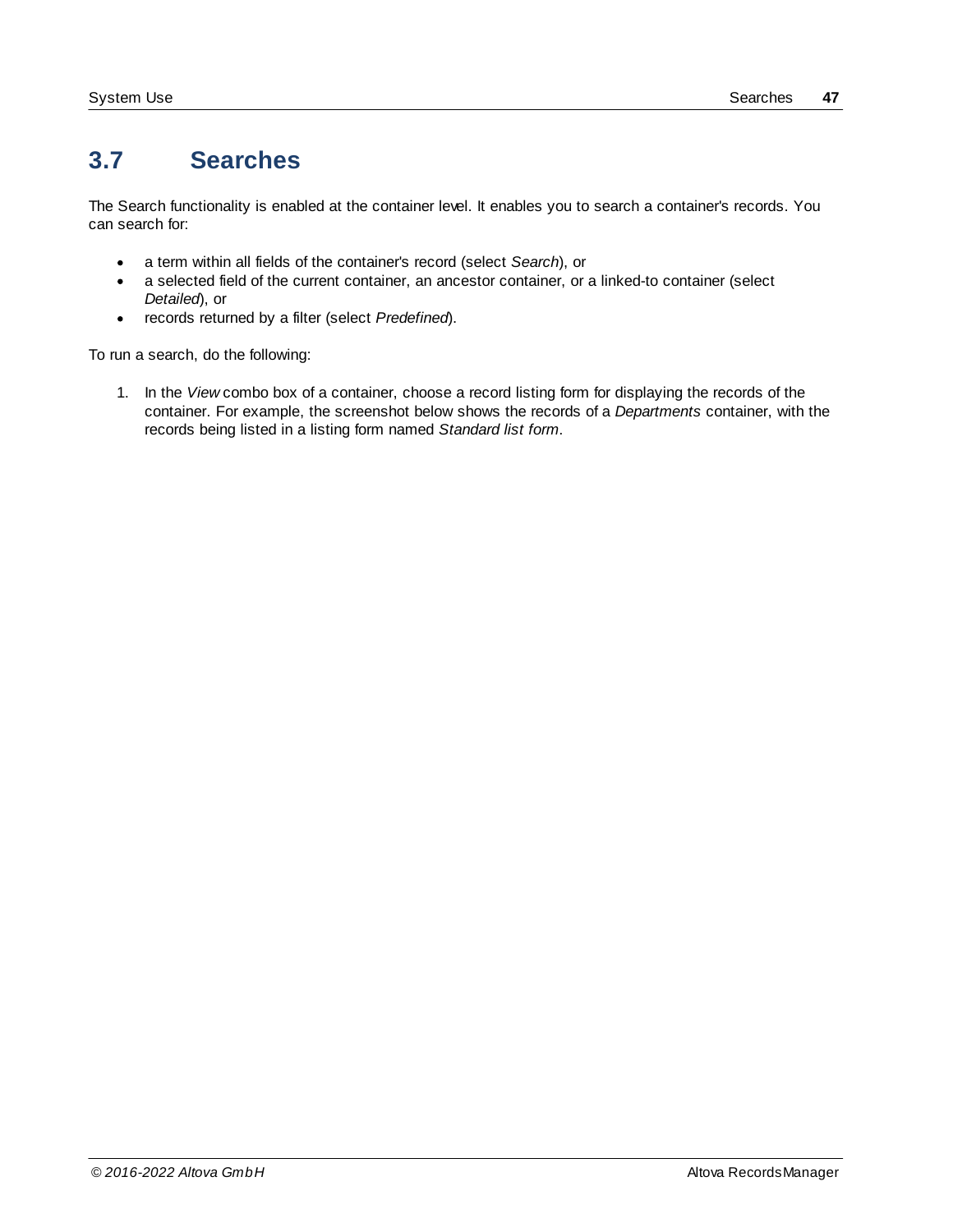## 3.7 Searches

The Search functionality is enabled at the container level. It enables you to search a container's records. You can search for:

- a term within all fields of the container's record (select *Search*), or
- a selected field of the current container, an ancestor container, or a linked-to container (select *Detailed*), or
- records returned by a filter (select *Predefined*).

To run a search, do the following:

1. In the *View* combo box of a container, choose a record listing form for displaying the records of the container. For example, the screenshot below shows the records of a *Departments* container, with the records being listed in a listing form named *Standard list form*.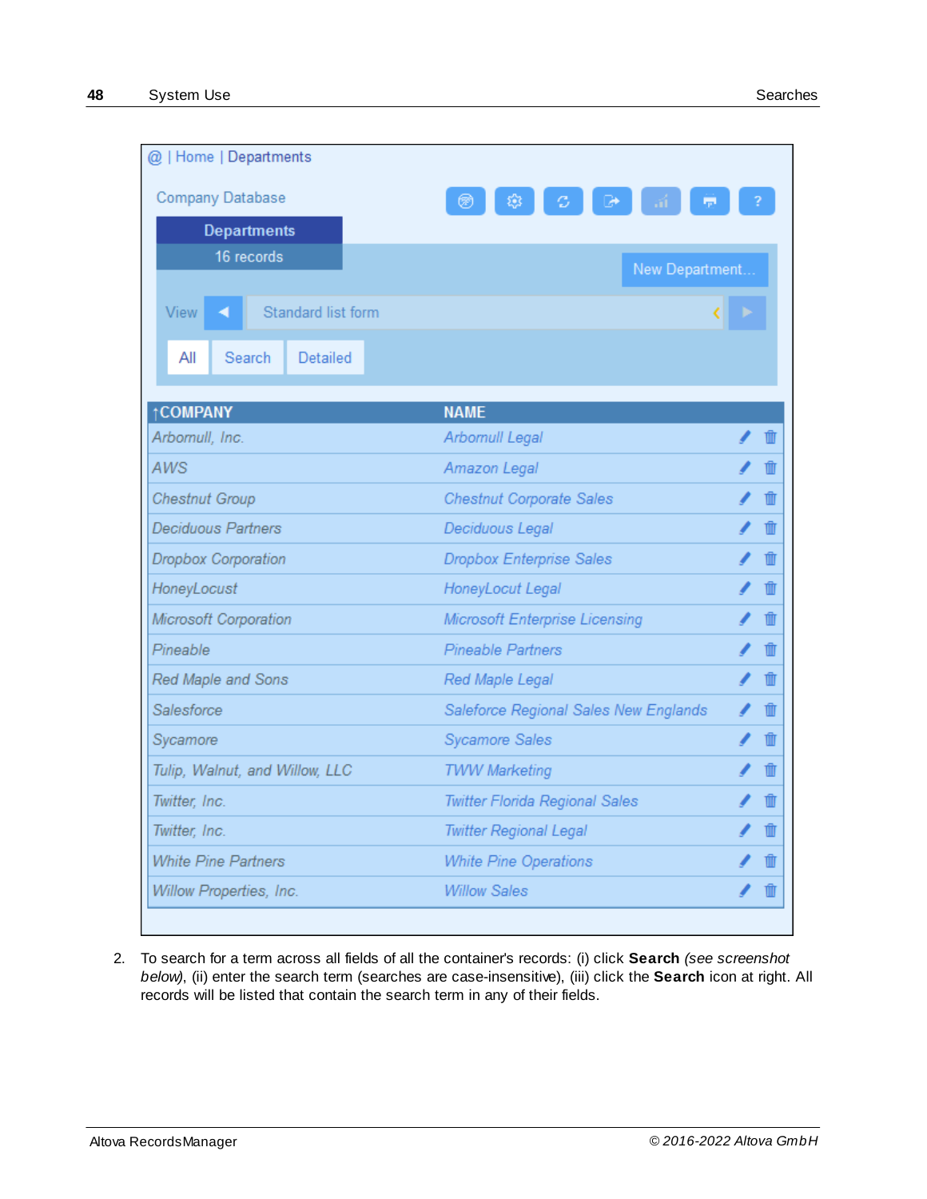@ | Home | Departments

Company Database

Departments
16 records

New Department...

View ◄ Standard list form

All | Search | Detailed

| ↑COMPANY | NAME |
|---|---|
| Arbomull, Inc. | Arbomull Legal |
| AWS | Amazon Legal |
| Chestnut Group | Chestnut Corporate Sales |
| Deciduous Partners | Deciduous Legal |
| Dropbox Corporation | Dropbox Enterprise Sales |
| HoneyLocust | HoneyLocut Legal |
| Microsoft Corporation | Microsoft Enterprise Licensing |
| Pineable | Pineable Partners |
| Red Maple and Sons | Red Maple Legal |
| Salesforce | Saleforce Regional Sales New Englands |
| Sycamore | Sycamore Sales |
| Tulip, Walnut, and Willow, LLC | TWW Marketing |
| Twitter, Inc. | Twitter Florida Regional Sales |
| Twitter, Inc. | Twitter Regional Legal |
| White Pine Partners | White Pine Operations |
| Willow Properties, Inc. | Willow Sales |

2. To search for a term across all fields of all the container's records: (i) click **Search** *(see screenshot below)*, (ii) enter the search term (searches are case-insensitive), (iii) click the **Search** icon at right. All records will be listed that contain the search term in any of their fields.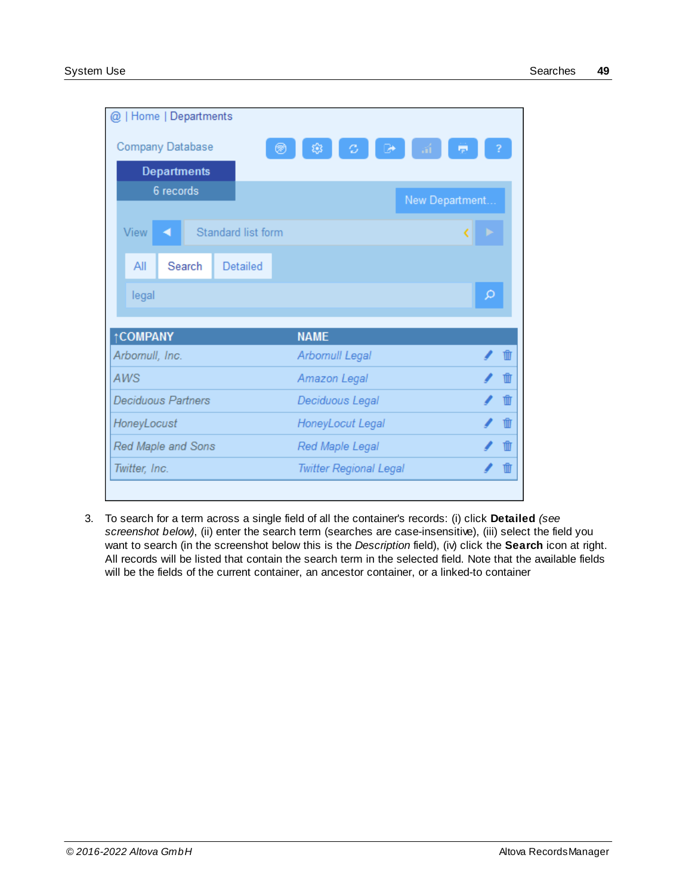| @ | Home | Departments |
|---|

Company Database

**Departments**
6 records

New Department...

View ◄ Standard list form ►

All | Search | Detailed

legal

| ↑COMPANY | NAME |
|---|---|
| Arbornull, Inc. | Arbornull Legal |
| AWS | Amazon Legal |
| Deciduous Partners | Deciduous Legal |
| HoneyLocust | HoneyLocut Legal |
| Red Maple and Sons | Red Maple Legal |
| Twitter, Inc. | Twitter Regional Legal |

3. To search for a term across a single field of all the container's records: (i) click **Detailed** *(see screenshot below)*, (ii) enter the search term (searches are case-insensitive), (iii) select the field you want to search (in the screenshot below this is the *Description* field), (iv) click the **Search** icon at right. All records will be listed that contain the search term in the selected field. Note that the available fields will be the fields of the current container, an ancestor container, or a linked-to container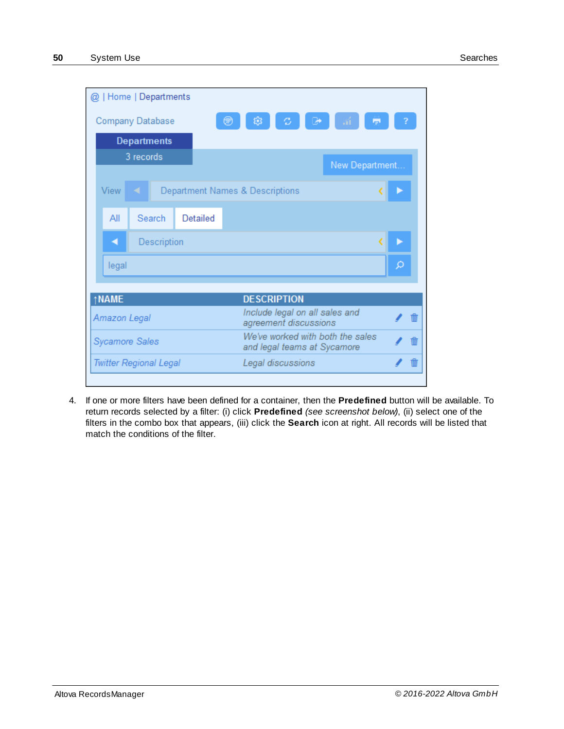4. If one or more filters have been defined for a container, then the **Predefined** button will be available. To return records selected by a filter: (i) click **Predefined** *(see screenshot below)*, (ii) select one of the filters in the combo box that appears, (iii) click the **Search** icon at right. All records will be listed that match the conditions of the filter.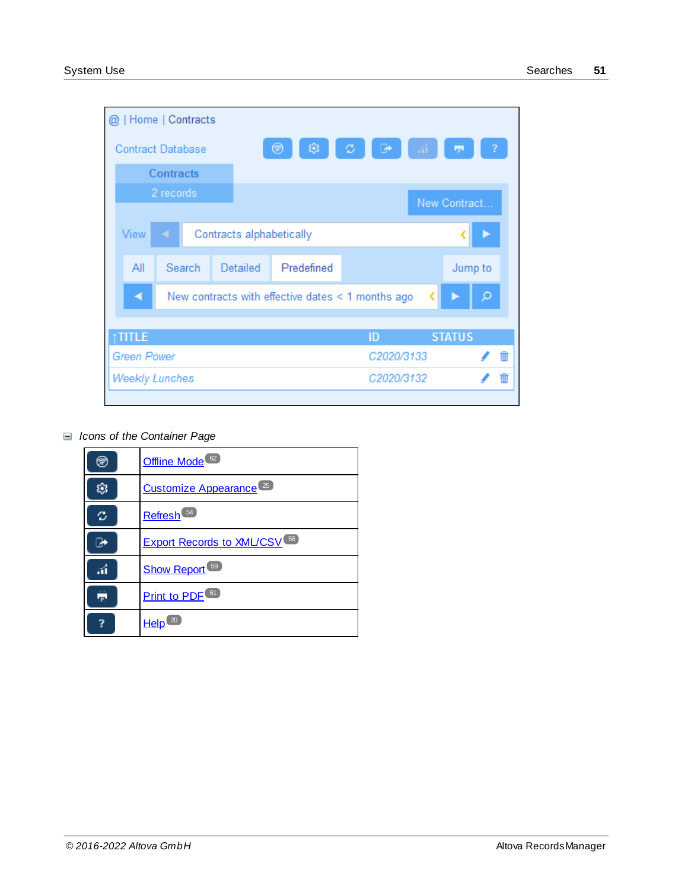@ | Home | Contracts

Contract Database

| Contracts |
|---|
| 2 records |

New Contract...

View | Contracts alphabetically

All | Search | Detailed | Predefined | Jump to

New contracts with effective dates < 1 months ago

| ↑TITLE | ID | STATUS |
|---|---|---|
| Green Power | C2020/3133 | |
| Weekly Lunches | C2020/3132 | |

*Icons of the Container Page*

| Icon | Function |
|---|---|
| | Offline Mode [62] |
| | Customize Appearance [25] |
| | Refresh [54] |
| | Export Records to XML/CSV [56] |
| | Show Report [59] |
| | Print to PDF [61] |
| ? | Help [20] |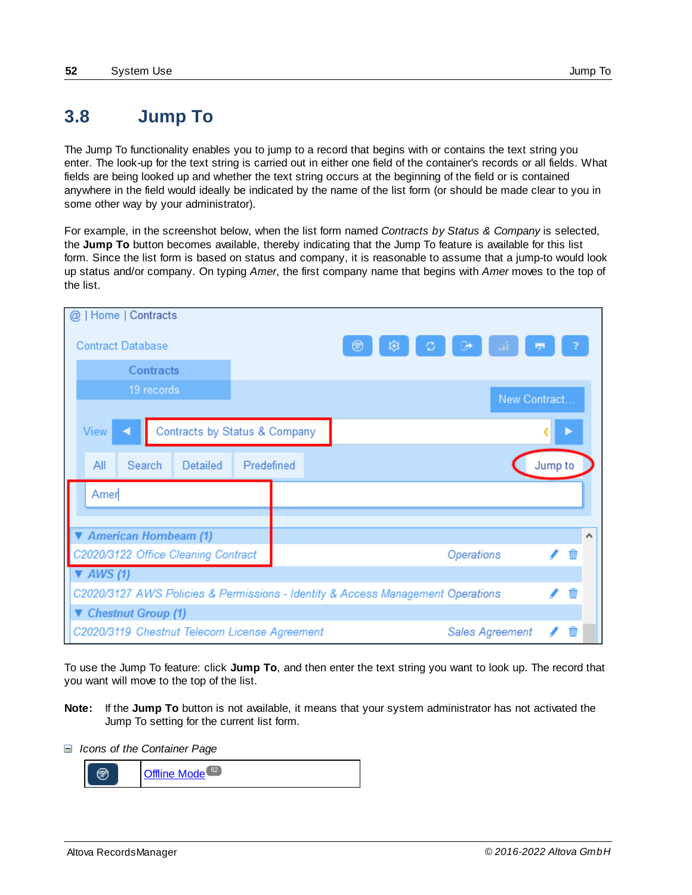## 3.8 Jump To

The Jump To functionality enables you to jump to a record that begins with or contains the text string you enter. The look-up for the text string is carried out in either one field of the container's records or all fields. What fields are being looked up and whether the text string occurs at the beginning of the field or is contained anywhere in the field would ideally be indicated by the name of the list form (or should be made clear to you in some other way by your administrator).

For example, in the screenshot below, when the list form named *Contracts by Status & Company* is selected, the **Jump To** button becomes available, thereby indicating that the Jump To feature is available for this list form. Since the list form is based on status and company, it is reasonable to assume that a jump-to would look up status and/or company. On typing *Amer*, the first company name that begins with *Amer* moves to the top of the list.

To use the Jump To feature: click **Jump To**, and then enter the text string you want to look up. The record that you want will move to the top of the list.

**Note:** If the **Jump To** button is not available, it means that your system administrator has not activated the Jump To setting for the current list form.

*Icons of the Container Page*

| | |
|---|---|
| | Offline Mode [62] |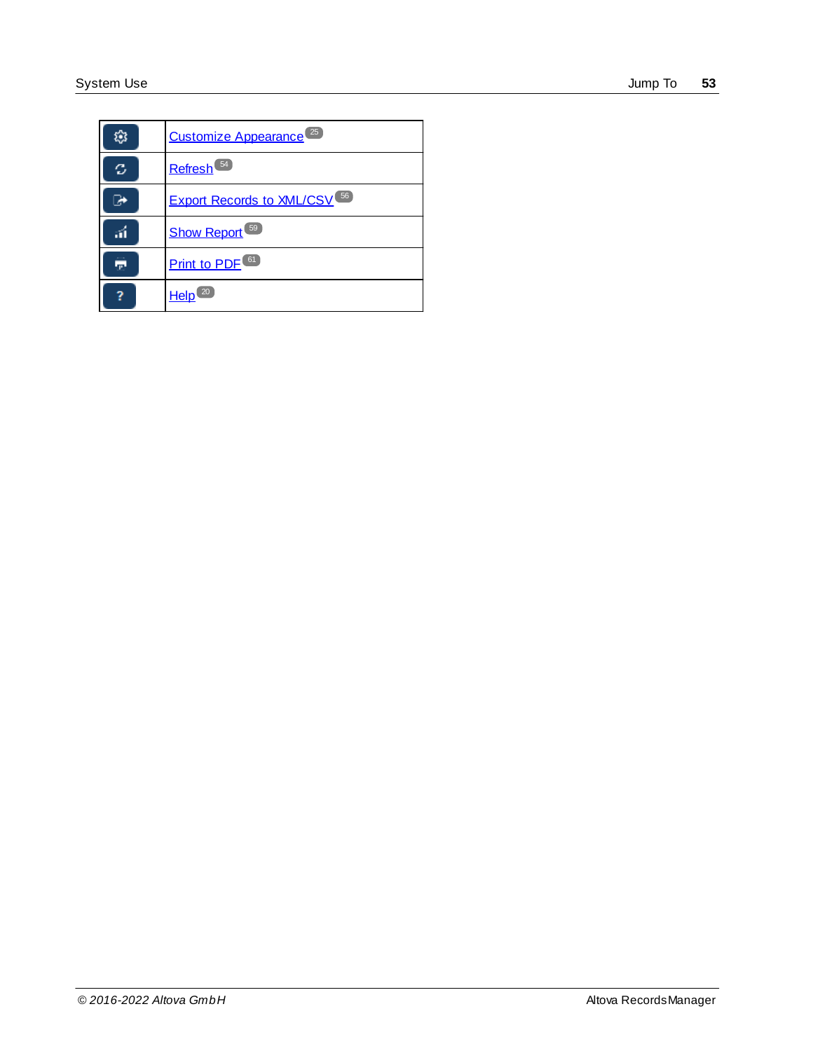| | |
|---|---|
| | Customize Appearance [25] |
| | Refresh [54] |
| | Export Records to XML/CSV [56] |
| | Show Report [59] |
| | Print to PDF [61] |
| ? | Help [20] |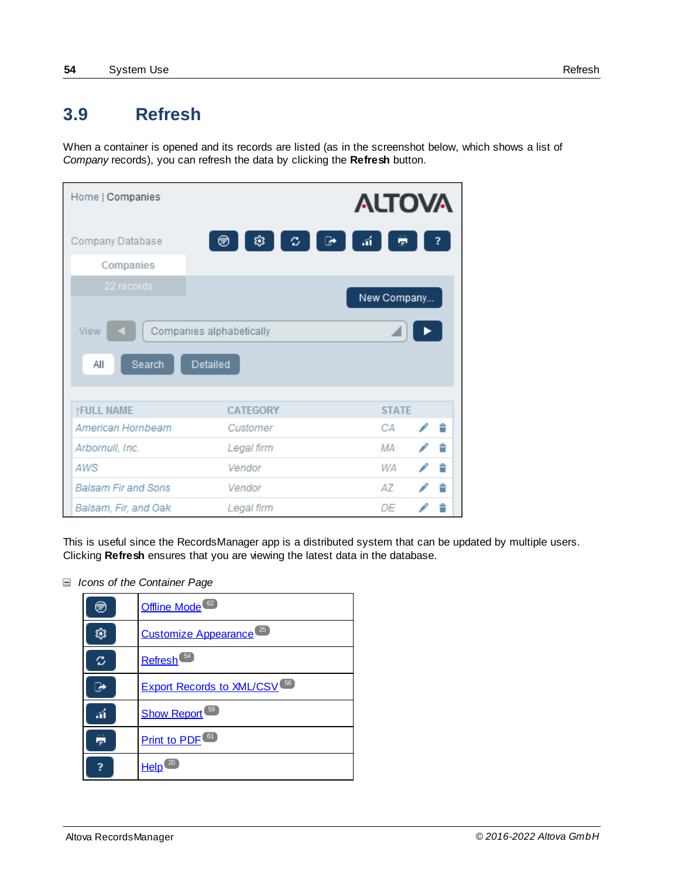## 3.9 Refresh

When a container is opened and its records are listed (as in the screenshot below, which shows a list of *Company* records), you can refresh the data by clicking the **Refresh** button.

This is useful since the RecordsManager app is a distributed system that can be updated by multiple users. Clicking **Refresh** ensures that you are viewing the latest data in the database.

*Icons of the Container Page*

| Icon | Function |
|---|---|
| | Offline Mode [62] |
| | Customize Appearance [25] |
| | Refresh [54] |
| | Export Records to XML/CSV [56] |
| | Show Report [59] |
| | Print to PDF [61] |
| ? | Help [20] |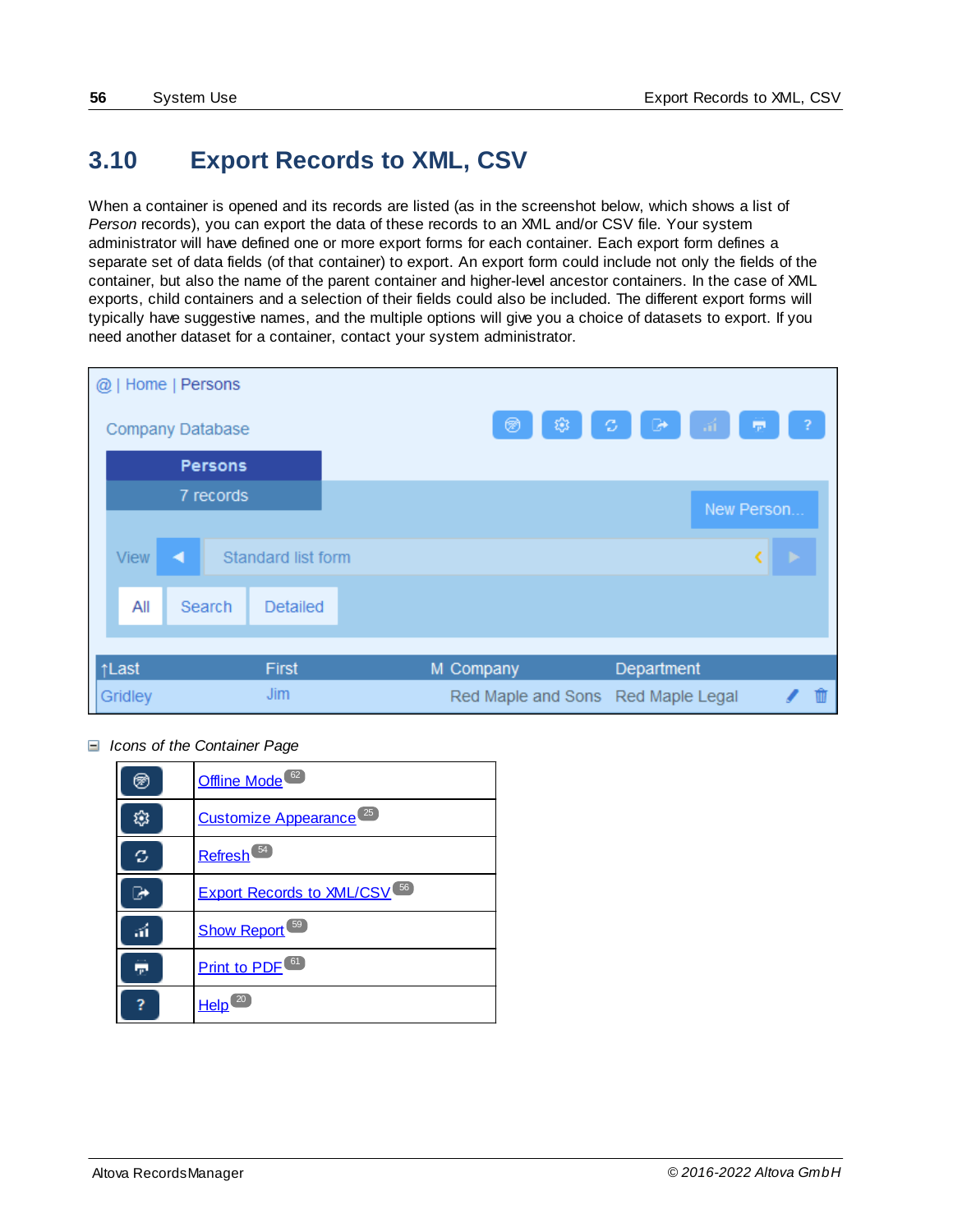# 3.10 Export Records to XML, CSV

When a container is opened and its records are listed (as in the screenshot below, which shows a list of *Person* records), you can export the data of these records to an XML and/or CSV file. Your system administrator will have defined one or more export forms for each container. Each export form defines a separate set of data fields (of that container) to export. An export form could include not only the fields of the container, but also the name of the parent container and higher-level ancestor containers. In the case of XML exports, child containers and a selection of their fields could also be included. The different export forms will typically have suggestive names, and the multiple options will give you a choice of datasets to export. If you need another dataset for a container, contact your system administrator.

⊟ *Icons of the Container Page*

| | |
|---|---|
| | Offline Mode [62] |
| | Customize Appearance [25] |
| | Refresh [54] |
| | Export Records to XML/CSV [56] |
| | Show Report [59] |
| | Print to PDF [61] |
| ? | Help [20] |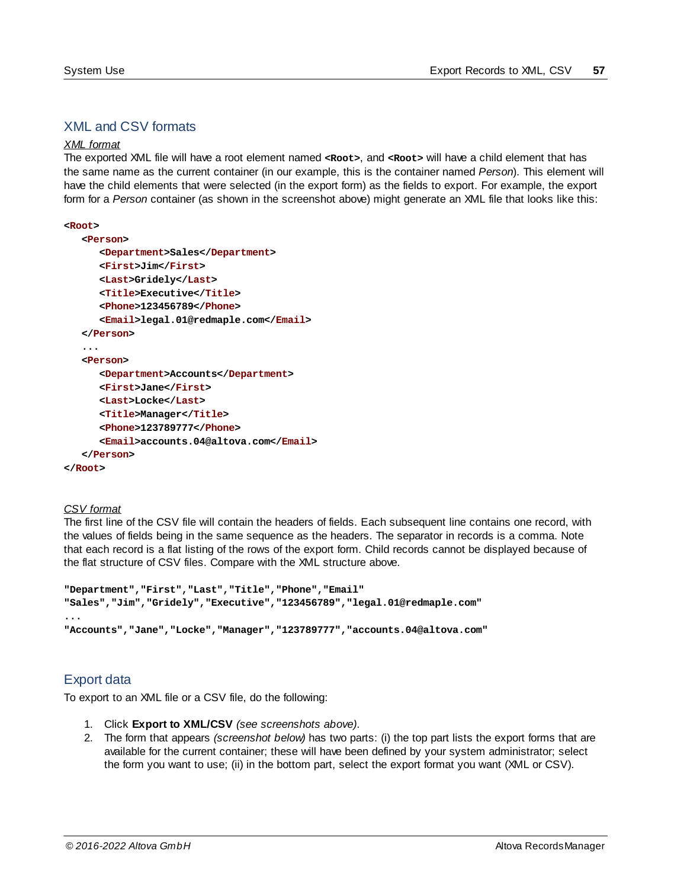## XML and CSV formats

*XML format*

The exported XML file will have a root element named `<Root>`, and `<Root>` will have a child element that has the same name as the current container (in our example, this is the container named *Person*). This element will have the child elements that were selected (in the export form) as the fields to export. For example, the export form for a *Person* container (as shown in the screenshot above) might generate an XML file that looks like this:

```
<Root>
   <Person>
      <Department>Sales</Department>
      <First>Jim</First>
      <Last>Gridely</Last>
      <Title>Executive</Title>
      <Phone>123456789</Phone>
      <Email>legal.01@redmaple.com</Email>
   </Person>
   ...
   <Person>
      <Department>Accounts</Department>
      <First>Jane</First>
      <Last>Locke</Last>
      <Title>Manager</Title>
      <Phone>123789777</Phone>
      <Email>accounts.04@altova.com</Email>
   </Person>
</Root>
```

*CSV format*

The first line of the CSV file will contain the headers of fields. Each subsequent line contains one record, with the values of fields being in the same sequence as the headers. The separator in records is a comma. Note that each record is a flat listing of the rows of the export form. Child records cannot be displayed because of the flat structure of CSV files. Compare with the XML structure above.

```
"Department","First","Last","Title","Phone","Email"
"Sales","Jim","Gridely","Executive","123456789","legal.01@redmaple.com"
...
"Accounts","Jane","Locke","Manager","123789777","accounts.04@altova.com"
```

## Export data

To export to an XML file or a CSV file, do the following:

1. Click **Export to XML/CSV** *(see screenshots above)*.
2. The form that appears *(screenshot below)* has two parts: (i) the top part lists the export forms that are available for the current container; these will have been defined by your system administrator; select the form you want to use; (ii) in the bottom part, select the export format you want (XML or CSV).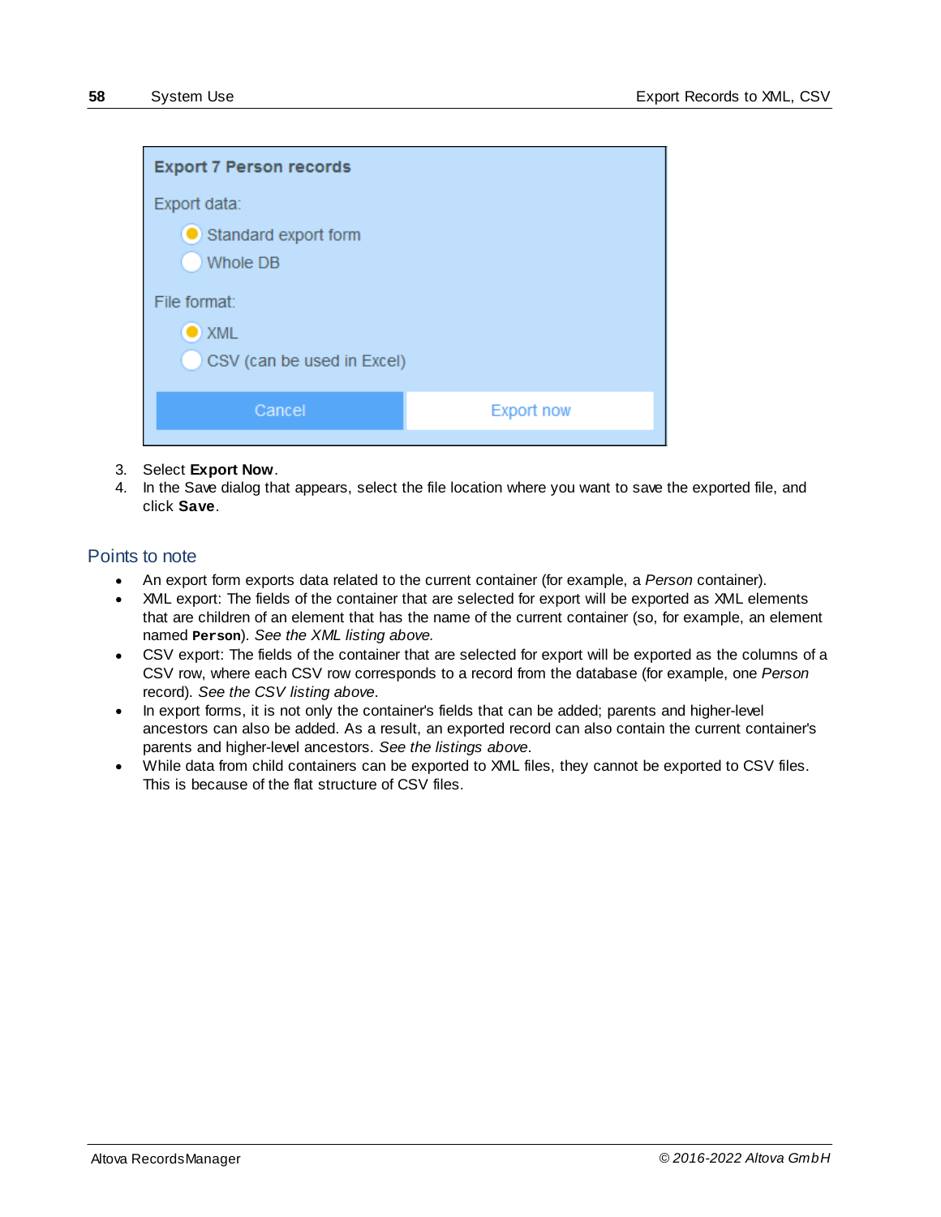**Export 7 Person records**

Export data:

- Standard export form
- Whole DB

File format:

- XML
- CSV (can be used in Excel)

Cancel | Export now

3. Select **Export Now**.
4. In the Save dialog that appears, select the file location where you want to save the exported file, and click **Save**.

## Points to note

- An export form exports data related to the current container (for example, a *Person* container).
- XML export: The fields of the container that are selected for export will be exported as XML elements that are children of an element that has the name of the current container (so, for example, an element named **Person**). *See the XML listing above.*
- CSV export: The fields of the container that are selected for export will be exported as the columns of a CSV row, where each CSV row corresponds to a record from the database (for example, one *Person* record). *See the CSV listing above.*
- In export forms, it is not only the container's fields that can be added; parents and higher-level ancestors can also be added. As a result, an exported record can also contain the current container's parents and higher-level ancestors. *See the listings above.*
- While data from child containers can be exported to XML files, they cannot be exported to CSV files. This is because of the flat structure of CSV files.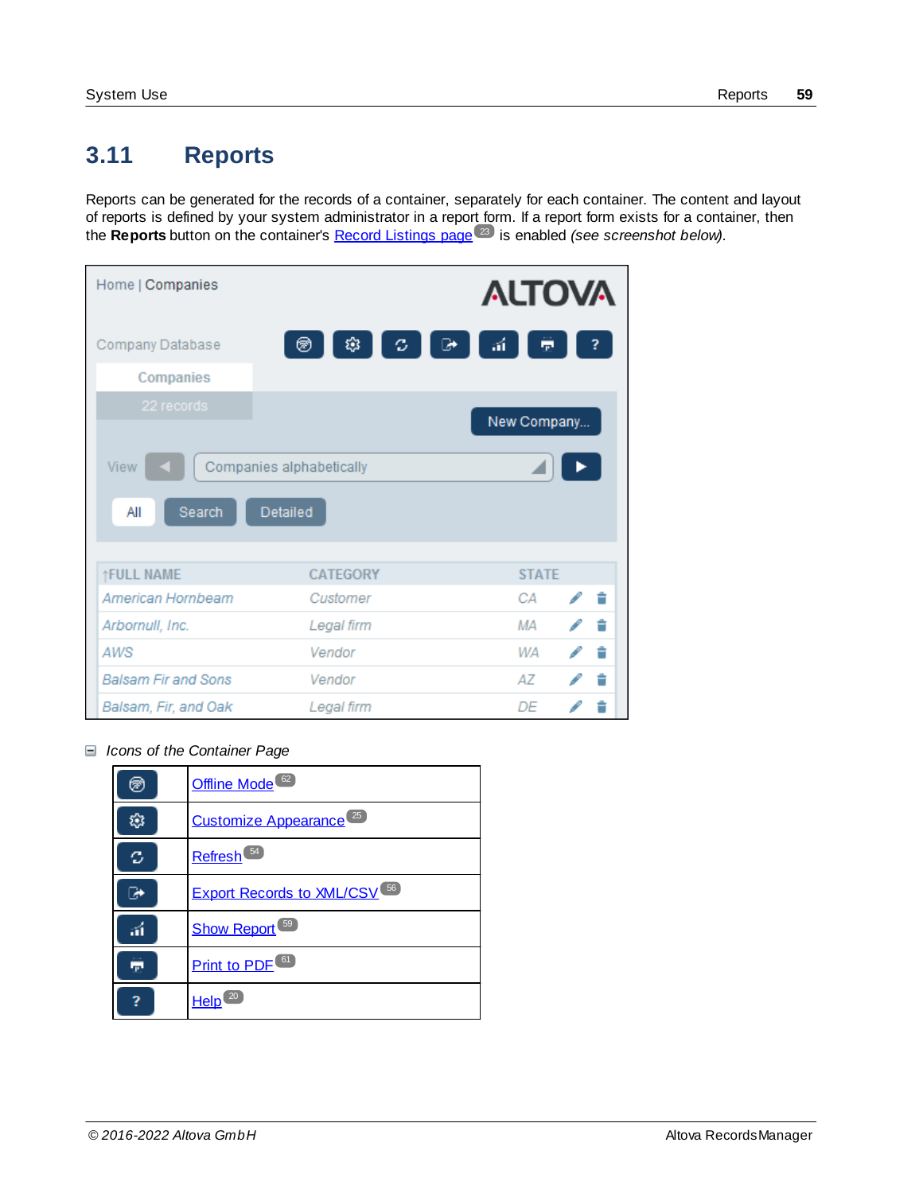## 3.11 Reports

Reports can be generated for the records of a container, separately for each container. The content and layout of reports is defined by your system administrator in a report form. If a report form exists for a container, then the **Reports** button on the container's Record Listings page[23] is enabled *(see screenshot below)*.

*Icons of the Container Page*

| Icon | Function |
|---|---|
| | Offline Mode[62] |
| | Customize Appearance[25] |
| | Refresh[54] |
| | Export Records to XML/CSV[56] |
| | Show Report[59] |
| | Print to PDF[61] |
| ? | Help[20] |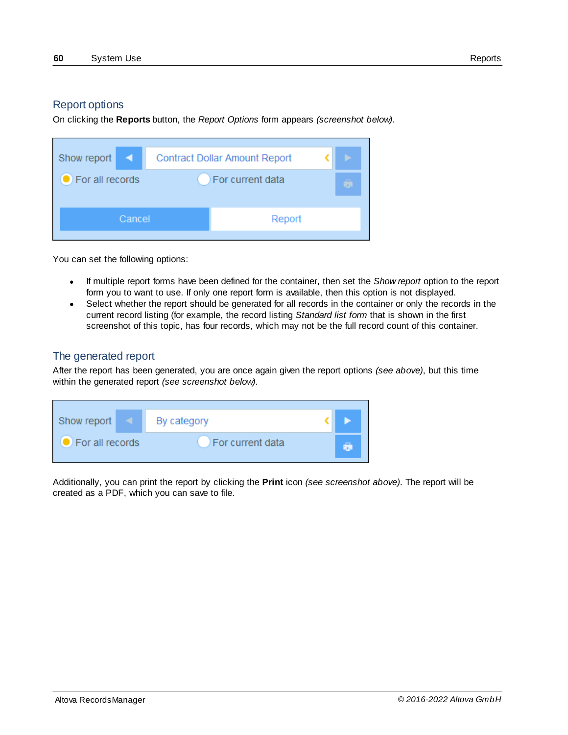## Report options

On clicking the **Reports** button, the *Report Options* form appears *(screenshot below)*.

You can set the following options:

- If multiple report forms have been defined for the container, then set the *Show report* option to the report form you to want to use. If only one report form is available, then this option is not displayed.
- Select whether the report should be generated for all records in the container or only the records in the current record listing (for example, the record listing *Standard list form* that is shown in the first screenshot of this topic, has four records, which may not be the full record count of this container.

## The generated report

After the report has been generated, you are once again given the report options *(see above)*, but this time within the generated report *(see screenshot below)*.

Additionally, you can print the report by clicking the **Print** icon *(see screenshot above)*. The report will be created as a PDF, which you can save to file.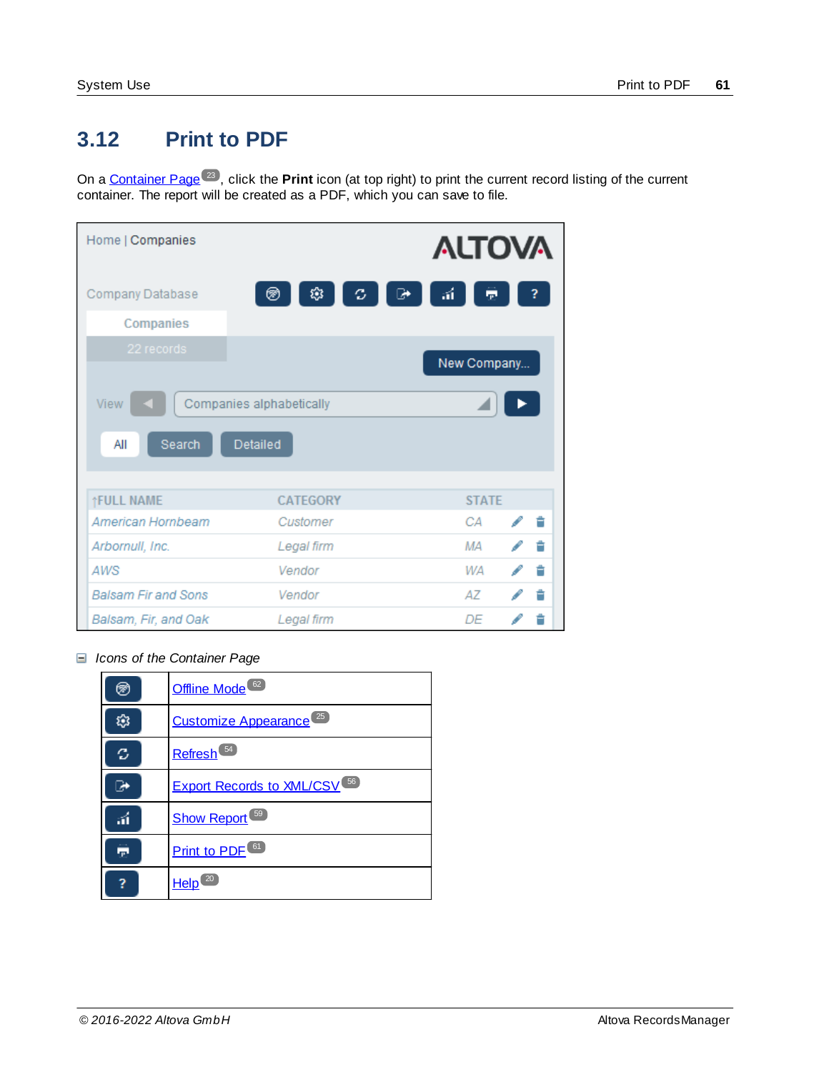## 3.12 Print to PDF

On a Container Page[23], click the **Print** icon (at top right) to print the current record listing of the current container. The report will be created as a PDF, which you can save to file.

*Icons of the Container Page*

| | |
|---|---|
| | Offline Mode[62] |
| | Customize Appearance[25] |
| | Refresh[54] |
| | Export Records to XML/CSV[56] |
| | Show Report[59] |
| | Print to PDF[61] |
| ? | Help[20] |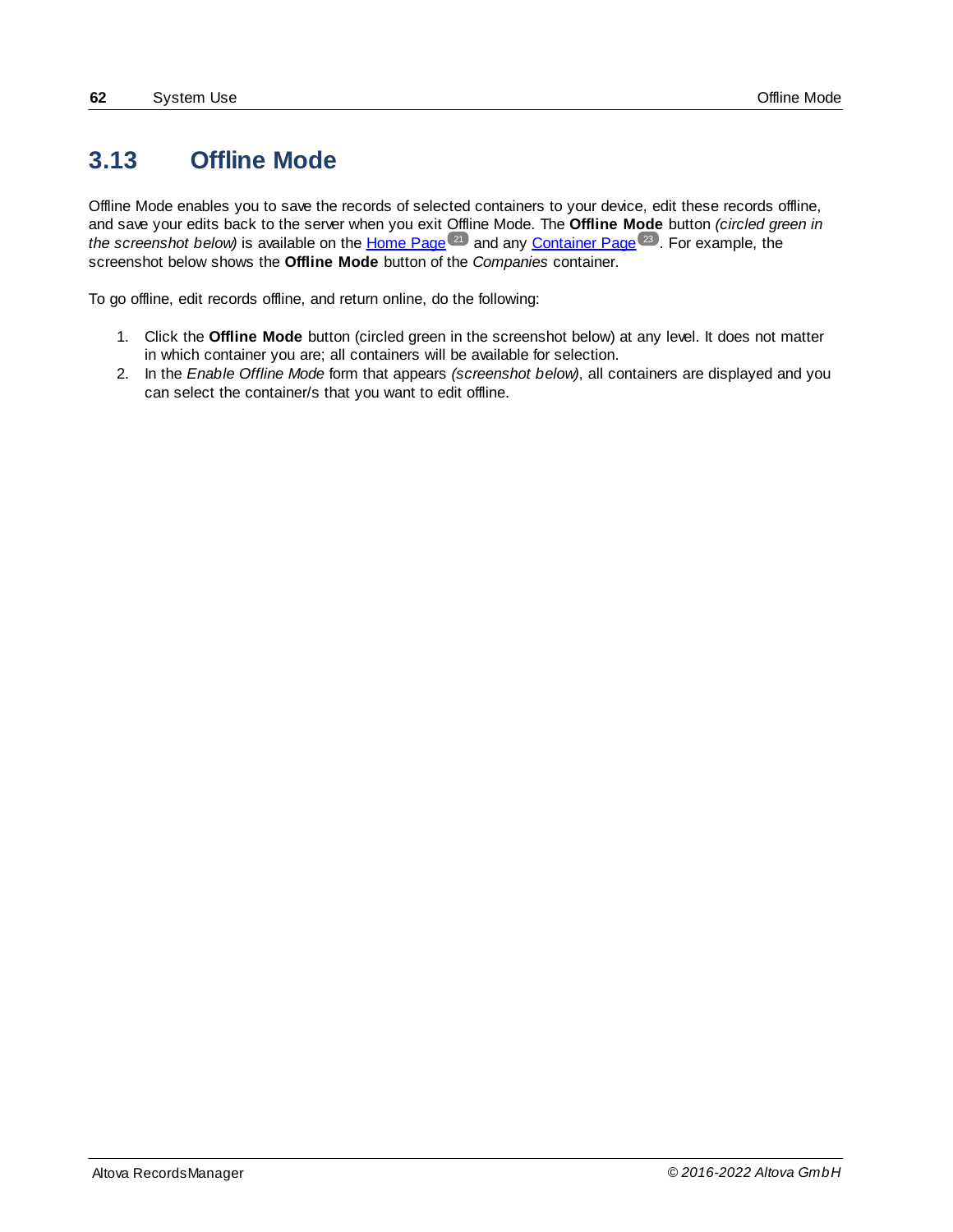## 3.13 Offline Mode

Offline Mode enables you to save the records of selected containers to your device, edit these records offline, and save your edits back to the server when you exit Offline Mode. The **Offline Mode** button *(circled green in the screenshot below)* is available on the Home Page [21] and any Container Page [23]. For example, the screenshot below shows the **Offline Mode** button of the *Companies* container.

To go offline, edit records offline, and return online, do the following:

1. Click the **Offline Mode** button (circled green in the screenshot below) at any level. It does not matter in which container you are; all containers will be available for selection.
2. In the *Enable Offline Mode* form that appears *(screenshot below)*, all containers are displayed and you can select the container/s that you want to edit offline.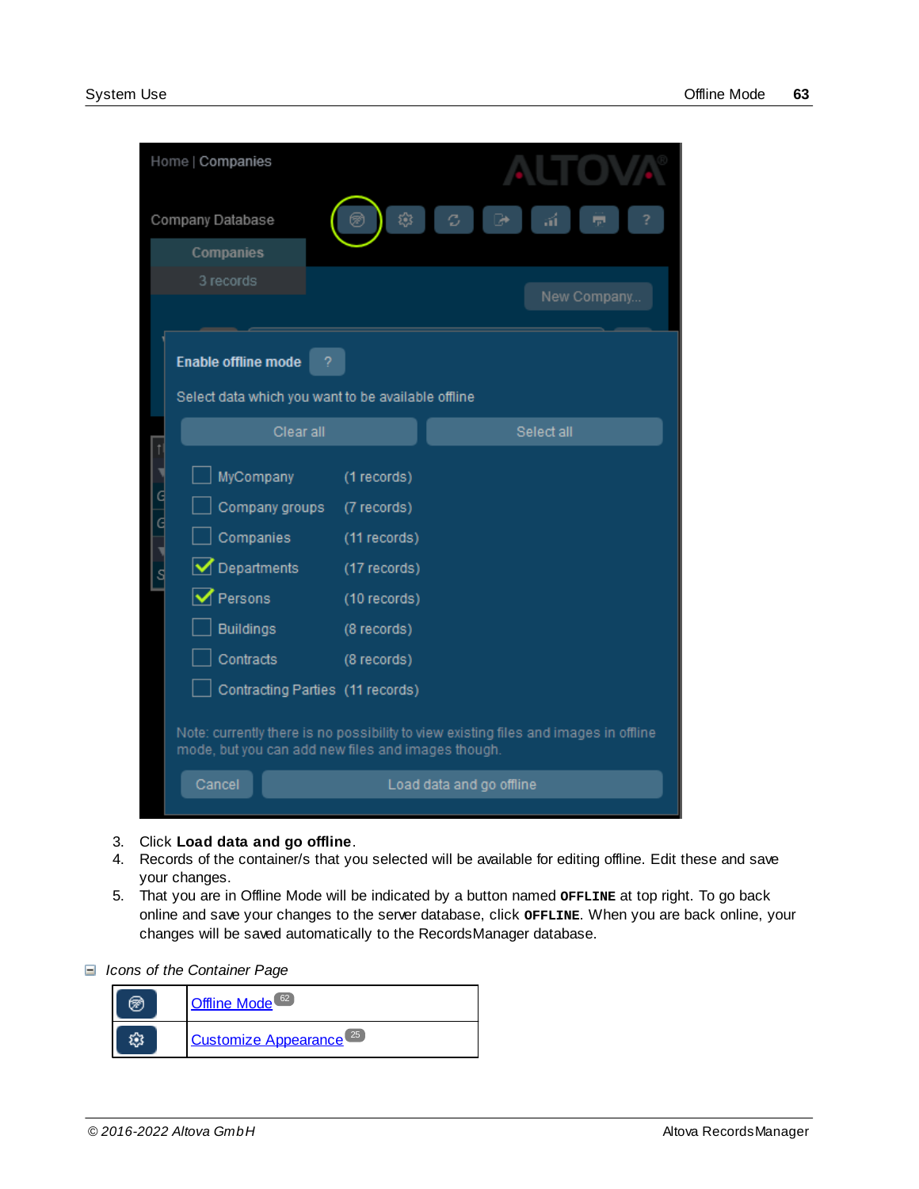3. Click **Load data and go offline**.
4. Records of the container/s that you selected will be available for editing offline. Edit these and save your changes.
5. That you are in Offline Mode will be indicated by a button named `OFFLINE` at top right. To go back online and save your changes to the server database, click `OFFLINE`. When you are back online, your changes will be saved automatically to the RecordsManager database.

⊟ *Icons of the Container Page*

| | |
|---|---|
| | Offline Mode [62] |
| | Customize Appearance [25] |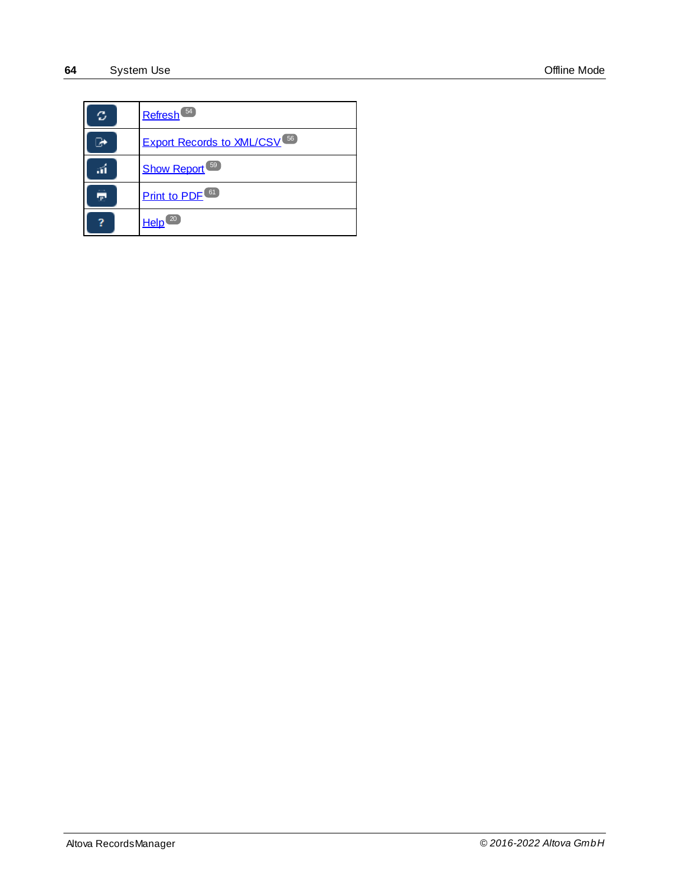| | |
|---|---|
| | Refresh [54] |
| | Export Records to XML/CSV [56] |
| | Show Report [59] |
| | Print to PDF [61] |
| ? | Help [20] |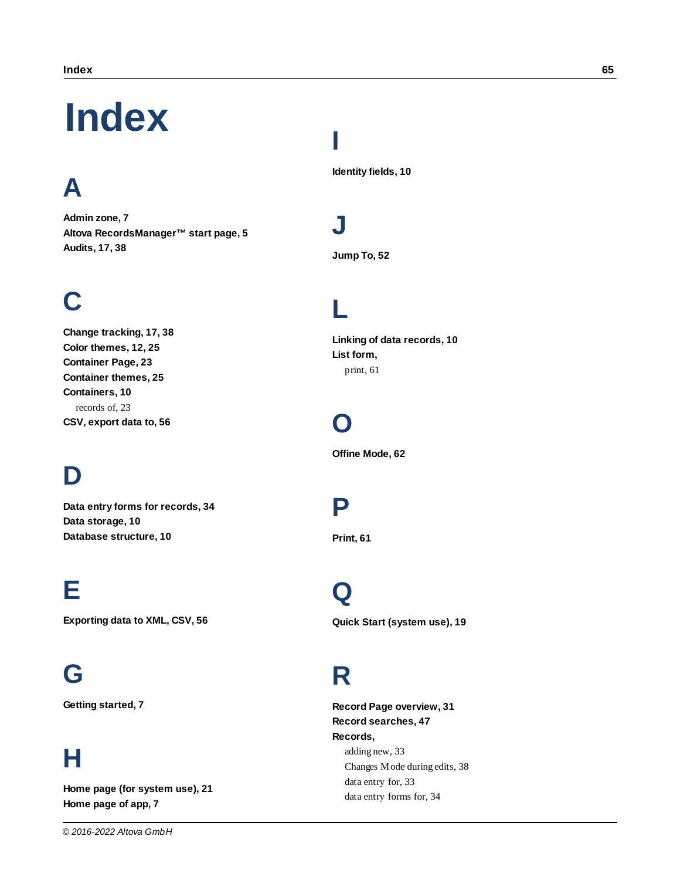# Index

## A

**Admin zone, 7**  
**Altova RecordsManager™ start page, 5**  
**Audits, 17, 38**

## C

**Change tracking, 17, 38**  
**Color themes, 12, 25**  
**Container Page, 23**  
**Container themes, 25**  
**Containers, 10**  
  records of, 23  
**CSV, export data to, 56**

## D

**Data entry forms for records, 34**  
**Data storage, 10**  
**Database structure, 10**

## E

**Exporting data to XML, CSV, 56**

## G

**Getting started, 7**

## H

**Home page (for system use), 21**  
**Home page of app, 7**

## I

**Identity fields, 10**

## J

**Jump To, 52**

## L

**Linking of data records, 10**  
**List form,**  
  print, 61

## O

**Offine Mode, 62**

## P

**Print, 61**

## Q

**Quick Start (system use), 19**

## R

**Record Page overview, 31**  
**Record searches, 47**  
**Records,**  
  adding new, 33  
  Changes Mode during edits, 38  
  data entry for, 33  
  data entry forms for, 34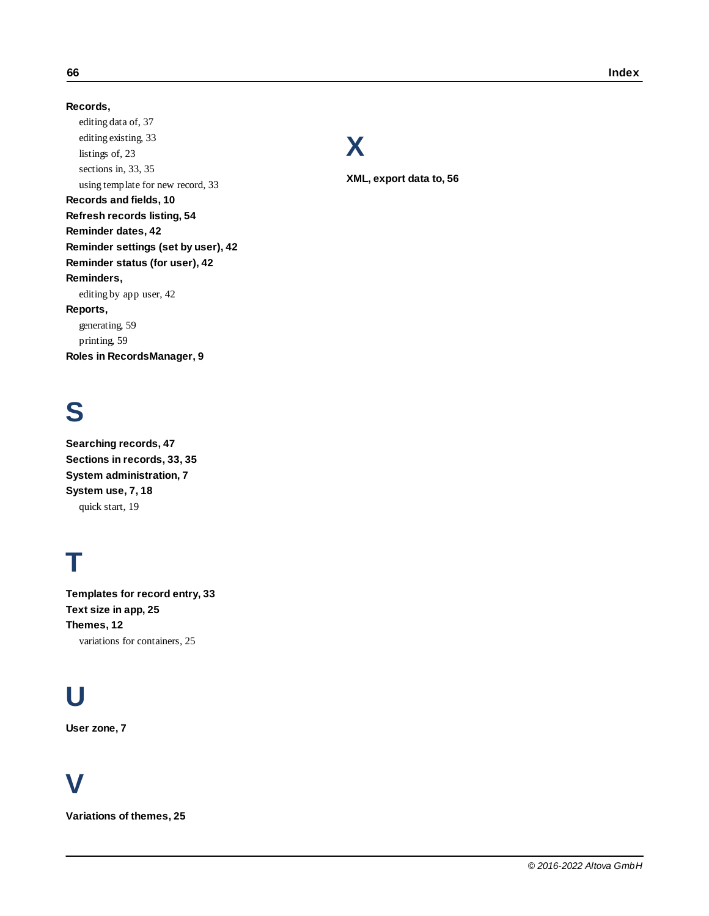**Records,**

editing data of, 37

editing existing, 33

listings of, 23

sections in, 33, 35

using template for new record, 33

**Records and fields, 10**

**Refresh records listing, 54**

**Reminder dates, 42**

**Reminder settings (set by user), 42**

**Reminder status (for user), 42**

**Reminders,**

editing by app user, 42

**Reports,**

generating, 59

printing, 59

**Roles in RecordsManager, 9**

# S

**Searching records, 47**

**Sections in records, 33, 35**

**System administration, 7**

**System use, 7, 18**

quick start, 19

# T

**Templates for record entry, 33**

**Text size in app, 25**

**Themes, 12**

variations for containers, 25

# U

**User zone, 7**

# V

**Variations of themes, 25**

# X

**XML, export data to, 56**